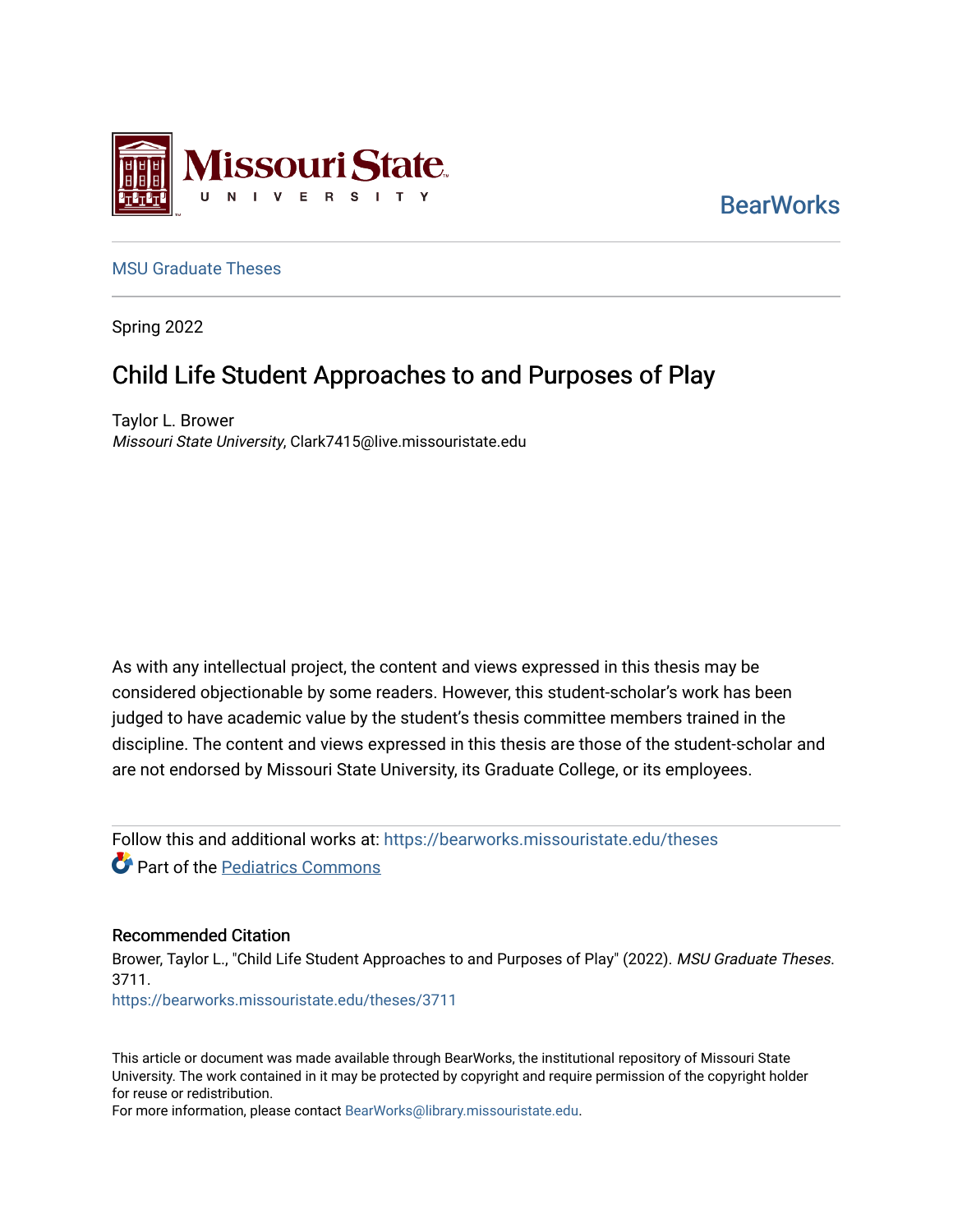Missouri State University

BearWorks

MSU Graduate Theses

Spring 2022

# Child Life Student Approaches to and Purposes of Play

Taylor L. Brower
*Missouri State University*, Clark7415@live.missouristate.edu

As with any intellectual project, the content and views expressed in this thesis may be considered objectionable by some readers. However, this student-scholar's work has been judged to have academic value by the student's thesis committee members trained in the discipline. The content and views expressed in this thesis are those of the student-scholar and are not endorsed by Missouri State University, its Graduate College, or its employees.

Follow this and additional works at: https://bearworks.missouristate.edu/theses

Part of the Pediatrics Commons

## Recommended Citation

Brower, Taylor L., "Child Life Student Approaches to and Purposes of Play" (2022). *MSU Graduate Theses*. 3711.
https://bearworks.missouristate.edu/theses/3711

This article or document was made available through BearWorks, the institutional repository of Missouri State University. The work contained in it may be protected by copyright and require permission of the copyright holder for reuse or redistribution.
For more information, please contact BearWorks@library.missouristate.edu.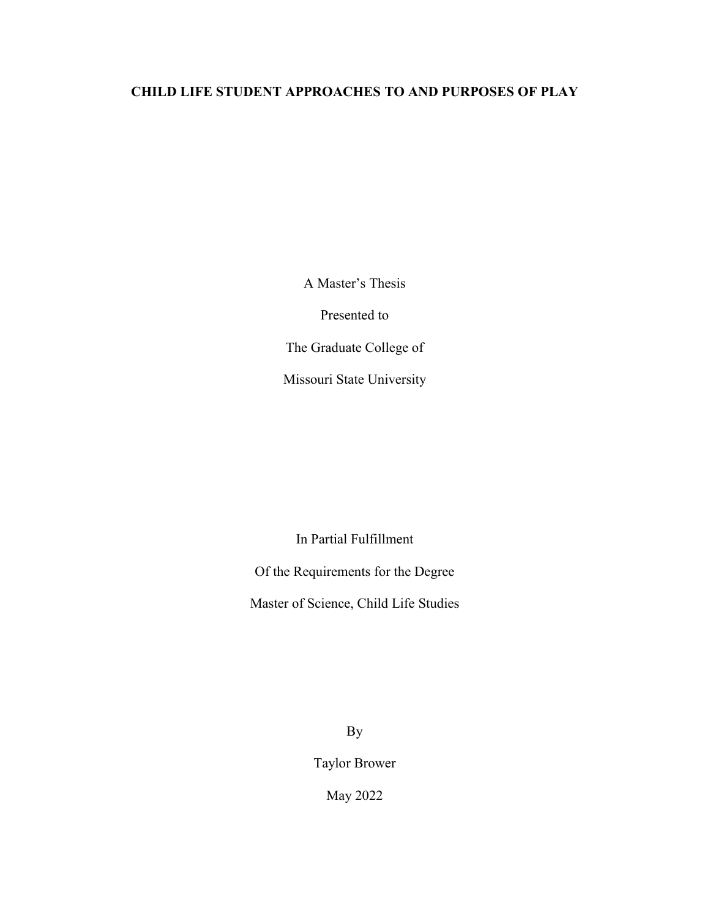# CHILD LIFE STUDENT APPROACHES TO AND PURPOSES OF PLAY

A Master's Thesis

Presented to

The Graduate College of

Missouri State University

In Partial Fulfillment

Of the Requirements for the Degree

Master of Science, Child Life Studies

By

Taylor Brower

May 2022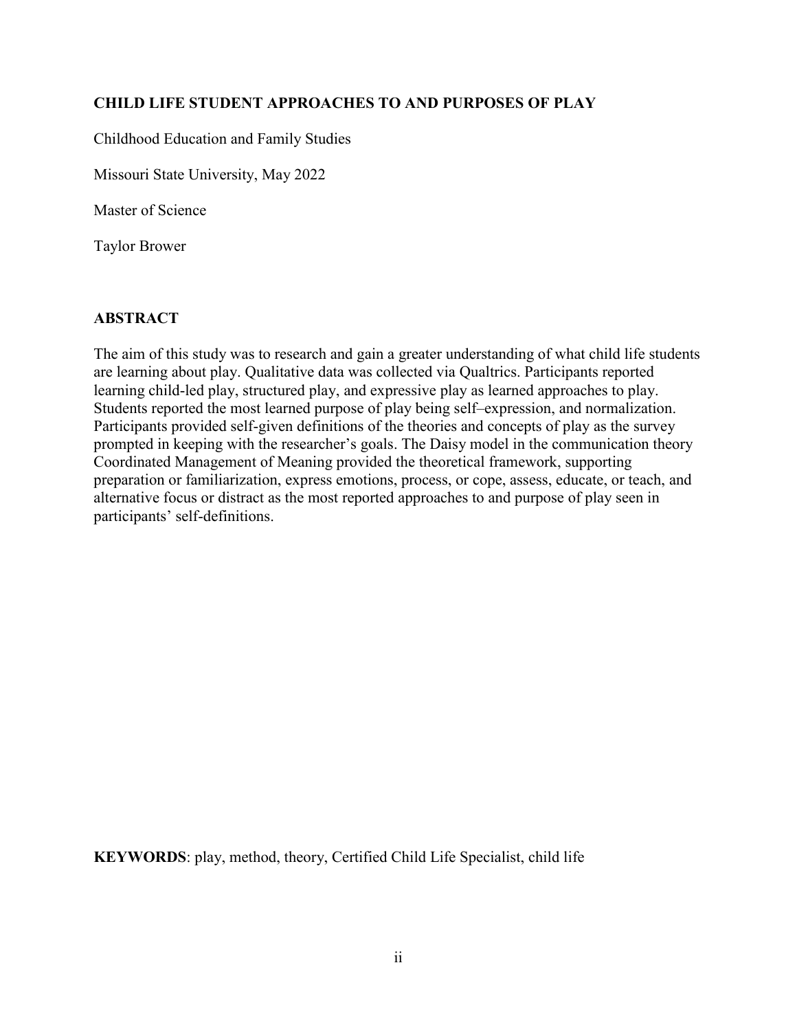**CHILD LIFE STUDENT APPROACHES TO AND PURPOSES OF PLAY**

Childhood Education and Family Studies

Missouri State University, May 2022

Master of Science

Taylor Brower

## ABSTRACT

The aim of this study was to research and gain a greater understanding of what child life students are learning about play. Qualitative data was collected via Qualtrics. Participants reported learning child-led play, structured play, and expressive play as learned approaches to play. Students reported the most learned purpose of play being self–expression, and normalization. Participants provided self-given definitions of the theories and concepts of play as the survey prompted in keeping with the researcher's goals. The Daisy model in the communication theory Coordinated Management of Meaning provided the theoretical framework, supporting preparation or familiarization, express emotions, process, or cope, assess, educate, or teach, and alternative focus or distract as the most reported approaches to and purpose of play seen in participants' self-definitions.

**KEYWORDS**: play, method, theory, Certified Child Life Specialist, child life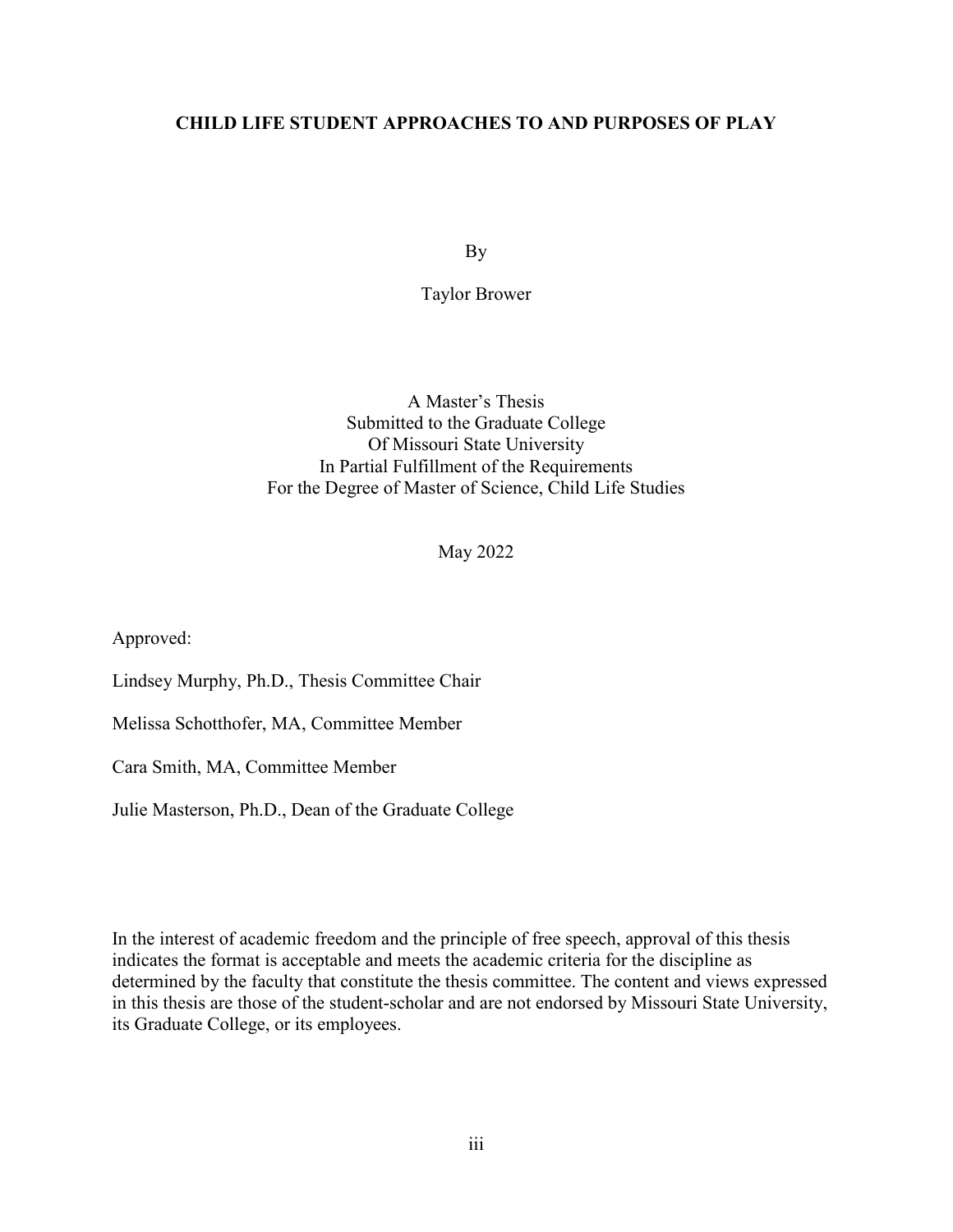# CHILD LIFE STUDENT APPROACHES TO AND PURPOSES OF PLAY

By

Taylor Brower

A Master's Thesis
Submitted to the Graduate College
Of Missouri State University
In Partial Fulfillment of the Requirements
For the Degree of Master of Science, Child Life Studies

May 2022

Approved:

Lindsey Murphy, Ph.D., Thesis Committee Chair

Melissa Schotthofer, MA, Committee Member

Cara Smith, MA, Committee Member

Julie Masterson, Ph.D., Dean of the Graduate College

In the interest of academic freedom and the principle of free speech, approval of this thesis indicates the format is acceptable and meets the academic criteria for the discipline as determined by the faculty that constitute the thesis committee. The content and views expressed in this thesis are those of the student-scholar and are not endorsed by Missouri State University, its Graduate College, or its employees.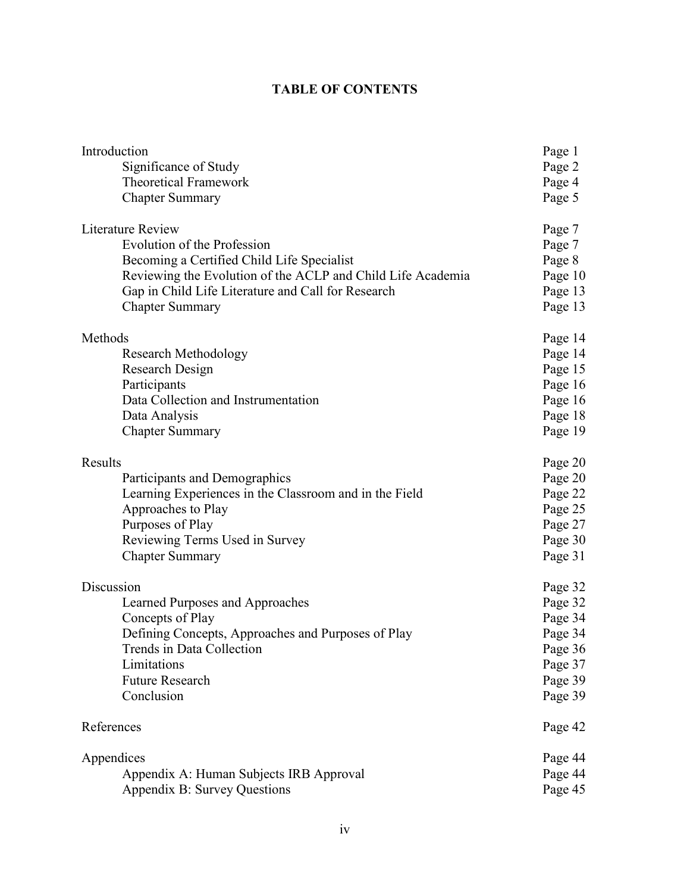# TABLE OF CONTENTS

| | |
|---|---|
| Introduction | Page 1 |
| Significance of Study | Page 2 |
| Theoretical Framework | Page 4 |
| Chapter Summary | Page 5 |
| Literature Review | Page 7 |
| Evolution of the Profession | Page 7 |
| Becoming a Certified Child Life Specialist | Page 8 |
| Reviewing the Evolution of the ACLP and Child Life Academia | Page 10 |
| Gap in Child Life Literature and Call for Research | Page 13 |
| Chapter Summary | Page 13 |
| Methods | Page 14 |
| Research Methodology | Page 14 |
| Research Design | Page 15 |
| Participants | Page 16 |
| Data Collection and Instrumentation | Page 16 |
| Data Analysis | Page 18 |
| Chapter Summary | Page 19 |
| Results | Page 20 |
| Participants and Demographics | Page 20 |
| Learning Experiences in the Classroom and in the Field | Page 22 |
| Approaches to Play | Page 25 |
| Purposes of Play | Page 27 |
| Reviewing Terms Used in Survey | Page 30 |
| Chapter Summary | Page 31 |
| Discussion | Page 32 |
| Learned Purposes and Approaches | Page 32 |
| Concepts of Play | Page 34 |
| Defining Concepts, Approaches and Purposes of Play | Page 34 |
| Trends in Data Collection | Page 36 |
| Limitations | Page 37 |
| Future Research | Page 39 |
| Conclusion | Page 39 |
| References | Page 42 |
| Appendices | Page 44 |
| Appendix A: Human Subjects IRB Approval | Page 44 |
| Appendix B: Survey Questions | Page 45 |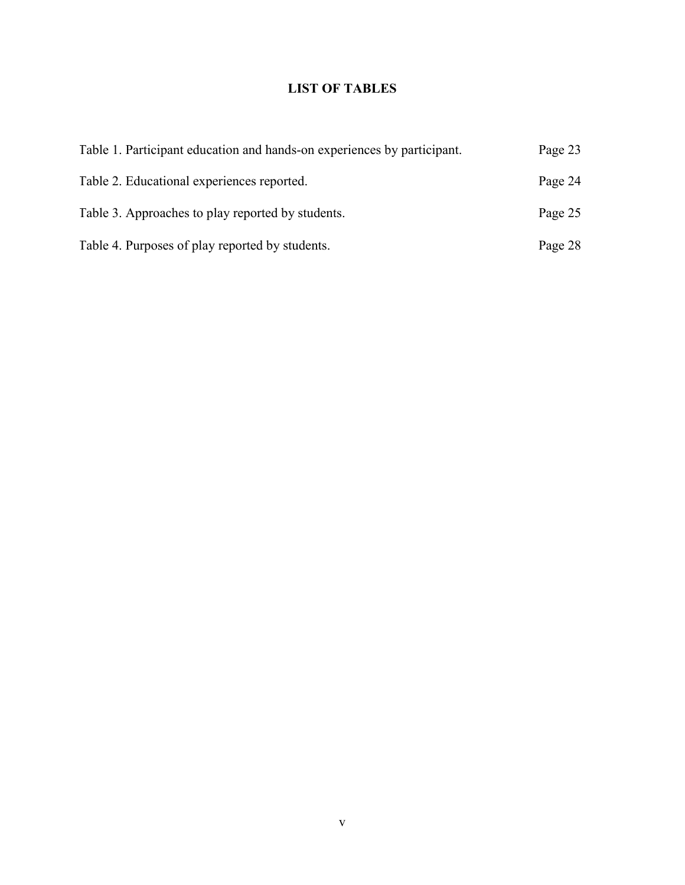# LIST OF TABLES

| | |
|---|---|
| Table 1. Participant education and hands-on experiences by participant. | Page 23 |
| Table 2. Educational experiences reported. | Page 24 |
| Table 3. Approaches to play reported by students. | Page 25 |
| Table 4. Purposes of play reported by students. | Page 28 |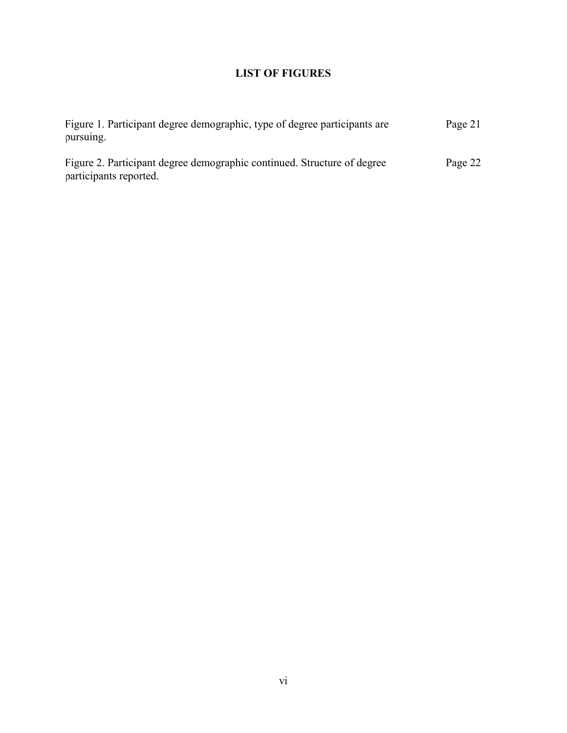# LIST OF FIGURES

Figure 1. Participant degree demographic, type of degree participants are pursuing. Page 21

Figure 2. Participant degree demographic continued. Structure of degree participants reported. Page 22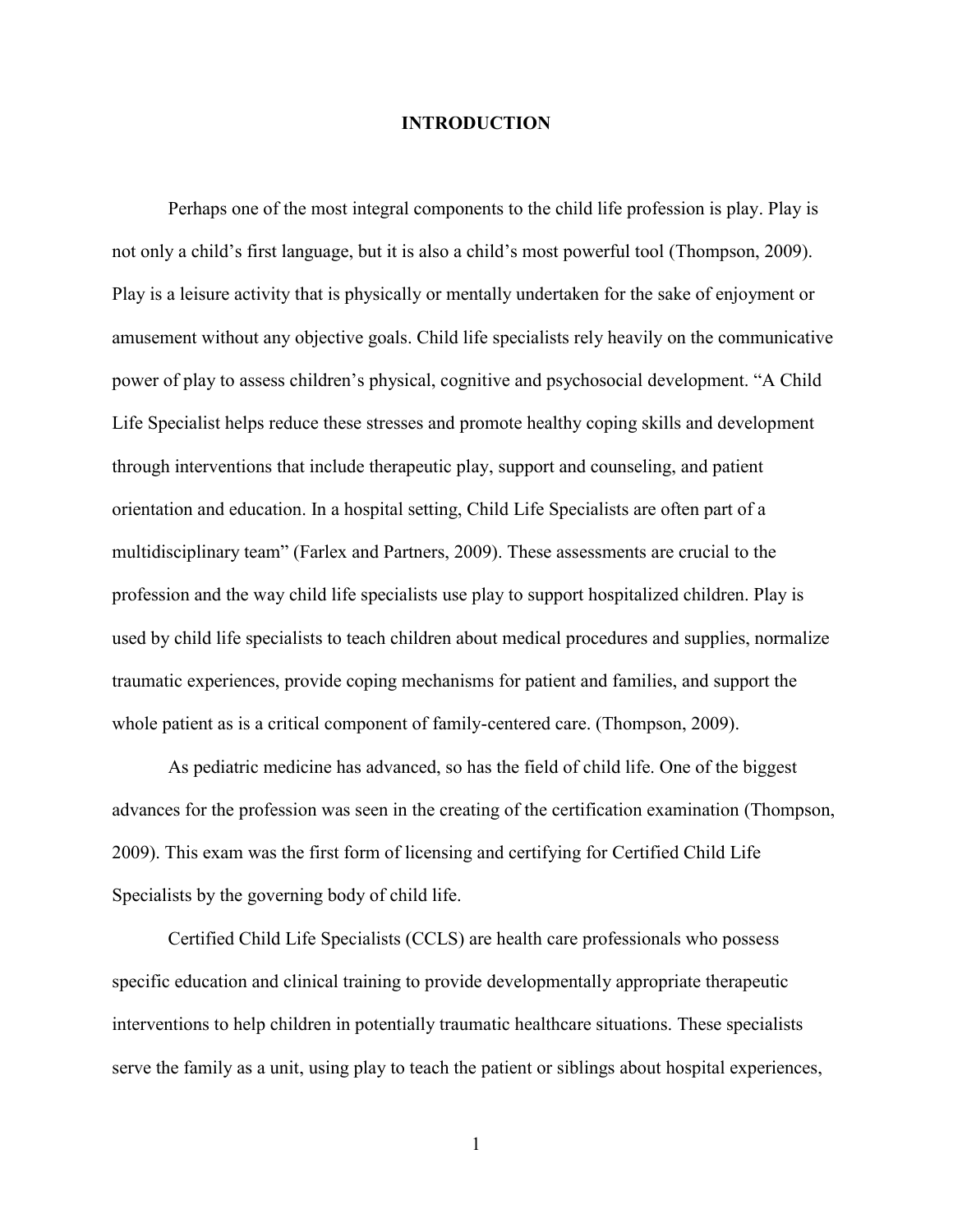# INTRODUCTION

Perhaps one of the most integral components to the child life profession is play. Play is not only a child's first language, but it is also a child's most powerful tool (Thompson, 2009). Play is a leisure activity that is physically or mentally undertaken for the sake of enjoyment or amusement without any objective goals. Child life specialists rely heavily on the communicative power of play to assess children's physical, cognitive and psychosocial development. "A Child Life Specialist helps reduce these stresses and promote healthy coping skills and development through interventions that include therapeutic play, support and counseling, and patient orientation and education. In a hospital setting, Child Life Specialists are often part of a multidisciplinary team" (Farlex and Partners, 2009). These assessments are crucial to the profession and the way child life specialists use play to support hospitalized children. Play is used by child life specialists to teach children about medical procedures and supplies, normalize traumatic experiences, provide coping mechanisms for patient and families, and support the whole patient as is a critical component of family-centered care. (Thompson, 2009).

As pediatric medicine has advanced, so has the field of child life. One of the biggest advances for the profession was seen in the creating of the certification examination (Thompson, 2009). This exam was the first form of licensing and certifying for Certified Child Life Specialists by the governing body of child life.

Certified Child Life Specialists (CCLS) are health care professionals who possess specific education and clinical training to provide developmentally appropriate therapeutic interventions to help children in potentially traumatic healthcare situations. These specialists serve the family as a unit, using play to teach the patient or siblings about hospital experiences,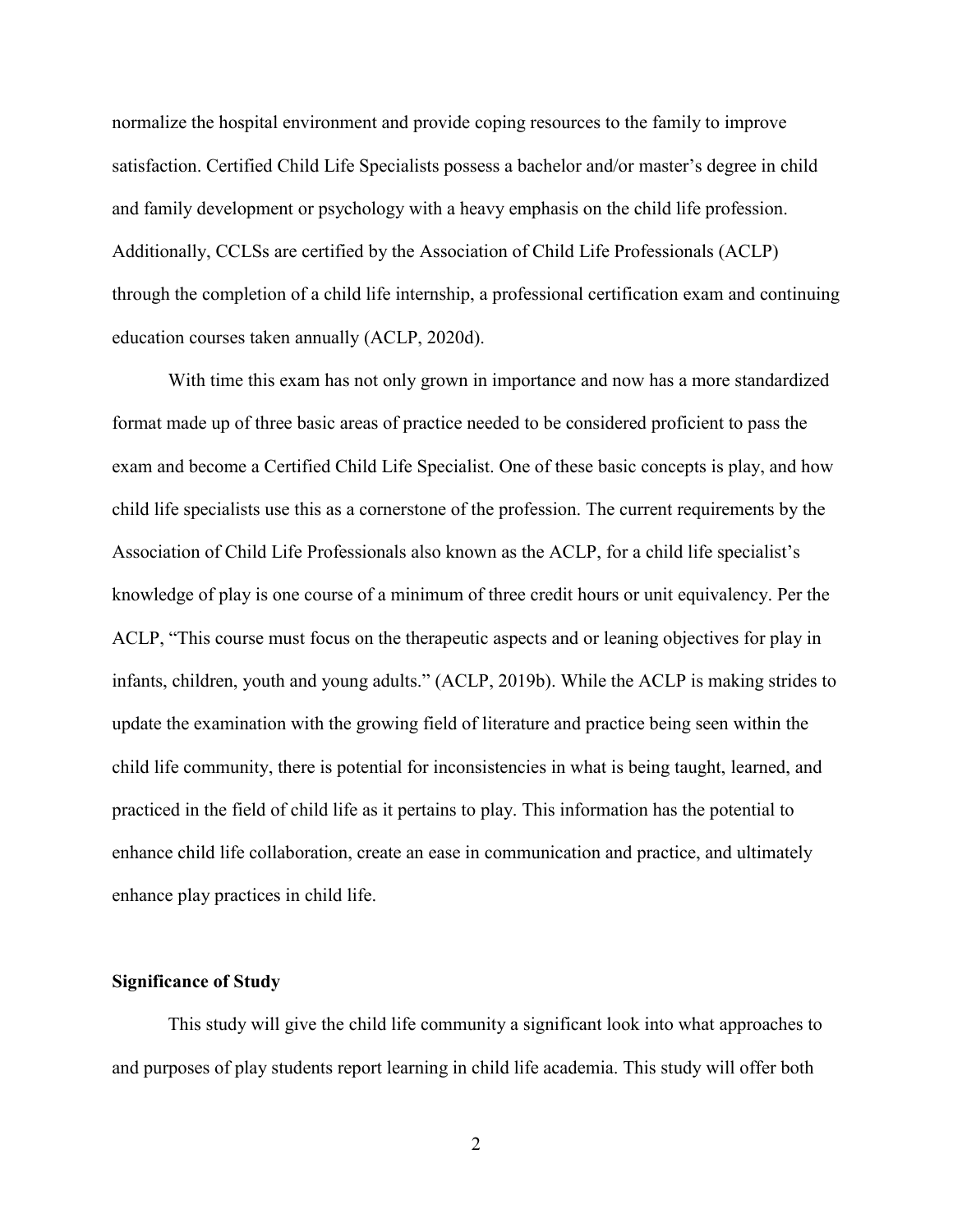normalize the hospital environment and provide coping resources to the family to improve satisfaction. Certified Child Life Specialists possess a bachelor and/or master's degree in child and family development or psychology with a heavy emphasis on the child life profession. Additionally, CCLSs are certified by the Association of Child Life Professionals (ACLP) through the completion of a child life internship, a professional certification exam and continuing education courses taken annually (ACLP, 2020d).

With time this exam has not only grown in importance and now has a more standardized format made up of three basic areas of practice needed to be considered proficient to pass the exam and become a Certified Child Life Specialist. One of these basic concepts is play, and how child life specialists use this as a cornerstone of the profession. The current requirements by the Association of Child Life Professionals also known as the ACLP, for a child life specialist's knowledge of play is one course of a minimum of three credit hours or unit equivalency. Per the ACLP, "This course must focus on the therapeutic aspects and or leaning objectives for play in infants, children, youth and young adults." (ACLP, 2019b). While the ACLP is making strides to update the examination with the growing field of literature and practice being seen within the child life community, there is potential for inconsistencies in what is being taught, learned, and practiced in the field of child life as it pertains to play. This information has the potential to enhance child life collaboration, create an ease in communication and practice, and ultimately enhance play practices in child life.

## Significance of Study

This study will give the child life community a significant look into what approaches to and purposes of play students report learning in child life academia. This study will offer both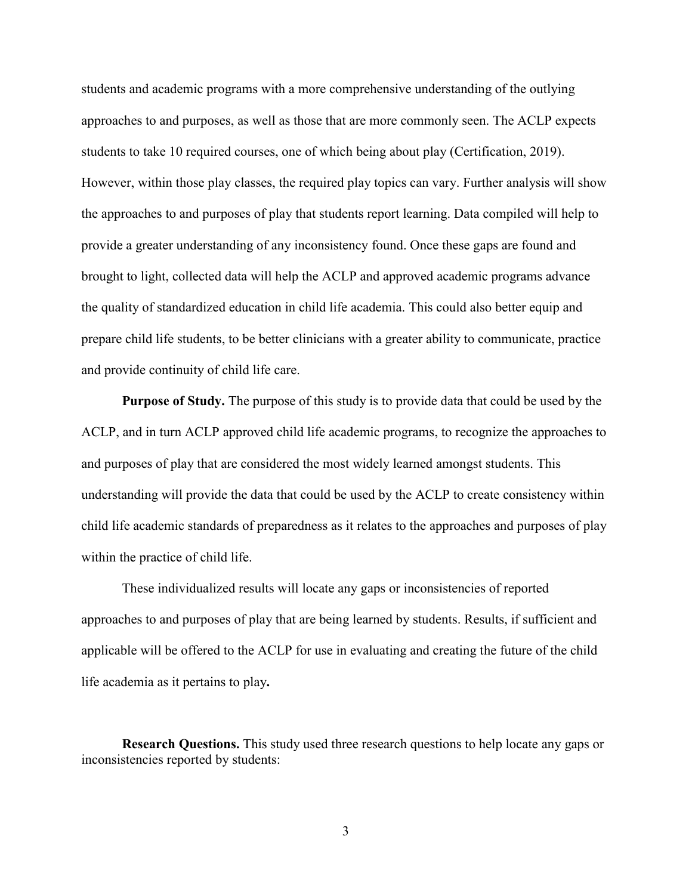students and academic programs with a more comprehensive understanding of the outlying approaches to and purposes, as well as those that are more commonly seen. The ACLP expects students to take 10 required courses, one of which being about play (Certification, 2019). However, within those play classes, the required play topics can vary. Further analysis will show the approaches to and purposes of play that students report learning. Data compiled will help to provide a greater understanding of any inconsistency found. Once these gaps are found and brought to light, collected data will help the ACLP and approved academic programs advance the quality of standardized education in child life academia. This could also better equip and prepare child life students, to be better clinicians with a greater ability to communicate, practice and provide continuity of child life care.

**Purpose of Study.** The purpose of this study is to provide data that could be used by the ACLP, and in turn ACLP approved child life academic programs, to recognize the approaches to and purposes of play that are considered the most widely learned amongst students. This understanding will provide the data that could be used by the ACLP to create consistency within child life academic standards of preparedness as it relates to the approaches and purposes of play within the practice of child life.

These individualized results will locate any gaps or inconsistencies of reported approaches to and purposes of play that are being learned by students. Results, if sufficient and applicable will be offered to the ACLP for use in evaluating and creating the future of the child life academia as it pertains to play**.**

**Research Questions.** This study used three research questions to help locate any gaps or inconsistencies reported by students: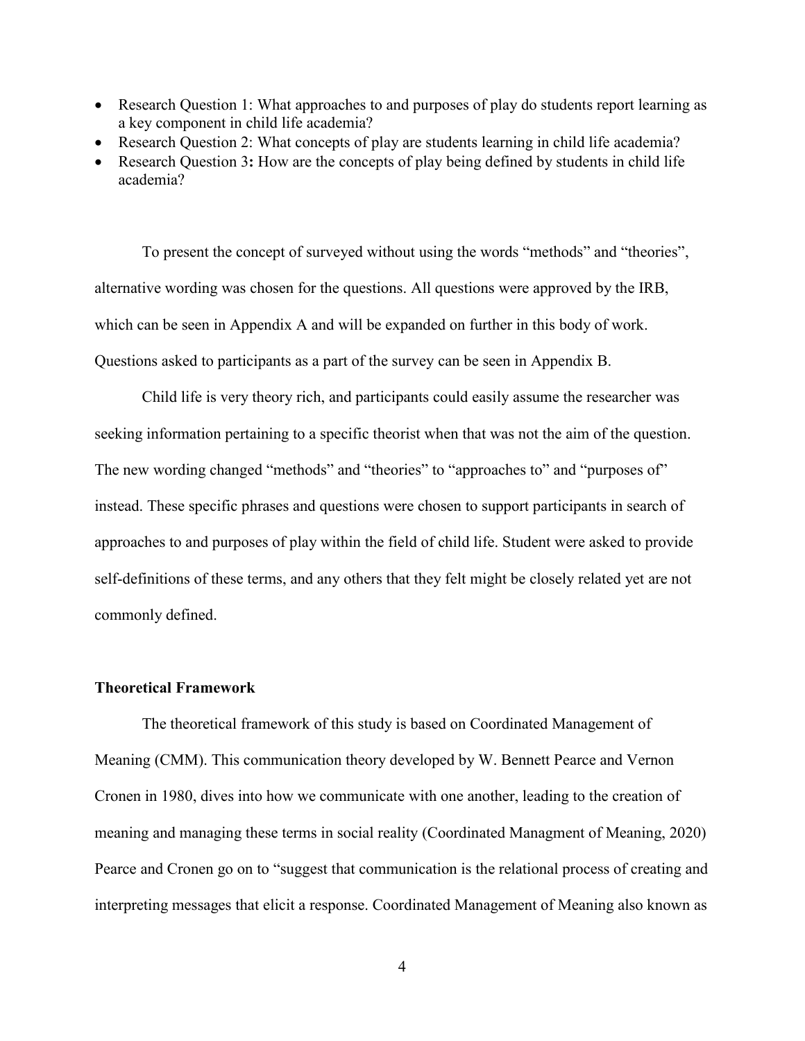- Research Question 1: What approaches to and purposes of play do students report learning as a key component in child life academia?
- Research Question 2: What concepts of play are students learning in child life academia?
- Research Question 3**:** How are the concepts of play being defined by students in child life academia?

To present the concept of surveyed without using the words "methods" and "theories", alternative wording was chosen for the questions. All questions were approved by the IRB, which can be seen in Appendix A and will be expanded on further in this body of work. Questions asked to participants as a part of the survey can be seen in Appendix B.

Child life is very theory rich, and participants could easily assume the researcher was seeking information pertaining to a specific theorist when that was not the aim of the question. The new wording changed "methods" and "theories" to "approaches to" and "purposes of" instead. These specific phrases and questions were chosen to support participants in search of approaches to and purposes of play within the field of child life. Student were asked to provide self-definitions of these terms, and any others that they felt might be closely related yet are not commonly defined.

**Theoretical Framework**

The theoretical framework of this study is based on Coordinated Management of Meaning (CMM). This communication theory developed by W. Bennett Pearce and Vernon Cronen in 1980, dives into how we communicate with one another, leading to the creation of meaning and managing these terms in social reality (Coordinated Managment of Meaning, 2020) Pearce and Cronen go on to "suggest that communication is the relational process of creating and interpreting messages that elicit a response. Coordinated Management of Meaning also known as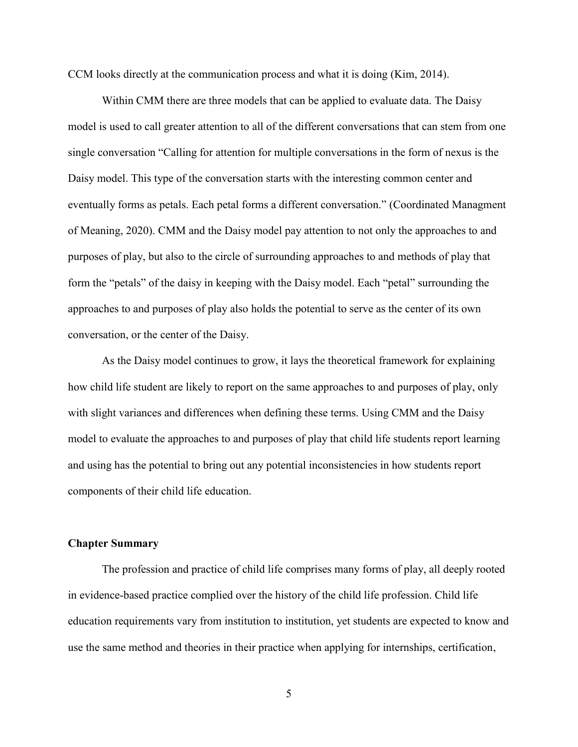CCM looks directly at the communication process and what it is doing (Kim, 2014).

Within CMM there are three models that can be applied to evaluate data. The Daisy model is used to call greater attention to all of the different conversations that can stem from one single conversation "Calling for attention for multiple conversations in the form of nexus is the Daisy model. This type of the conversation starts with the interesting common center and eventually forms as petals. Each petal forms a different conversation." (Coordinated Managment of Meaning, 2020). CMM and the Daisy model pay attention to not only the approaches to and purposes of play, but also to the circle of surrounding approaches to and methods of play that form the "petals" of the daisy in keeping with the Daisy model. Each "petal" surrounding the approaches to and purposes of play also holds the potential to serve as the center of its own conversation, or the center of the Daisy.

As the Daisy model continues to grow, it lays the theoretical framework for explaining how child life student are likely to report on the same approaches to and purposes of play, only with slight variances and differences when defining these terms. Using CMM and the Daisy model to evaluate the approaches to and purposes of play that child life students report learning and using has the potential to bring out any potential inconsistencies in how students report components of their child life education.

### Chapter Summary

The profession and practice of child life comprises many forms of play, all deeply rooted in evidence-based practice complied over the history of the child life profession. Child life education requirements vary from institution to institution, yet students are expected to know and use the same method and theories in their practice when applying for internships, certification,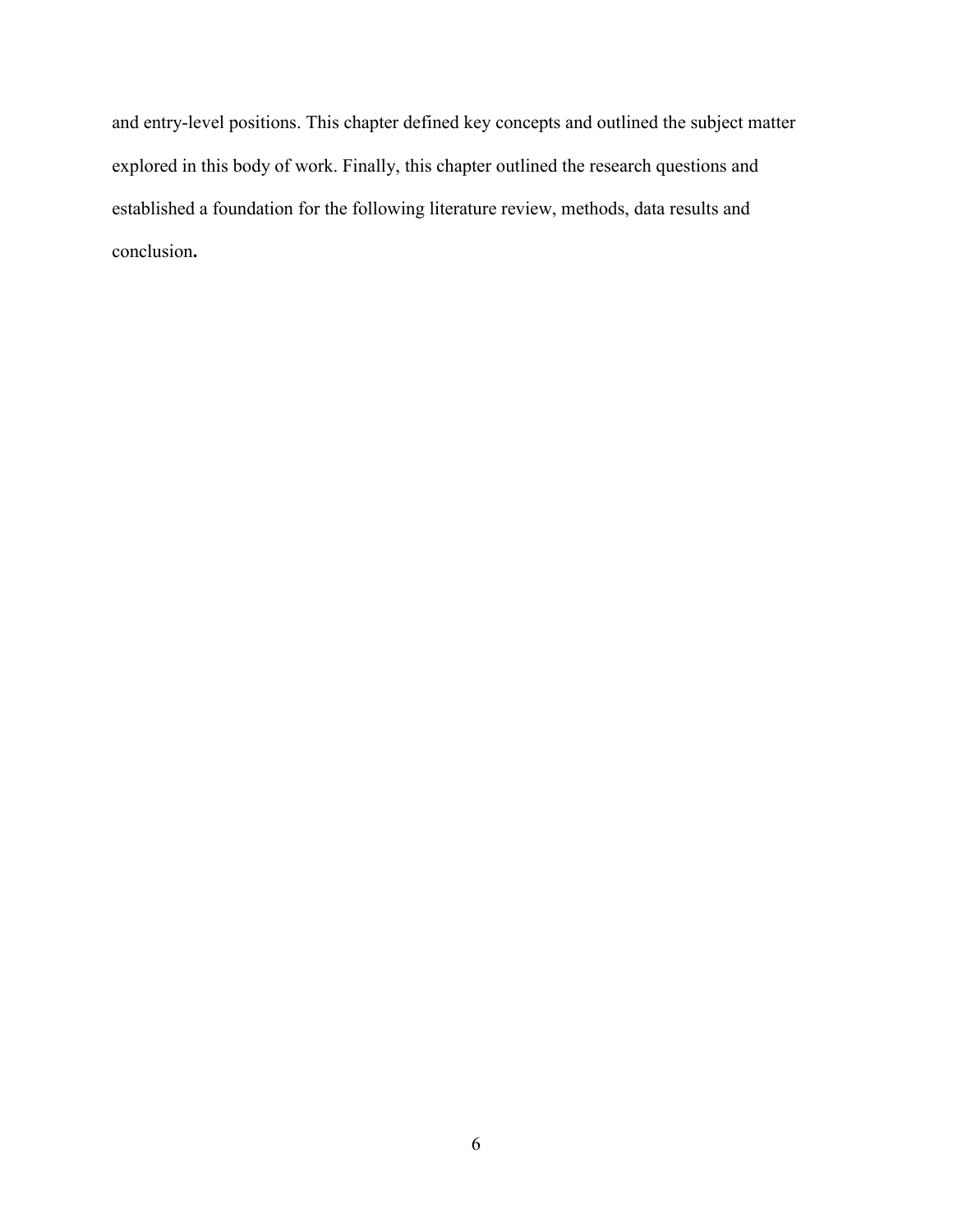and entry-level positions. This chapter defined key concepts and outlined the subject matter explored in this body of work. Finally, this chapter outlined the research questions and established a foundation for the following literature review, methods, data results and conclusion**.**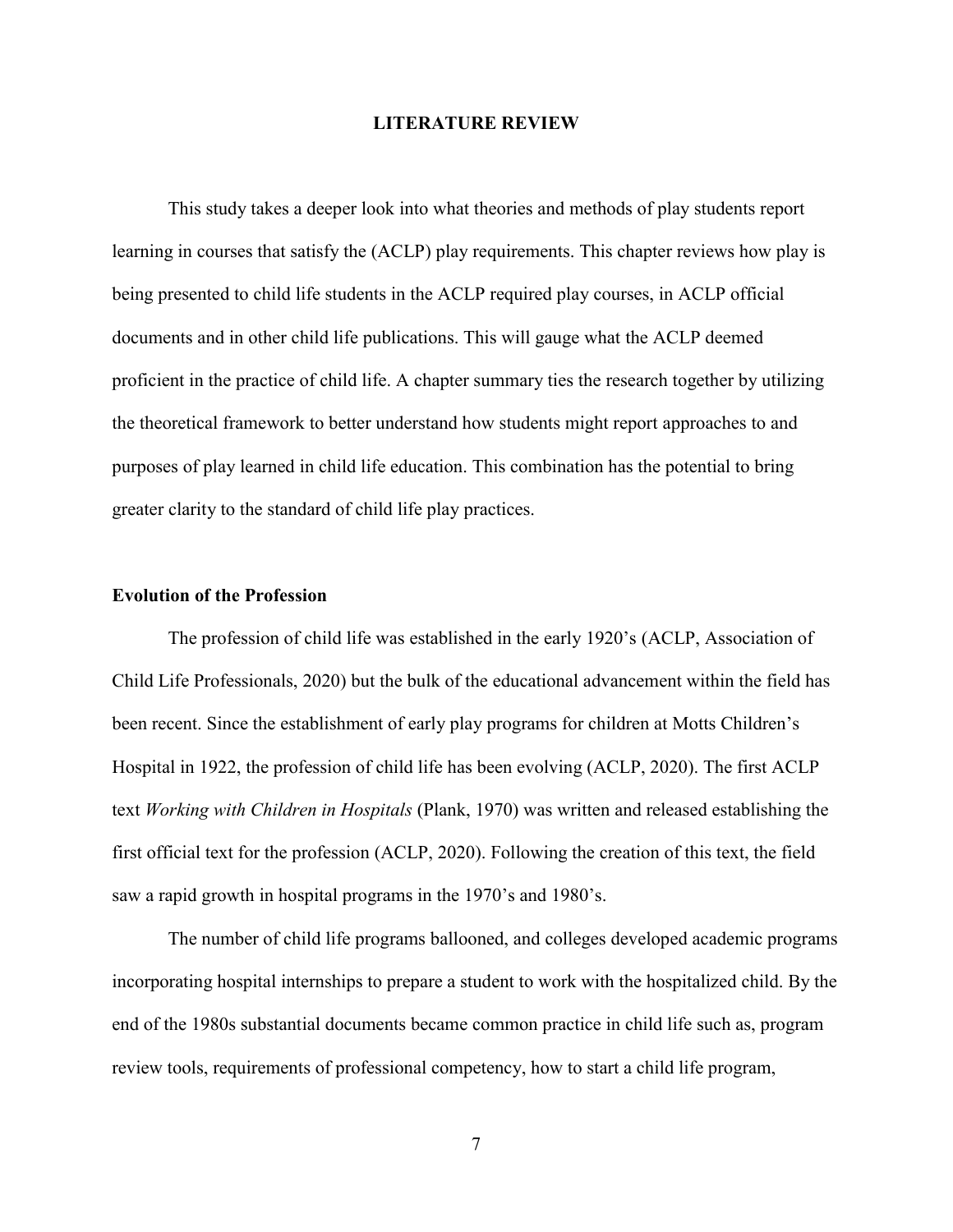# LITERATURE REVIEW

This study takes a deeper look into what theories and methods of play students report learning in courses that satisfy the (ACLP) play requirements. This chapter reviews how play is being presented to child life students in the ACLP required play courses, in ACLP official documents and in other child life publications. This will gauge what the ACLP deemed proficient in the practice of child life. A chapter summary ties the research together by utilizing the theoretical framework to better understand how students might report approaches to and purposes of play learned in child life education. This combination has the potential to bring greater clarity to the standard of child life play practices.

## Evolution of the Profession

The profession of child life was established in the early 1920's (ACLP, Association of Child Life Professionals, 2020) but the bulk of the educational advancement within the field has been recent. Since the establishment of early play programs for children at Motts Children's Hospital in 1922, the profession of child life has been evolving (ACLP, 2020). The first ACLP text *Working with Children in Hospitals* (Plank, 1970) was written and released establishing the first official text for the profession (ACLP, 2020). Following the creation of this text, the field saw a rapid growth in hospital programs in the 1970's and 1980's.

The number of child life programs ballooned, and colleges developed academic programs incorporating hospital internships to prepare a student to work with the hospitalized child. By the end of the 1980s substantial documents became common practice in child life such as, program review tools, requirements of professional competency, how to start a child life program,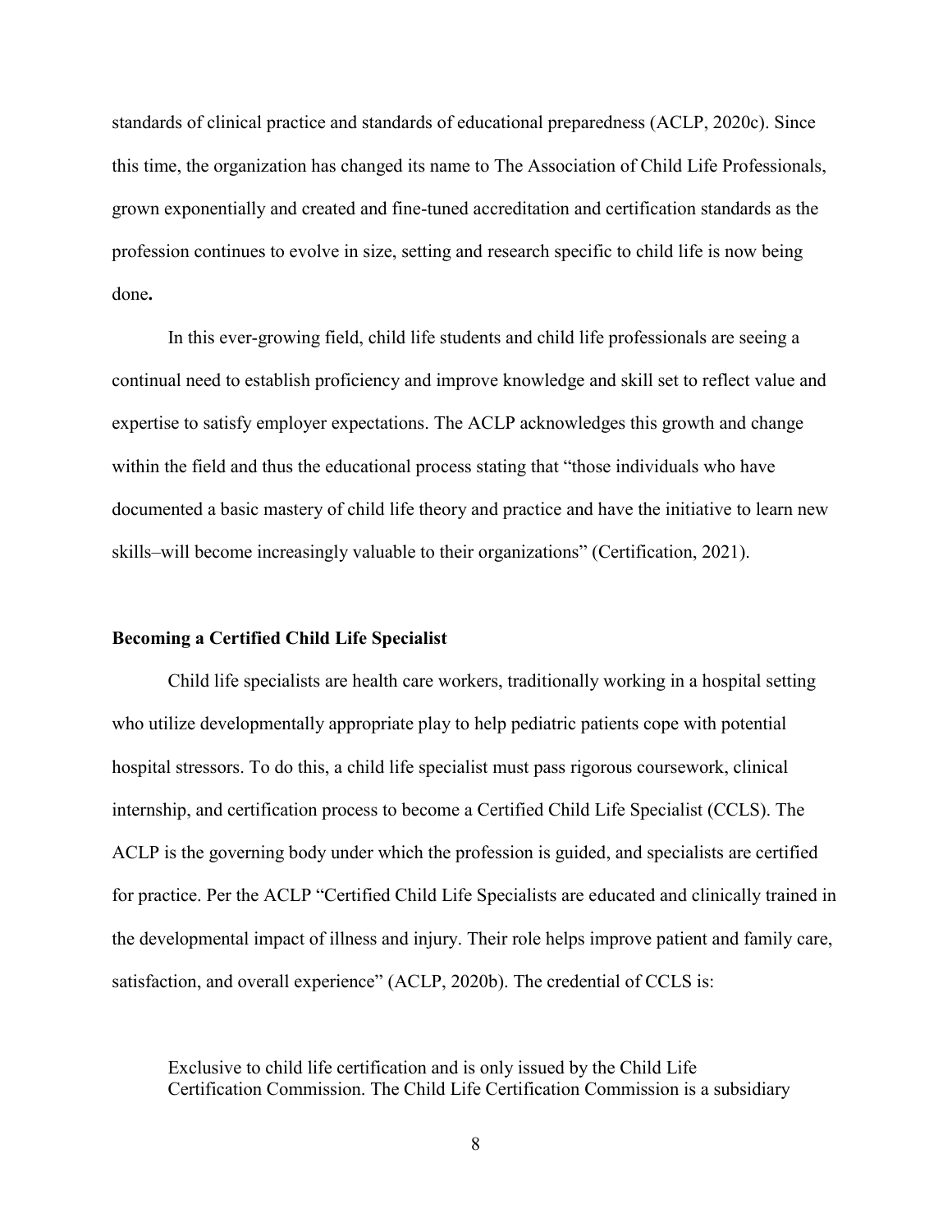standards of clinical practice and standards of educational preparedness (ACLP, 2020c). Since this time, the organization has changed its name to The Association of Child Life Professionals, grown exponentially and created and fine-tuned accreditation and certification standards as the profession continues to evolve in size, setting and research specific to child life is now being done**.**

In this ever-growing field, child life students and child life professionals are seeing a continual need to establish proficiency and improve knowledge and skill set to reflect value and expertise to satisfy employer expectations. The ACLP acknowledges this growth and change within the field and thus the educational process stating that "those individuals who have documented a basic mastery of child life theory and practice and have the initiative to learn new skills–will become increasingly valuable to their organizations" (Certification, 2021).

**Becoming a Certified Child Life Specialist**

Child life specialists are health care workers, traditionally working in a hospital setting who utilize developmentally appropriate play to help pediatric patients cope with potential hospital stressors. To do this, a child life specialist must pass rigorous coursework, clinical internship, and certification process to become a Certified Child Life Specialist (CCLS). The ACLP is the governing body under which the profession is guided, and specialists are certified for practice. Per the ACLP "Certified Child Life Specialists are educated and clinically trained in the developmental impact of illness and injury. Their role helps improve patient and family care, satisfaction, and overall experience" (ACLP, 2020b). The credential of CCLS is:

> Exclusive to child life certification and is only issued by the Child Life Certification Commission. The Child Life Certification Commission is a subsidiary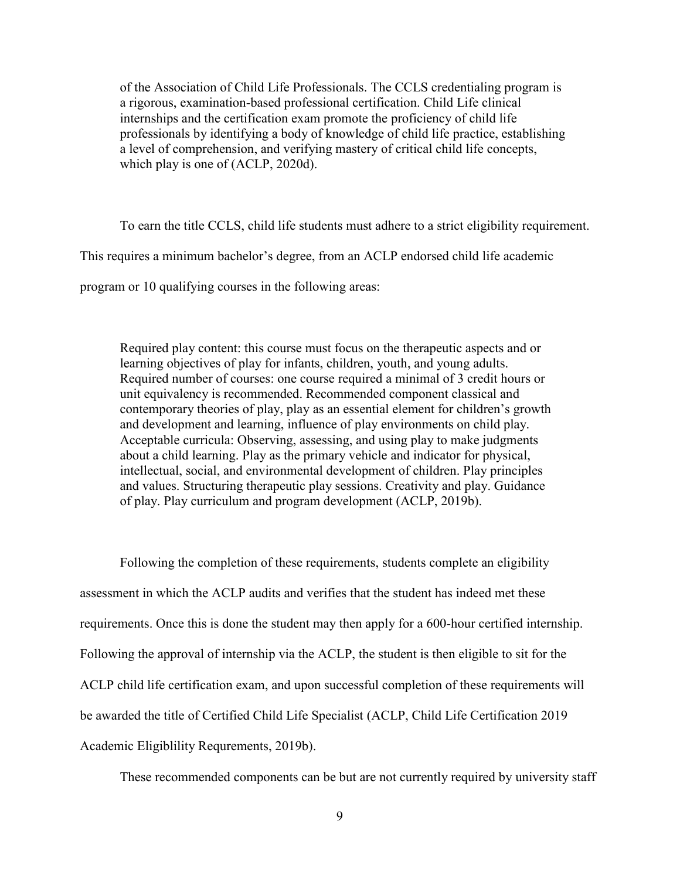> of the Association of Child Life Professionals. The CCLS credentialing program is a rigorous, examination-based professional certification. Child Life clinical internships and the certification exam promote the proficiency of child life professionals by identifying a body of knowledge of child life practice, establishing a level of comprehension, and verifying mastery of critical child life concepts, which play is one of (ACLP, 2020d).

To earn the title CCLS, child life students must adhere to a strict eligibility requirement. This requires a minimum bachelor's degree, from an ACLP endorsed child life academic program or 10 qualifying courses in the following areas:

> Required play content: this course must focus on the therapeutic aspects and or learning objectives of play for infants, children, youth, and young adults. Required number of courses: one course required a minimal of 3 credit hours or unit equivalency is recommended. Recommended component classical and contemporary theories of play, play as an essential element for children's growth and development and learning, influence of play environments on child play. Acceptable curricula: Observing, assessing, and using play to make judgments about a child learning. Play as the primary vehicle and indicator for physical, intellectual, social, and environmental development of children. Play principles and values. Structuring therapeutic play sessions. Creativity and play. Guidance of play. Play curriculum and program development (ACLP, 2019b).

Following the completion of these requirements, students complete an eligibility assessment in which the ACLP audits and verifies that the student has indeed met these requirements. Once this is done the student may then apply for a 600-hour certified internship. Following the approval of internship via the ACLP, the student is then eligible to sit for the ACLP child life certification exam, and upon successful completion of these requirements will be awarded the title of Certified Child Life Specialist (ACLP, Child Life Certification 2019 Academic Eligiblility Requrements, 2019b).

These recommended components can be but are not currently required by university staff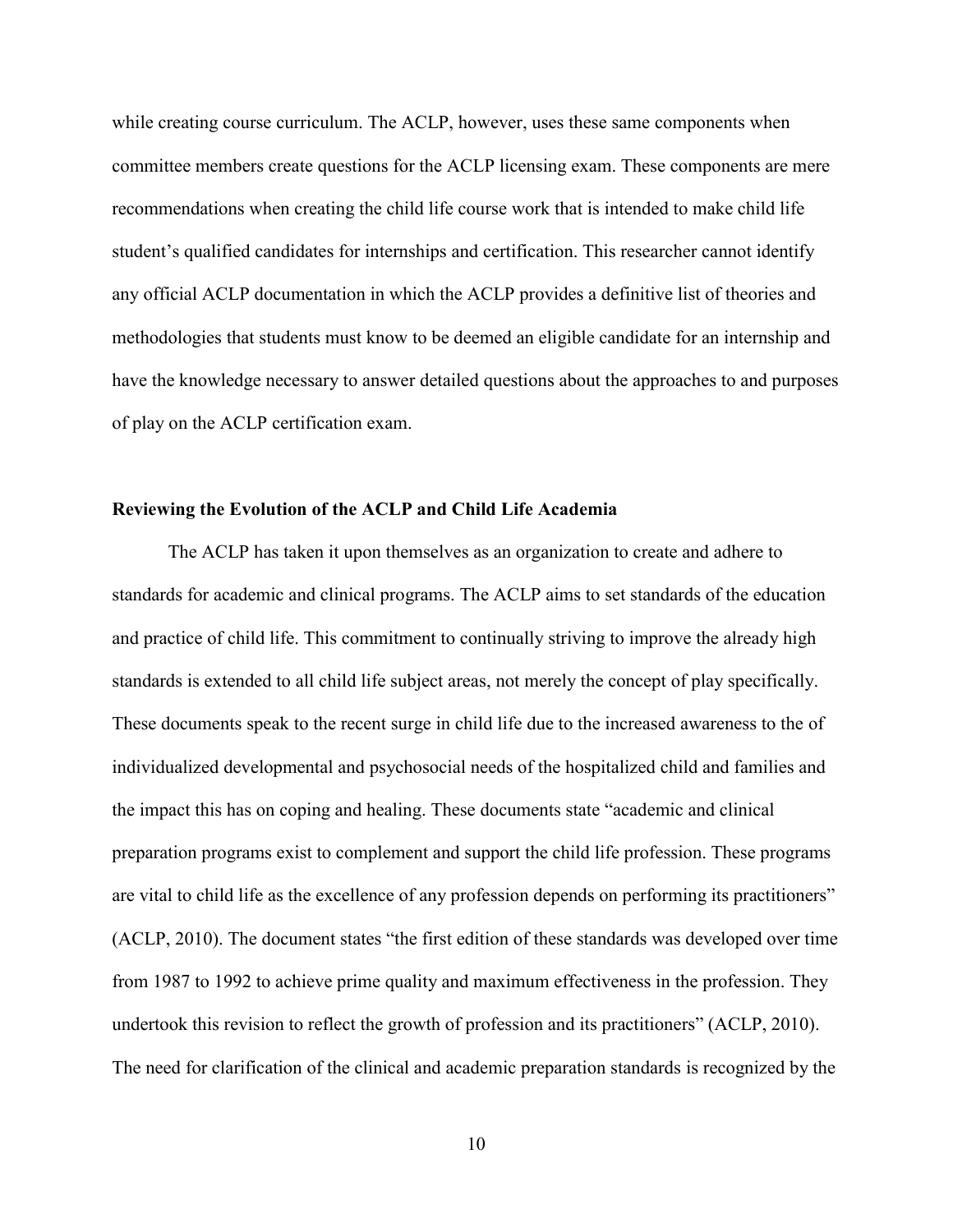while creating course curriculum. The ACLP, however, uses these same components when committee members create questions for the ACLP licensing exam. These components are mere recommendations when creating the child life course work that is intended to make child life student's qualified candidates for internships and certification. This researcher cannot identify any official ACLP documentation in which the ACLP provides a definitive list of theories and methodologies that students must know to be deemed an eligible candidate for an internship and have the knowledge necessary to answer detailed questions about the approaches to and purposes of play on the ACLP certification exam.

**Reviewing the Evolution of the ACLP and Child Life Academia**

The ACLP has taken it upon themselves as an organization to create and adhere to standards for academic and clinical programs. The ACLP aims to set standards of the education and practice of child life. This commitment to continually striving to improve the already high standards is extended to all child life subject areas, not merely the concept of play specifically. These documents speak to the recent surge in child life due to the increased awareness to the of individualized developmental and psychosocial needs of the hospitalized child and families and the impact this has on coping and healing. These documents state "academic and clinical preparation programs exist to complement and support the child life profession. These programs are vital to child life as the excellence of any profession depends on performing its practitioners" (ACLP, 2010). The document states "the first edition of these standards was developed over time from 1987 to 1992 to achieve prime quality and maximum effectiveness in the profession. They undertook this revision to reflect the growth of profession and its practitioners" (ACLP, 2010). The need for clarification of the clinical and academic preparation standards is recognized by the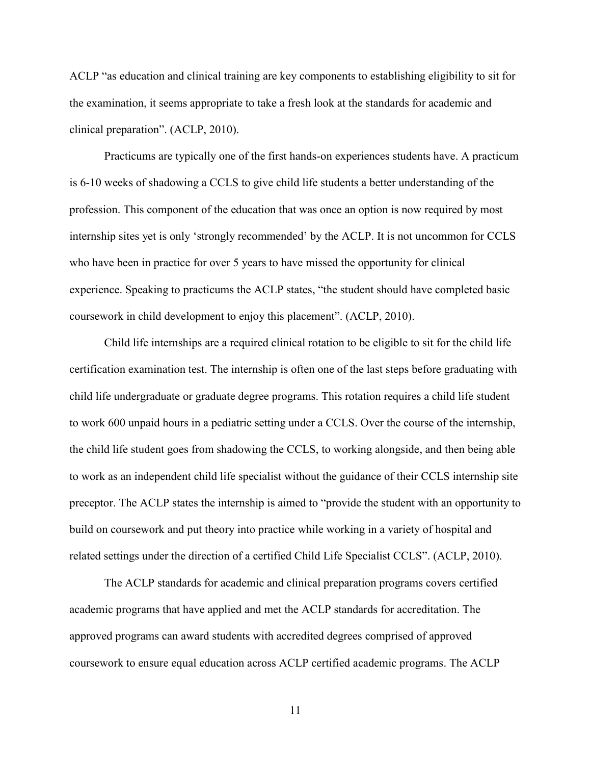ACLP “as education and clinical training are key components to establishing eligibility to sit for the examination, it seems appropriate to take a fresh look at the standards for academic and clinical preparation”. (ACLP, 2010).

Practicums are typically one of the first hands-on experiences students have. A practicum is 6-10 weeks of shadowing a CCLS to give child life students a better understanding of the profession. This component of the education that was once an option is now required by most internship sites yet is only ‘strongly recommended’ by the ACLP. It is not uncommon for CCLS who have been in practice for over 5 years to have missed the opportunity for clinical experience. Speaking to practicums the ACLP states, “the student should have completed basic coursework in child development to enjoy this placement”. (ACLP, 2010).

Child life internships are a required clinical rotation to be eligible to sit for the child life certification examination test. The internship is often one of the last steps before graduating with child life undergraduate or graduate degree programs. This rotation requires a child life student to work 600 unpaid hours in a pediatric setting under a CCLS. Over the course of the internship, the child life student goes from shadowing the CCLS, to working alongside, and then being able to work as an independent child life specialist without the guidance of their CCLS internship site preceptor. The ACLP states the internship is aimed to “provide the student with an opportunity to build on coursework and put theory into practice while working in a variety of hospital and related settings under the direction of a certified Child Life Specialist CCLS”. (ACLP, 2010).

The ACLP standards for academic and clinical preparation programs covers certified academic programs that have applied and met the ACLP standards for accreditation. The approved programs can award students with accredited degrees comprised of approved coursework to ensure equal education across ACLP certified academic programs. The ACLP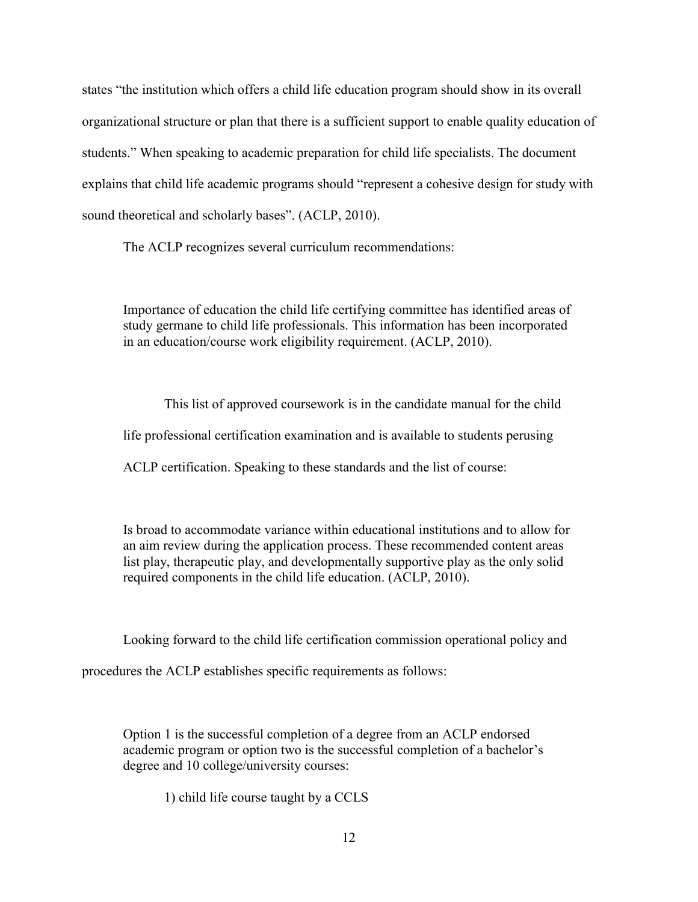states "the institution which offers a child life education program should show in its overall organizational structure or plan that there is a sufficient support to enable quality education of students." When speaking to academic preparation for child life specialists. The document explains that child life academic programs should "represent a cohesive design for study with sound theoretical and scholarly bases". (ACLP, 2010).

The ACLP recognizes several curriculum recommendations:

> Importance of education the child life certifying committee has identified areas of study germane to child life professionals. This information has been incorporated in an education/course work eligibility requirement. (ACLP, 2010).

This list of approved coursework is in the candidate manual for the child life professional certification examination and is available to students perusing ACLP certification. Speaking to these standards and the list of course:

> Is broad to accommodate variance within educational institutions and to allow for an aim review during the application process. These recommended content areas list play, therapeutic play, and developmentally supportive play as the only solid required components in the child life education. (ACLP, 2010).

Looking forward to the child life certification commission operational policy and procedures the ACLP establishes specific requirements as follows:

> Option 1 is the successful completion of a degree from an ACLP endorsed academic program or option two is the successful completion of a bachelor's degree and 10 college/university courses:
>
> 1) child life course taught by a CCLS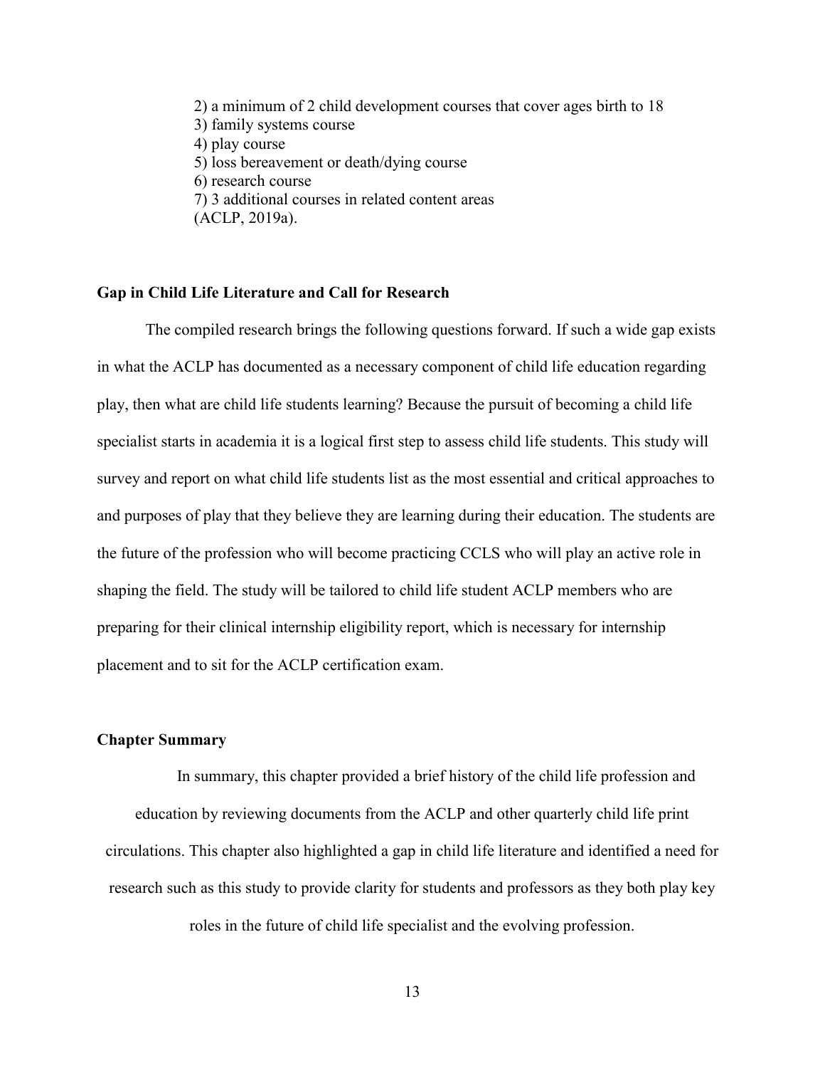2) a minimum of 2 child development courses that cover ages birth to 18  
3) family systems course  
4) play course  
5) loss bereavement or death/dying course  
6) research course  
7) 3 additional courses in related content areas  
(ACLP, 2019a).

**Gap in Child Life Literature and Call for Research**

The compiled research brings the following questions forward. If such a wide gap exists in what the ACLP has documented as a necessary component of child life education regarding play, then what are child life students learning? Because the pursuit of becoming a child life specialist starts in academia it is a logical first step to assess child life students. This study will survey and report on what child life students list as the most essential and critical approaches to and purposes of play that they believe they are learning during their education. The students are the future of the profession who will become practicing CCLS who will play an active role in shaping the field. The study will be tailored to child life student ACLP members who are preparing for their clinical internship eligibility report, which is necessary for internship placement and to sit for the ACLP certification exam.

**Chapter Summary**

In summary, this chapter provided a brief history of the child life profession and education by reviewing documents from the ACLP and other quarterly child life print circulations. This chapter also highlighted a gap in child life literature and identified a need for research such as this study to provide clarity for students and professors as they both play key roles in the future of child life specialist and the evolving profession.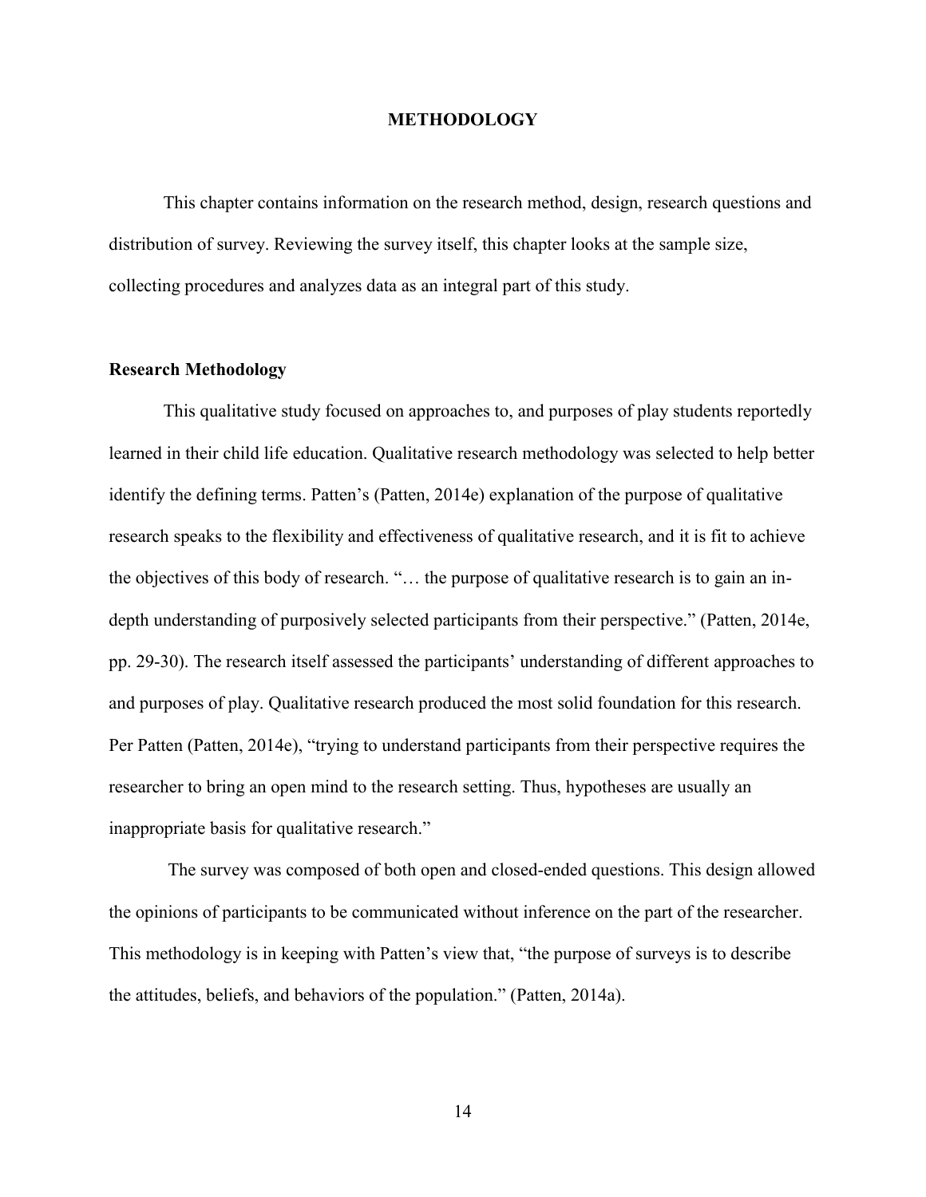# METHODOLOGY

This chapter contains information on the research method, design, research questions and distribution of survey. Reviewing the survey itself, this chapter looks at the sample size, collecting procedures and analyzes data as an integral part of this study.

## Research Methodology

This qualitative study focused on approaches to, and purposes of play students reportedly learned in their child life education. Qualitative research methodology was selected to help better identify the defining terms. Patten's (Patten, 2014e) explanation of the purpose of qualitative research speaks to the flexibility and effectiveness of qualitative research, and it is fit to achieve the objectives of this body of research. "… the purpose of qualitative research is to gain an in-depth understanding of purposively selected participants from their perspective." (Patten, 2014e, pp. 29-30). The research itself assessed the participants' understanding of different approaches to and purposes of play. Qualitative research produced the most solid foundation for this research. Per Patten (Patten, 2014e), "trying to understand participants from their perspective requires the researcher to bring an open mind to the research setting. Thus, hypotheses are usually an inappropriate basis for qualitative research."

The survey was composed of both open and closed-ended questions. This design allowed the opinions of participants to be communicated without inference on the part of the researcher. This methodology is in keeping with Patten's view that, "the purpose of surveys is to describe the attitudes, beliefs, and behaviors of the population." (Patten, 2014a).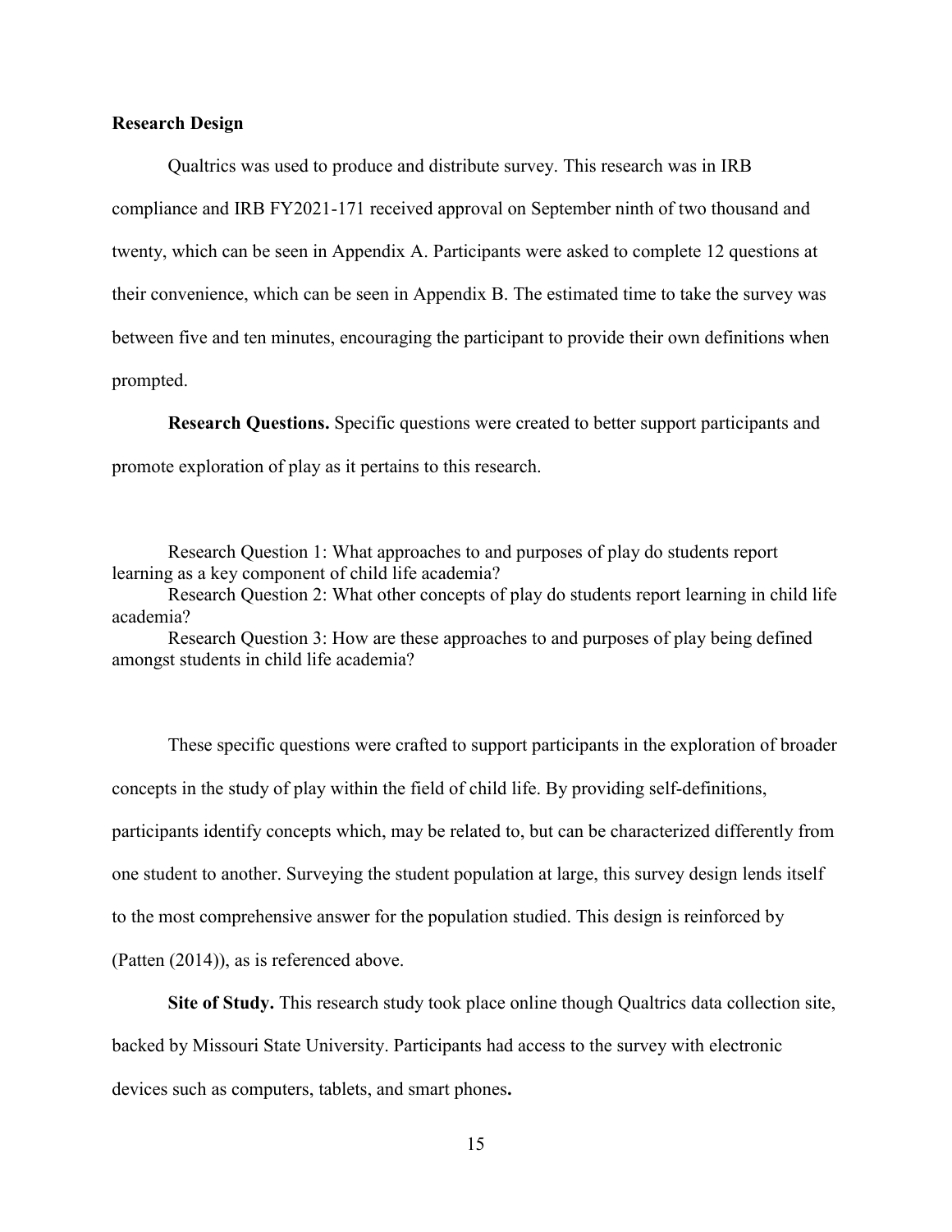**Research Design**

Qualtrics was used to produce and distribute survey. This research was in IRB compliance and IRB FY2021-171 received approval on September ninth of two thousand and twenty, which can be seen in Appendix A. Participants were asked to complete 12 questions at their convenience, which can be seen in Appendix B. The estimated time to take the survey was between five and ten minutes, encouraging the participant to provide their own definitions when prompted.

**Research Questions.** Specific questions were created to better support participants and promote exploration of play as it pertains to this research.

Research Question 1: What approaches to and purposes of play do students report learning as a key component of child life academia?

Research Question 2: What other concepts of play do students report learning in child life academia?

Research Question 3: How are these approaches to and purposes of play being defined amongst students in child life academia?

These specific questions were crafted to support participants in the exploration of broader concepts in the study of play within the field of child life. By providing self-definitions, participants identify concepts which, may be related to, but can be characterized differently from one student to another. Surveying the student population at large, this survey design lends itself to the most comprehensive answer for the population studied. This design is reinforced by (Patten (2014)), as is referenced above.

**Site of Study.** This research study took place online though Qualtrics data collection site, backed by Missouri State University. Participants had access to the survey with electronic devices such as computers, tablets, and smart phones**.**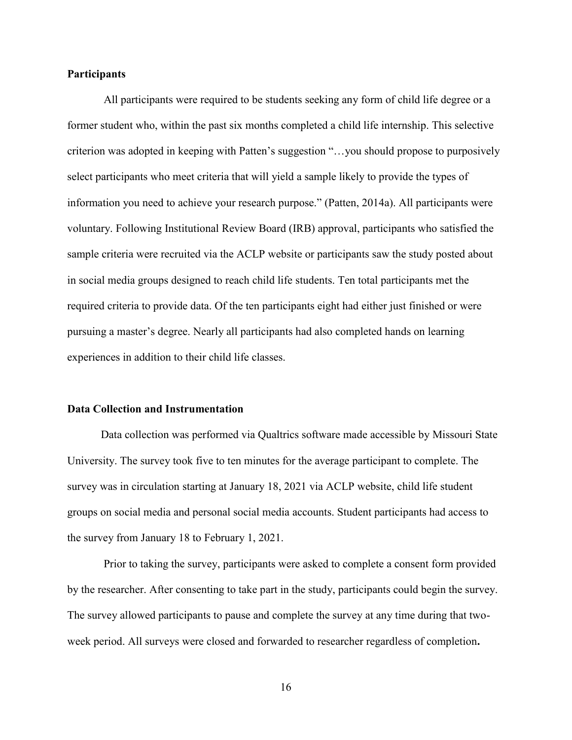**Participants**

All participants were required to be students seeking any form of child life degree or a former student who, within the past six months completed a child life internship. This selective criterion was adopted in keeping with Patten's suggestion "…you should propose to purposively select participants who meet criteria that will yield a sample likely to provide the types of information you need to achieve your research purpose." (Patten, 2014a). All participants were voluntary. Following Institutional Review Board (IRB) approval, participants who satisfied the sample criteria were recruited via the ACLP website or participants saw the study posted about in social media groups designed to reach child life students. Ten total participants met the required criteria to provide data. Of the ten participants eight had either just finished or were pursuing a master's degree. Nearly all participants had also completed hands on learning experiences in addition to their child life classes.

**Data Collection and Instrumentation**

Data collection was performed via Qualtrics software made accessible by Missouri State University. The survey took five to ten minutes for the average participant to complete. The survey was in circulation starting at January 18, 2021 via ACLP website, child life student groups on social media and personal social media accounts. Student participants had access to the survey from January 18 to February 1, 2021.

Prior to taking the survey, participants were asked to complete a consent form provided by the researcher. After consenting to take part in the study, participants could begin the survey. The survey allowed participants to pause and complete the survey at any time during that two-week period. All surveys were closed and forwarded to researcher regardless of completion**.**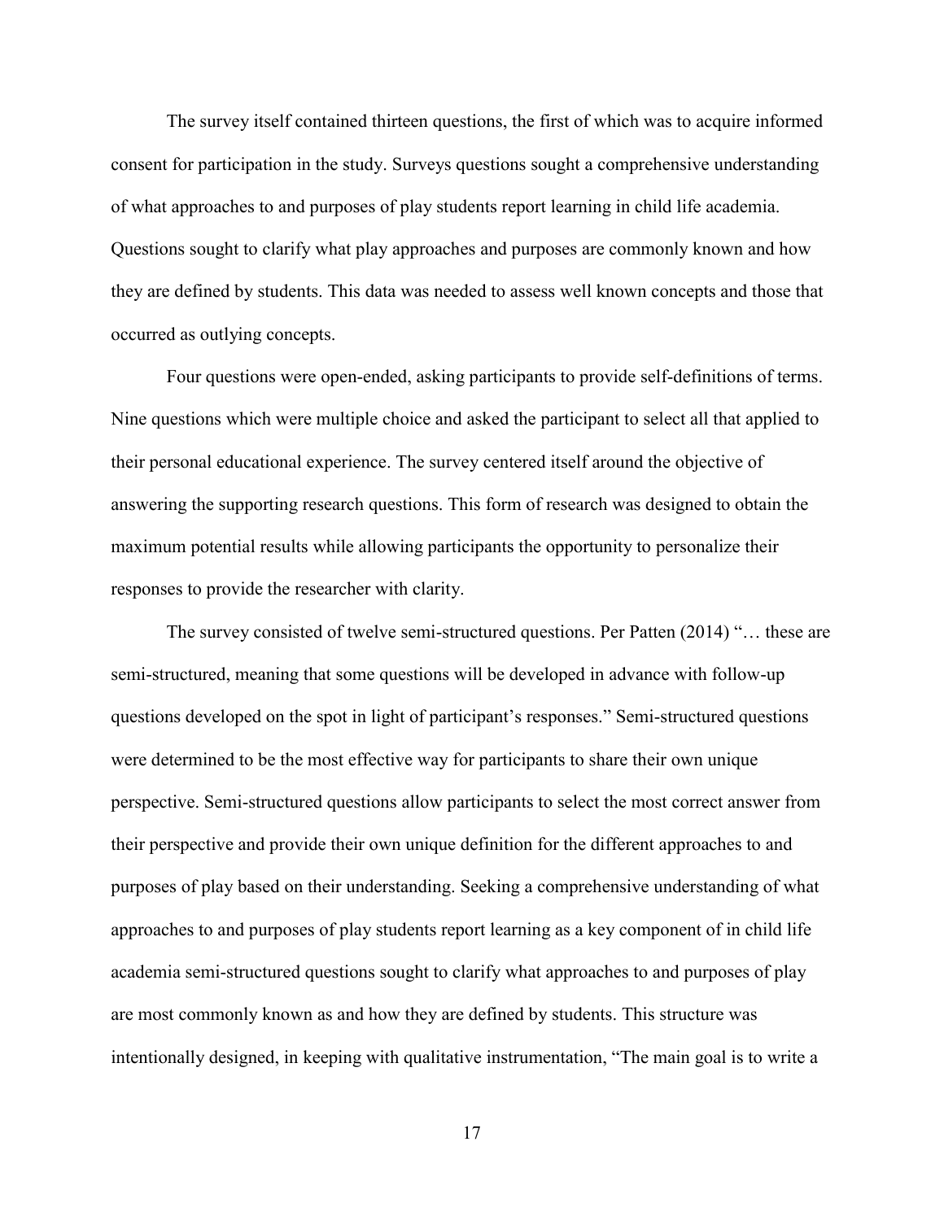The survey itself contained thirteen questions, the first of which was to acquire informed consent for participation in the study. Surveys questions sought a comprehensive understanding of what approaches to and purposes of play students report learning in child life academia. Questions sought to clarify what play approaches and purposes are commonly known and how they are defined by students. This data was needed to assess well known concepts and those that occurred as outlying concepts.

Four questions were open-ended, asking participants to provide self-definitions of terms. Nine questions which were multiple choice and asked the participant to select all that applied to their personal educational experience. The survey centered itself around the objective of answering the supporting research questions. This form of research was designed to obtain the maximum potential results while allowing participants the opportunity to personalize their responses to provide the researcher with clarity.

The survey consisted of twelve semi-structured questions. Per Patten (2014) "… these are semi-structured, meaning that some questions will be developed in advance with follow-up questions developed on the spot in light of participant's responses." Semi-structured questions were determined to be the most effective way for participants to share their own unique perspective. Semi-structured questions allow participants to select the most correct answer from their perspective and provide their own unique definition for the different approaches to and purposes of play based on their understanding. Seeking a comprehensive understanding of what approaches to and purposes of play students report learning as a key component of in child life academia semi-structured questions sought to clarify what approaches to and purposes of play are most commonly known as and how they are defined by students. This structure was intentionally designed, in keeping with qualitative instrumentation, "The main goal is to write a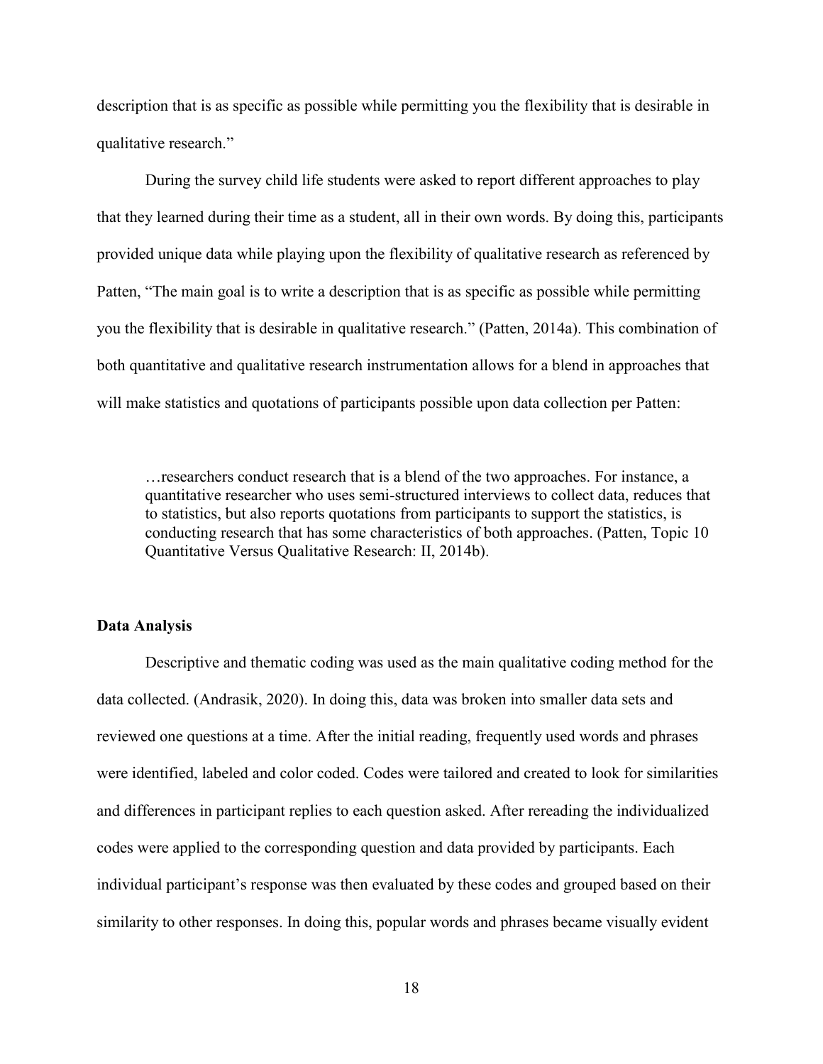description that is as specific as possible while permitting you the flexibility that is desirable in qualitative research."

During the survey child life students were asked to report different approaches to play that they learned during their time as a student, all in their own words. By doing this, participants provided unique data while playing upon the flexibility of qualitative research as referenced by Patten, "The main goal is to write a description that is as specific as possible while permitting you the flexibility that is desirable in qualitative research." (Patten, 2014a). This combination of both quantitative and qualitative research instrumentation allows for a blend in approaches that will make statistics and quotations of participants possible upon data collection per Patten:

> …researchers conduct research that is a blend of the two approaches. For instance, a quantitative researcher who uses semi-structured interviews to collect data, reduces that to statistics, but also reports quotations from participants to support the statistics, is conducting research that has some characteristics of both approaches. (Patten, Topic 10 Quantitative Versus Qualitative Research: II, 2014b).

**Data Analysis**

Descriptive and thematic coding was used as the main qualitative coding method for the data collected. (Andrasik, 2020). In doing this, data was broken into smaller data sets and reviewed one questions at a time. After the initial reading, frequently used words and phrases were identified, labeled and color coded. Codes were tailored and created to look for similarities and differences in participant replies to each question asked. After rereading the individualized codes were applied to the corresponding question and data provided by participants. Each individual participant's response was then evaluated by these codes and grouped based on their similarity to other responses. In doing this, popular words and phrases became visually evident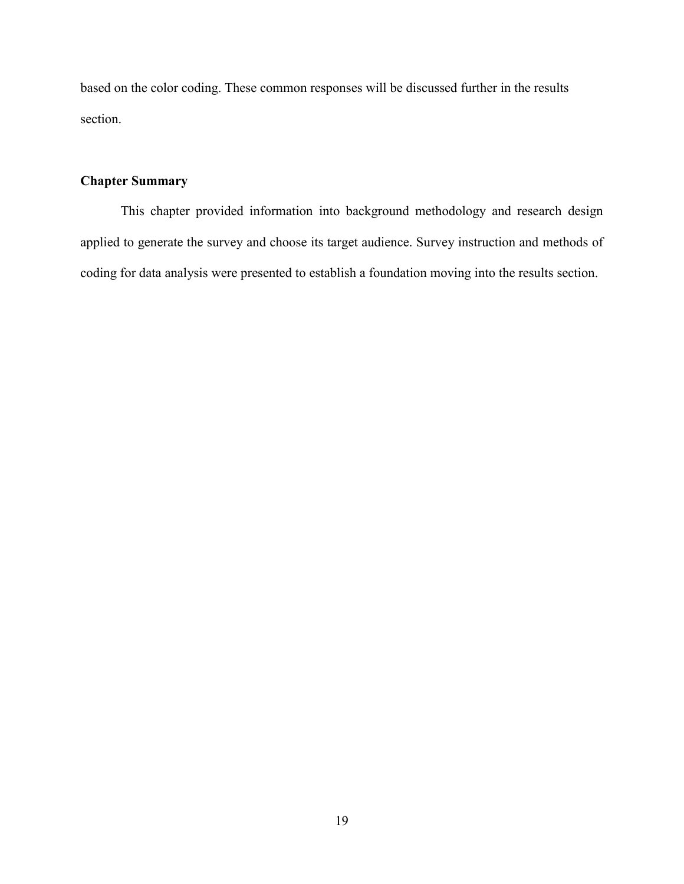based on the color coding. These common responses will be discussed further in the results section.

### Chapter Summary

This chapter provided information into background methodology and research design applied to generate the survey and choose its target audience. Survey instruction and methods of coding for data analysis were presented to establish a foundation moving into the results section.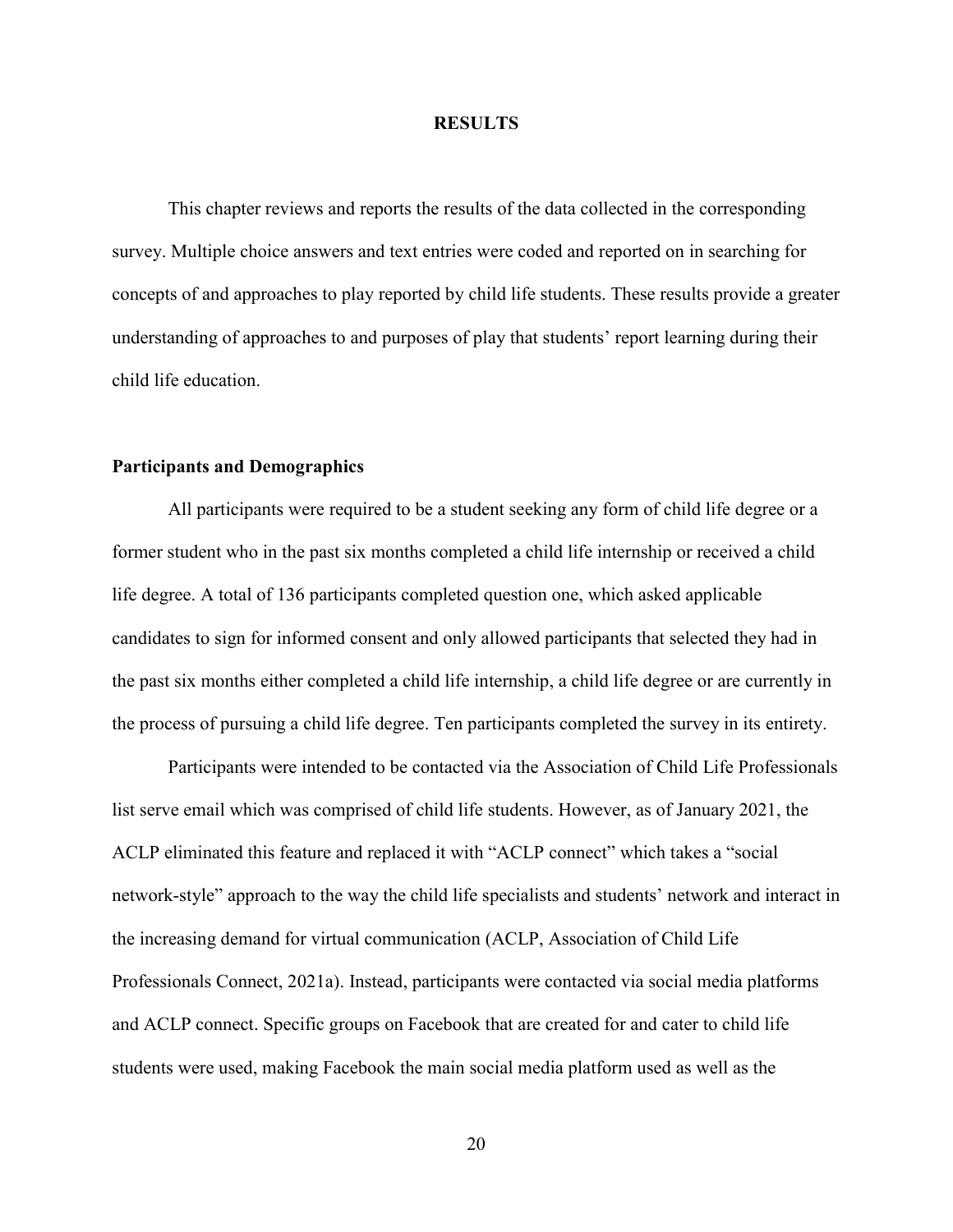# RESULTS

This chapter reviews and reports the results of the data collected in the corresponding survey. Multiple choice answers and text entries were coded and reported on in searching for concepts of and approaches to play reported by child life students. These results provide a greater understanding of approaches to and purposes of play that students' report learning during their child life education.

## Participants and Demographics

All participants were required to be a student seeking any form of child life degree or a former student who in the past six months completed a child life internship or received a child life degree. A total of 136 participants completed question one, which asked applicable candidates to sign for informed consent and only allowed participants that selected they had in the past six months either completed a child life internship, a child life degree or are currently in the process of pursuing a child life degree. Ten participants completed the survey in its entirety.

Participants were intended to be contacted via the Association of Child Life Professionals list serve email which was comprised of child life students. However, as of January 2021, the ACLP eliminated this feature and replaced it with "ACLP connect" which takes a "social network-style" approach to the way the child life specialists and students' network and interact in the increasing demand for virtual communication (ACLP, Association of Child Life Professionals Connect, 2021a). Instead, participants were contacted via social media platforms and ACLP connect. Specific groups on Facebook that are created for and cater to child life students were used, making Facebook the main social media platform used as well as the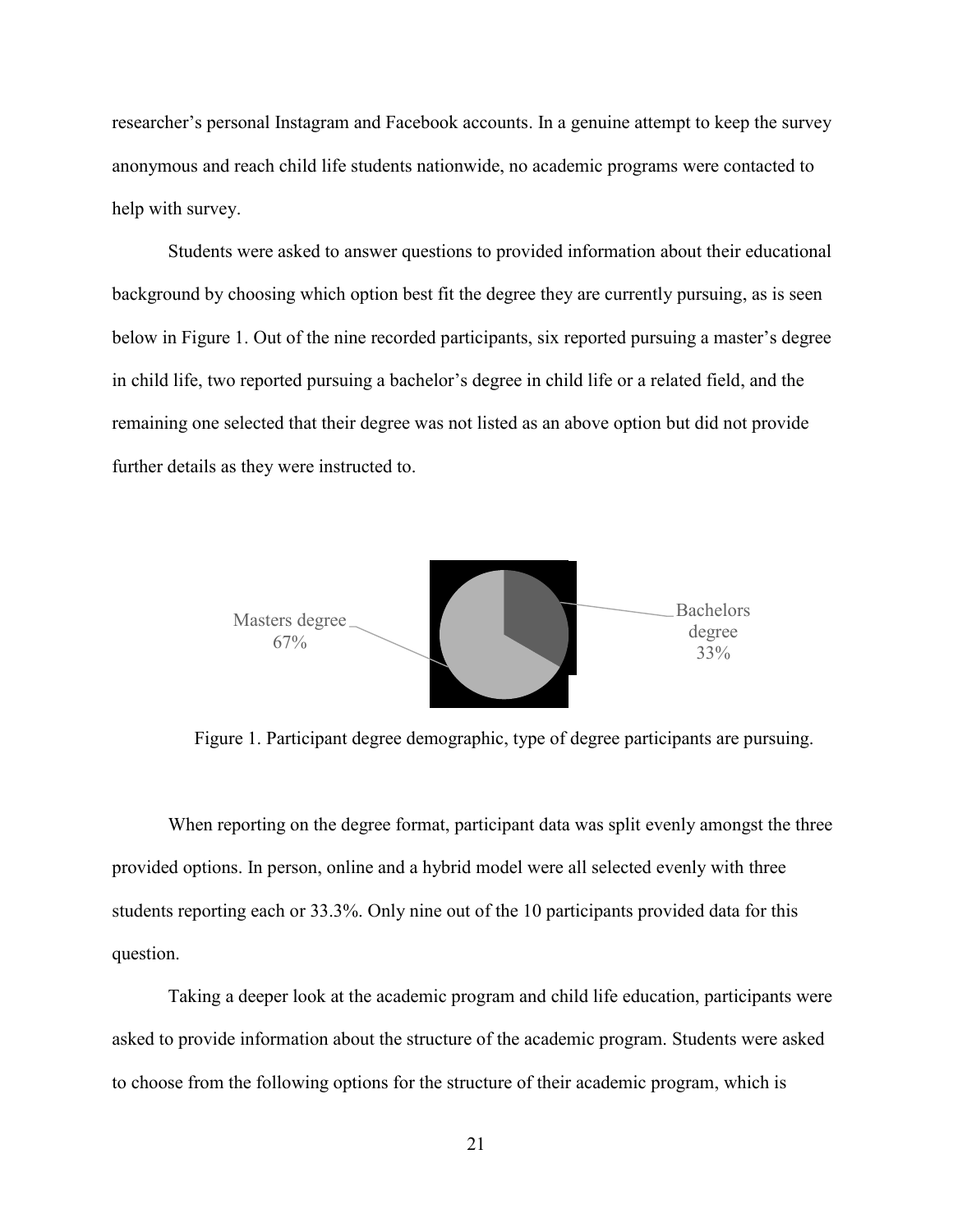researcher's personal Instagram and Facebook accounts. In a genuine attempt to keep the survey anonymous and reach child life students nationwide, no academic programs were contacted to help with survey.

Students were asked to answer questions to provided information about their educational background by choosing which option best fit the degree they are currently pursuing, as is seen below in Figure 1. Out of the nine recorded participants, six reported pursuing a master's degree in child life, two reported pursuing a bachelor's degree in child life or a related field, and the remaining one selected that their degree was not listed as an above option but did not provide further details as they were instructed to.

Masters degree 67%

Bachelors degree 33%

Figure 1. Participant degree demographic, type of degree participants are pursuing.

When reporting on the degree format, participant data was split evenly amongst the three provided options. In person, online and a hybrid model were all selected evenly with three students reporting each or 33.3%. Only nine out of the 10 participants provided data for this question.

Taking a deeper look at the academic program and child life education, participants were asked to provide information about the structure of the academic program. Students were asked to choose from the following options for the structure of their academic program, which is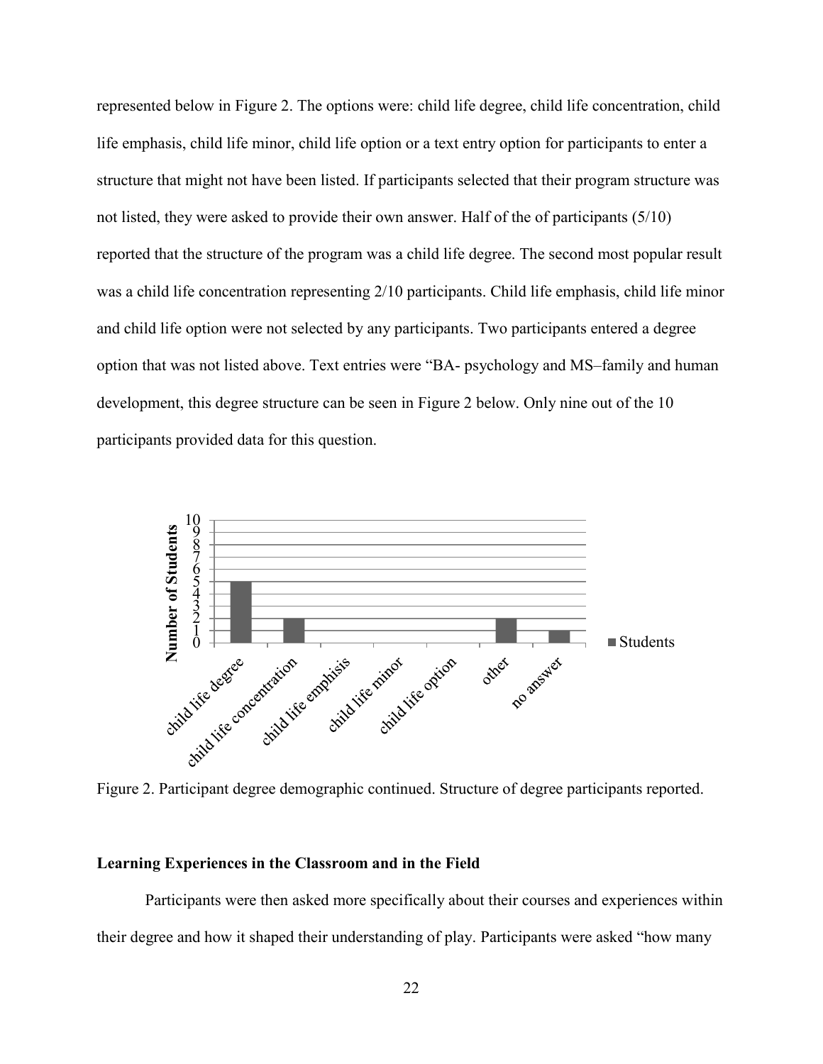represented below in Figure 2. The options were: child life degree, child life concentration, child life emphasis, child life minor, child life option or a text entry option for participants to enter a structure that might not have been listed. If participants selected that their program structure was not listed, they were asked to provide their own answer. Half of the of participants (5/10) reported that the structure of the program was a child life degree. The second most popular result was a child life concentration representing 2/10 participants. Child life emphasis, child life minor and child life option were not selected by any participants. Two participants entered a degree option that was not listed above. Text entries were "BA- psychology and MS–family and human development, this degree structure can be seen in Figure 2 below. Only nine out of the 10 participants provided data for this question.

Figure 2. Participant degree demographic continued. Structure of degree participants reported.

## Learning Experiences in the Classroom and in the Field

Participants were then asked more specifically about their courses and experiences within their degree and how it shaped their understanding of play. Participants were asked "how many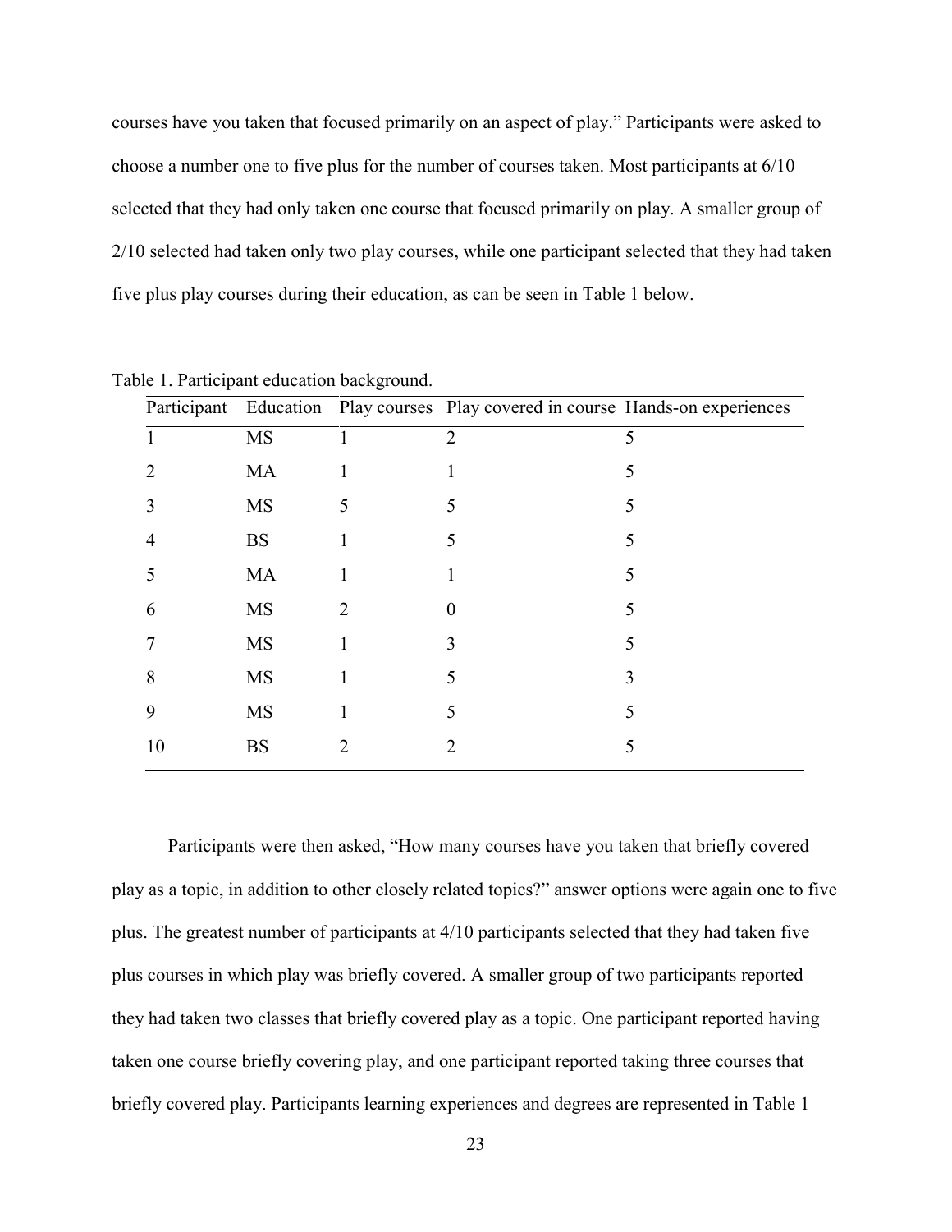courses have you taken that focused primarily on an aspect of play." Participants were asked to choose a number one to five plus for the number of courses taken. Most participants at 6/10 selected that they had only taken one course that focused primarily on play. A smaller group of 2/10 selected had taken only two play courses, while one participant selected that they had taken five plus play courses during their education, as can be seen in Table 1 below.

Table 1. Participant education background.

| Participant | Education | Play courses | Play covered in course | Hands-on experiences |
|---|---|---|---|---|
| 1 | MS | 1 | 2 | 5 |
| 2 | MA | 1 | 1 | 5 |
| 3 | MS | 5 | 5 | 5 |
| 4 | BS | 1 | 5 | 5 |
| 5 | MA | 1 | 1 | 5 |
| 6 | MS | 2 | 0 | 5 |
| 7 | MS | 1 | 3 | 5 |
| 8 | MS | 1 | 5 | 3 |
| 9 | MS | 1 | 5 | 5 |
| 10 | BS | 2 | 2 | 5 |

Participants were then asked, "How many courses have you taken that briefly covered play as a topic, in addition to other closely related topics?" answer options were again one to five plus. The greatest number of participants at 4/10 participants selected that they had taken five plus courses in which play was briefly covered. A smaller group of two participants reported they had taken two classes that briefly covered play as a topic. One participant reported having taken one course briefly covering play, and one participant reported taking three courses that briefly covered play. Participants learning experiences and degrees are represented in Table 1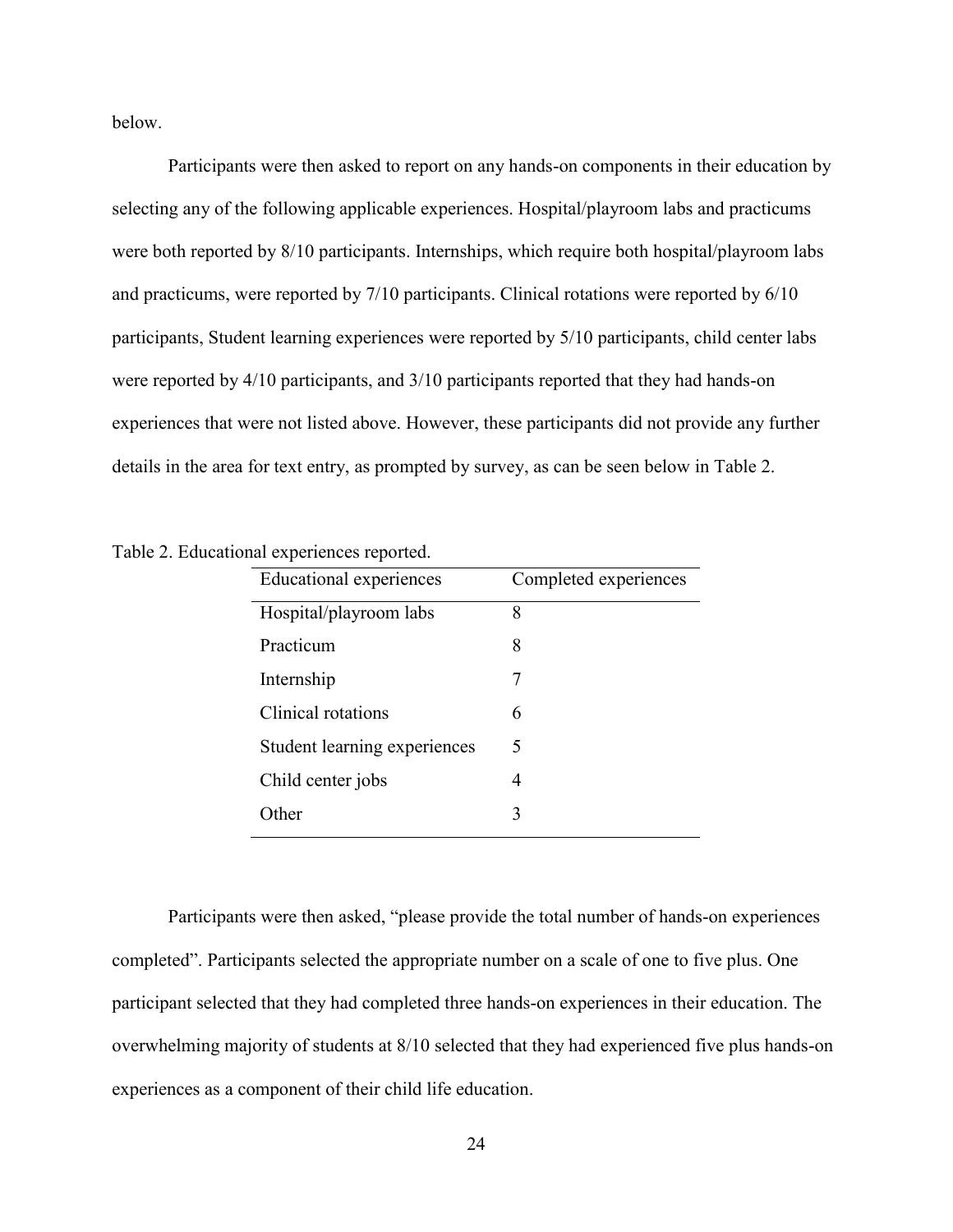below.

Participants were then asked to report on any hands-on components in their education by selecting any of the following applicable experiences. Hospital/playroom labs and practicums were both reported by 8/10 participants. Internships, which require both hospital/playroom labs and practicums, were reported by 7/10 participants. Clinical rotations were reported by 6/10 participants, Student learning experiences were reported by 5/10 participants, child center labs were reported by 4/10 participants, and 3/10 participants reported that they had hands-on experiences that were not listed above. However, these participants did not provide any further details in the area for text entry, as prompted by survey, as can be seen below in Table 2.

Table 2. Educational experiences reported.

| Educational experiences | Completed experiences |
| --- | --- |
| Hospital/playroom labs | 8 |
| Practicum | 8 |
| Internship | 7 |
| Clinical rotations | 6 |
| Student learning experiences | 5 |
| Child center jobs | 4 |
| Other | 3 |

Participants were then asked, "please provide the total number of hands-on experiences completed". Participants selected the appropriate number on a scale of one to five plus. One participant selected that they had completed three hands-on experiences in their education. The overwhelming majority of students at 8/10 selected that they had experienced five plus hands-on experiences as a component of their child life education.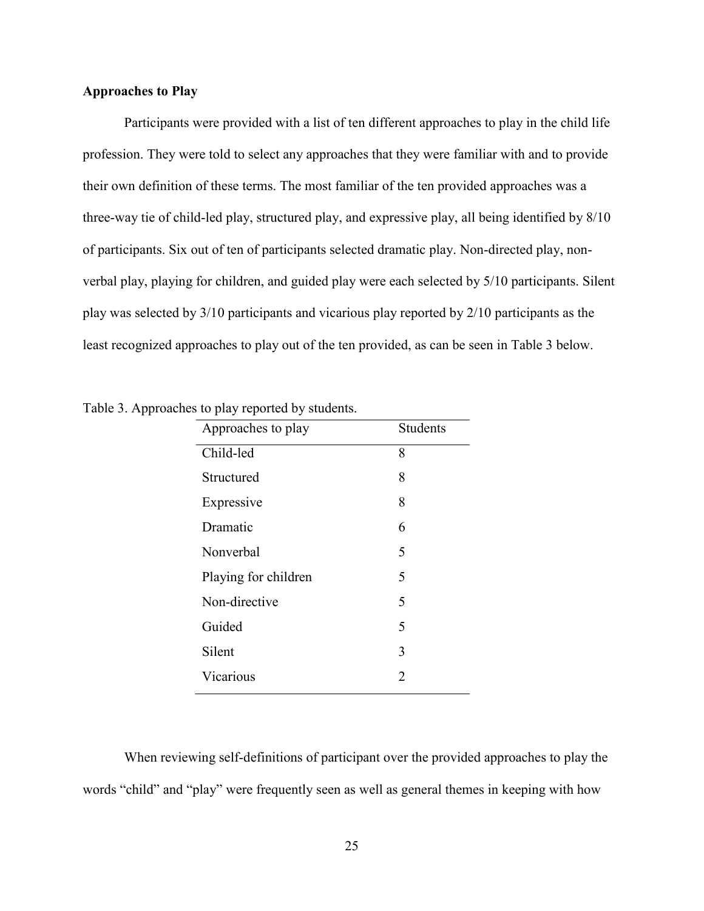### Approaches to Play

Participants were provided with a list of ten different approaches to play in the child life profession. They were told to select any approaches that they were familiar with and to provide their own definition of these terms. The most familiar of the ten provided approaches was a three-way tie of child-led play, structured play, and expressive play, all being identified by 8/10 of participants. Six out of ten of participants selected dramatic play. Non-directed play, non-verbal play, playing for children, and guided play were each selected by 5/10 participants. Silent play was selected by 3/10 participants and vicarious play reported by 2/10 participants as the least recognized approaches to play out of the ten provided, as can be seen in Table 3 below.

Table 3. Approaches to play reported by students.

| Approaches to play | Students |
|---|---|
| Child-led | 8 |
| Structured | 8 |
| Expressive | 8 |
| Dramatic | 6 |
| Nonverbal | 5 |
| Playing for children | 5 |
| Non-directive | 5 |
| Guided | 5 |
| Silent | 3 |
| Vicarious | 2 |

When reviewing self-definitions of participant over the provided approaches to play the words "child" and "play" were frequently seen as well as general themes in keeping with how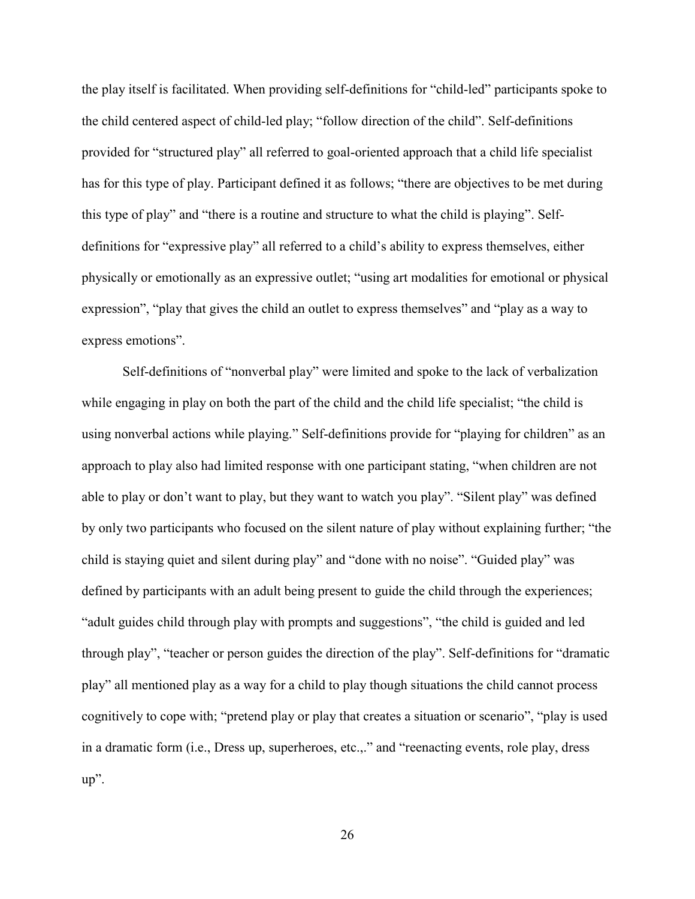the play itself is facilitated. When providing self-definitions for "child-led" participants spoke to the child centered aspect of child-led play; "follow direction of the child". Self-definitions provided for "structured play" all referred to goal-oriented approach that a child life specialist has for this type of play. Participant defined it as follows; "there are objectives to be met during this type of play" and "there is a routine and structure to what the child is playing". Self-definitions for "expressive play" all referred to a child's ability to express themselves, either physically or emotionally as an expressive outlet; "using art modalities for emotional or physical expression", "play that gives the child an outlet to express themselves" and "play as a way to express emotions".

Self-definitions of "nonverbal play" were limited and spoke to the lack of verbalization while engaging in play on both the part of the child and the child life specialist; "the child is using nonverbal actions while playing." Self-definitions provide for "playing for children" as an approach to play also had limited response with one participant stating, "when children are not able to play or don't want to play, but they want to watch you play". "Silent play" was defined by only two participants who focused on the silent nature of play without explaining further; "the child is staying quiet and silent during play" and "done with no noise". "Guided play" was defined by participants with an adult being present to guide the child through the experiences; "adult guides child through play with prompts and suggestions", "the child is guided and led through play", "teacher or person guides the direction of the play". Self-definitions for "dramatic play" all mentioned play as a way for a child to play though situations the child cannot process cognitively to cope with; "pretend play or play that creates a situation or scenario", "play is used in a dramatic form (i.e., Dress up, superheroes, etc.,." and "reenacting events, role play, dress up".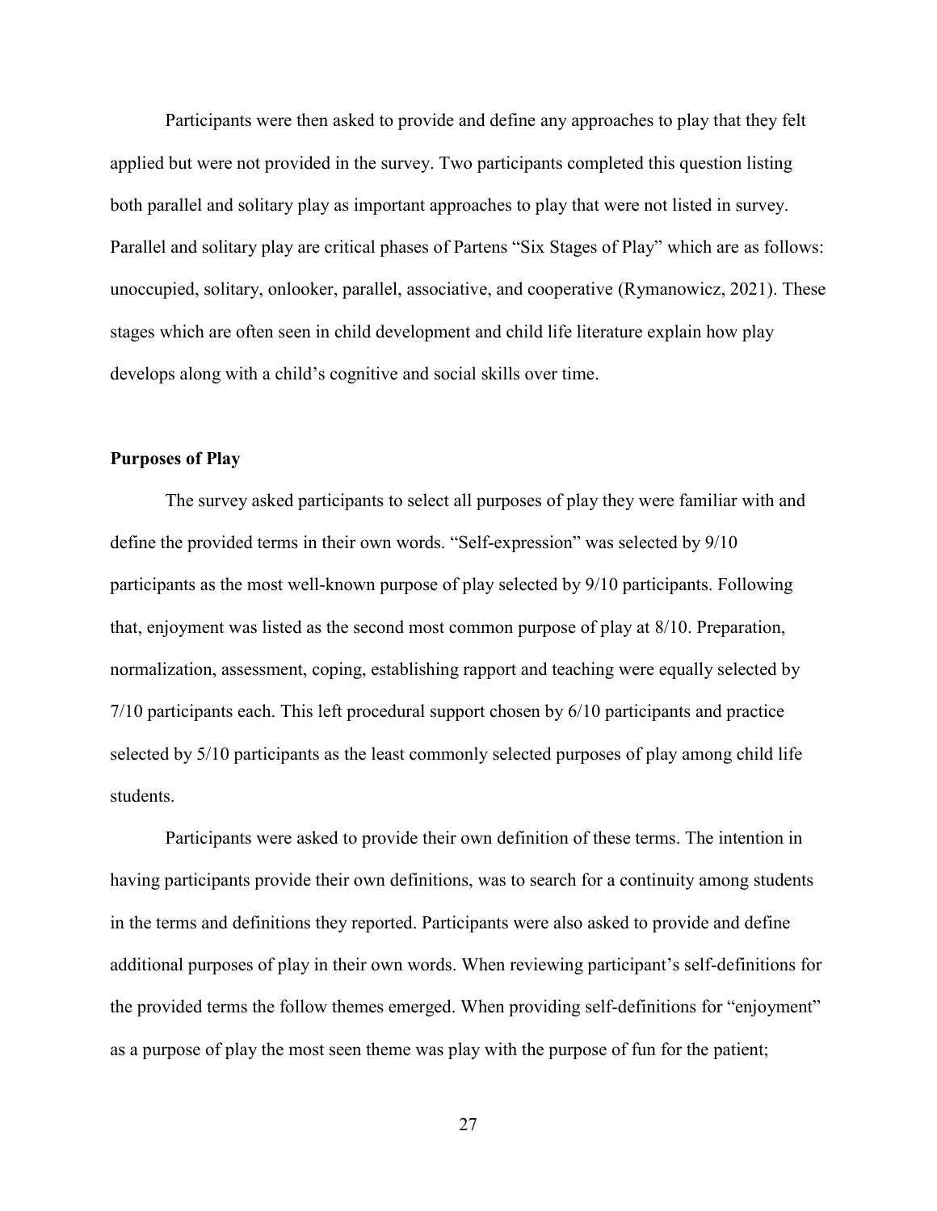Participants were then asked to provide and define any approaches to play that they felt applied but were not provided in the survey. Two participants completed this question listing both parallel and solitary play as important approaches to play that were not listed in survey. Parallel and solitary play are critical phases of Partens "Six Stages of Play" which are as follows: unoccupied, solitary, onlooker, parallel, associative, and cooperative (Rymanowicz, 2021). These stages which are often seen in child development and child life literature explain how play develops along with a child's cognitive and social skills over time.

### Purposes of Play

The survey asked participants to select all purposes of play they were familiar with and define the provided terms in their own words. "Self-expression" was selected by 9/10 participants as the most well-known purpose of play selected by 9/10 participants. Following that, enjoyment was listed as the second most common purpose of play at 8/10. Preparation, normalization, assessment, coping, establishing rapport and teaching were equally selected by 7/10 participants each. This left procedural support chosen by 6/10 participants and practice selected by 5/10 participants as the least commonly selected purposes of play among child life students.

Participants were asked to provide their own definition of these terms. The intention in having participants provide their own definitions, was to search for a continuity among students in the terms and definitions they reported. Participants were also asked to provide and define additional purposes of play in their own words. When reviewing participant's self-definitions for the provided terms the follow themes emerged. When providing self-definitions for "enjoyment" as a purpose of play the most seen theme was play with the purpose of fun for the patient;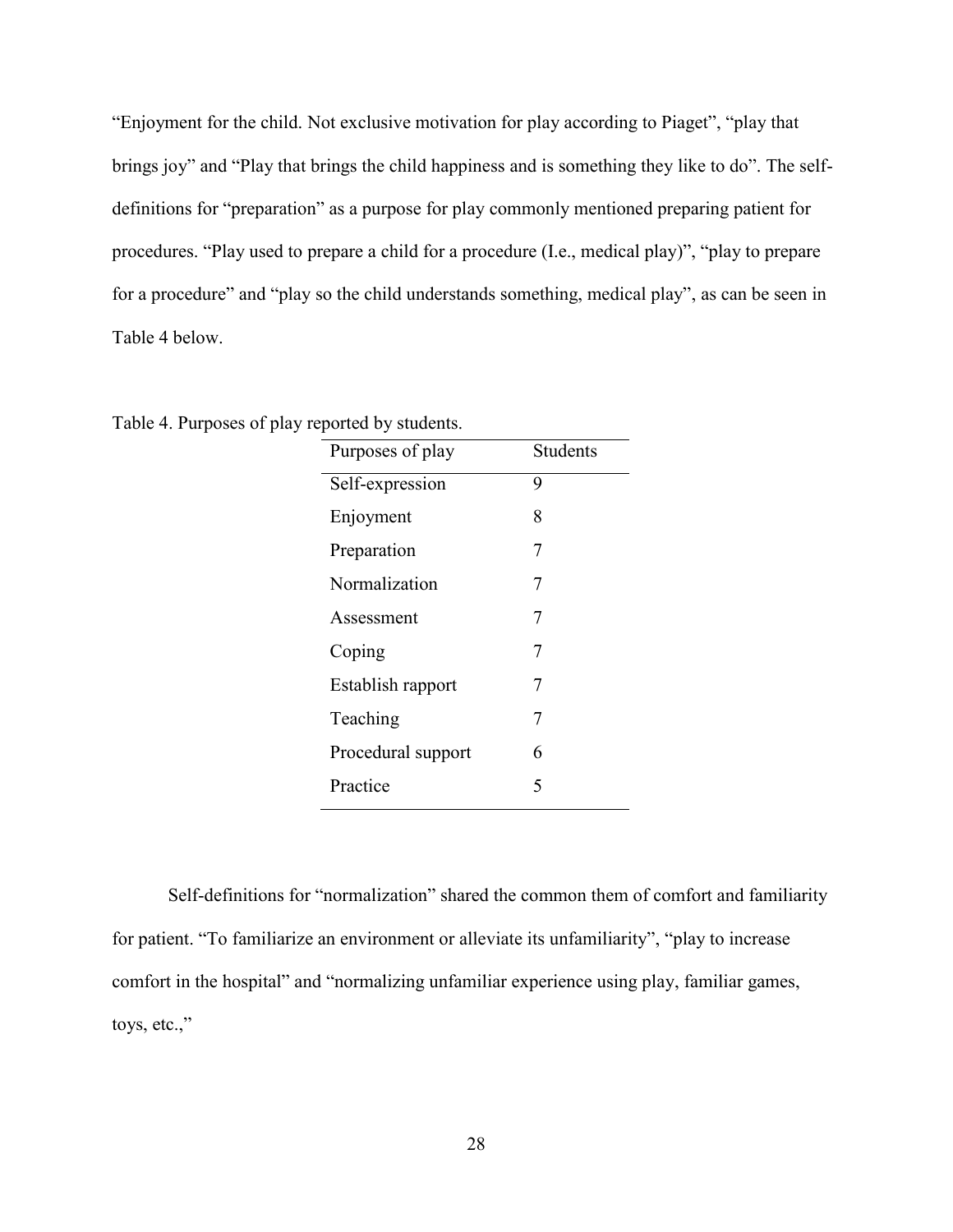"Enjoyment for the child. Not exclusive motivation for play according to Piaget", "play that brings joy" and "Play that brings the child happiness and is something they like to do". The self-definitions for "preparation" as a purpose for play commonly mentioned preparing patient for procedures. "Play used to prepare a child for a procedure (I.e., medical play)", "play to prepare for a procedure" and "play so the child understands something, medical play", as can be seen in Table 4 below.

Table 4. Purposes of play reported by students.

| Purposes of play | Students |
|---|---|
| Self-expression | 9 |
| Enjoyment | 8 |
| Preparation | 7 |
| Normalization | 7 |
| Assessment | 7 |
| Coping | 7 |
| Establish rapport | 7 |
| Teaching | 7 |
| Procedural support | 6 |
| Practice | 5 |

Self-definitions for "normalization" shared the common them of comfort and familiarity for patient. "To familiarize an environment or alleviate its unfamiliarity", "play to increase comfort in the hospital" and "normalizing unfamiliar experience using play, familiar games, toys, etc.,"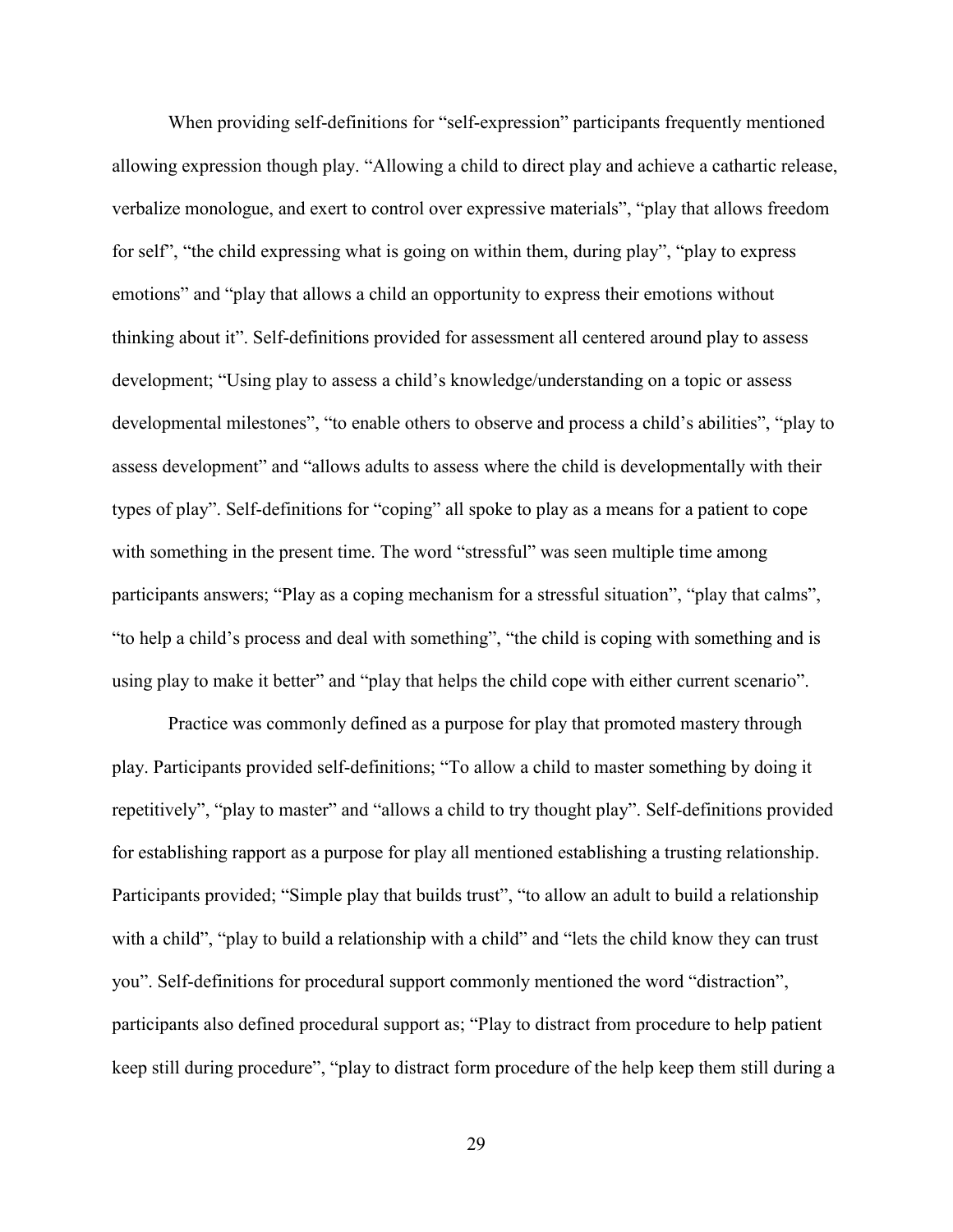When providing self-definitions for "self-expression" participants frequently mentioned allowing expression though play. "Allowing a child to direct play and achieve a cathartic release, verbalize monologue, and exert to control over expressive materials", "play that allows freedom for self", "the child expressing what is going on within them, during play", "play to express emotions" and "play that allows a child an opportunity to express their emotions without thinking about it". Self-definitions provided for assessment all centered around play to assess development; "Using play to assess a child's knowledge/understanding on a topic or assess developmental milestones", "to enable others to observe and process a child's abilities", "play to assess development" and "allows adults to assess where the child is developmentally with their types of play". Self-definitions for "coping" all spoke to play as a means for a patient to cope with something in the present time. The word "stressful" was seen multiple time among participants answers; "Play as a coping mechanism for a stressful situation", "play that calms", "to help a child's process and deal with something", "the child is coping with something and is using play to make it better" and "play that helps the child cope with either current scenario".

Practice was commonly defined as a purpose for play that promoted mastery through play. Participants provided self-definitions; "To allow a child to master something by doing it repetitively", "play to master" and "allows a child to try thought play". Self-definitions provided for establishing rapport as a purpose for play all mentioned establishing a trusting relationship. Participants provided; "Simple play that builds trust", "to allow an adult to build a relationship with a child", "play to build a relationship with a child" and "lets the child know they can trust you". Self-definitions for procedural support commonly mentioned the word "distraction", participants also defined procedural support as; "Play to distract from procedure to help patient keep still during procedure", "play to distract form procedure of the help keep them still during a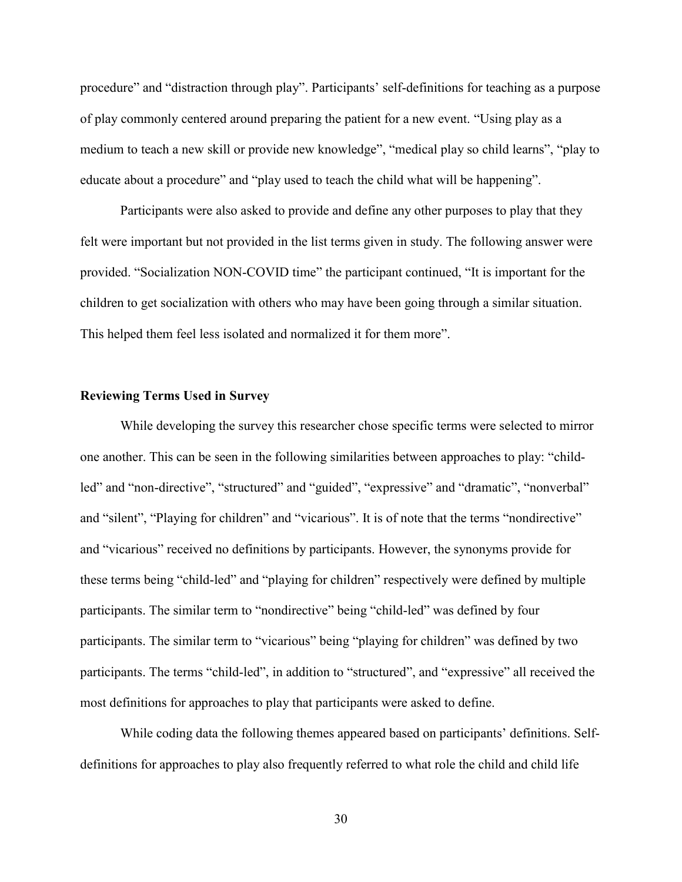procedure" and "distraction through play". Participants' self-definitions for teaching as a purpose of play commonly centered around preparing the patient for a new event. "Using play as a medium to teach a new skill or provide new knowledge", "medical play so child learns", "play to educate about a procedure" and "play used to teach the child what will be happening".

Participants were also asked to provide and define any other purposes to play that they felt were important but not provided in the list terms given in study. The following answer were provided. "Socialization NON-COVID time" the participant continued, "It is important for the children to get socialization with others who may have been going through a similar situation. This helped them feel less isolated and normalized it for them more".

**Reviewing Terms Used in Survey**

While developing the survey this researcher chose specific terms were selected to mirror one another. This can be seen in the following similarities between approaches to play: "child-led" and "non-directive", "structured" and "guided", "expressive" and "dramatic", "nonverbal" and "silent", "Playing for children" and "vicarious". It is of note that the terms "nondirective" and "vicarious" received no definitions by participants. However, the synonyms provide for these terms being "child-led" and "playing for children" respectively were defined by multiple participants. The similar term to "nondirective" being "child-led" was defined by four participants. The similar term to "vicarious" being "playing for children" was defined by two participants. The terms "child-led", in addition to "structured", and "expressive" all received the most definitions for approaches to play that participants were asked to define.

While coding data the following themes appeared based on participants' definitions. Self-definitions for approaches to play also frequently referred to what role the child and child life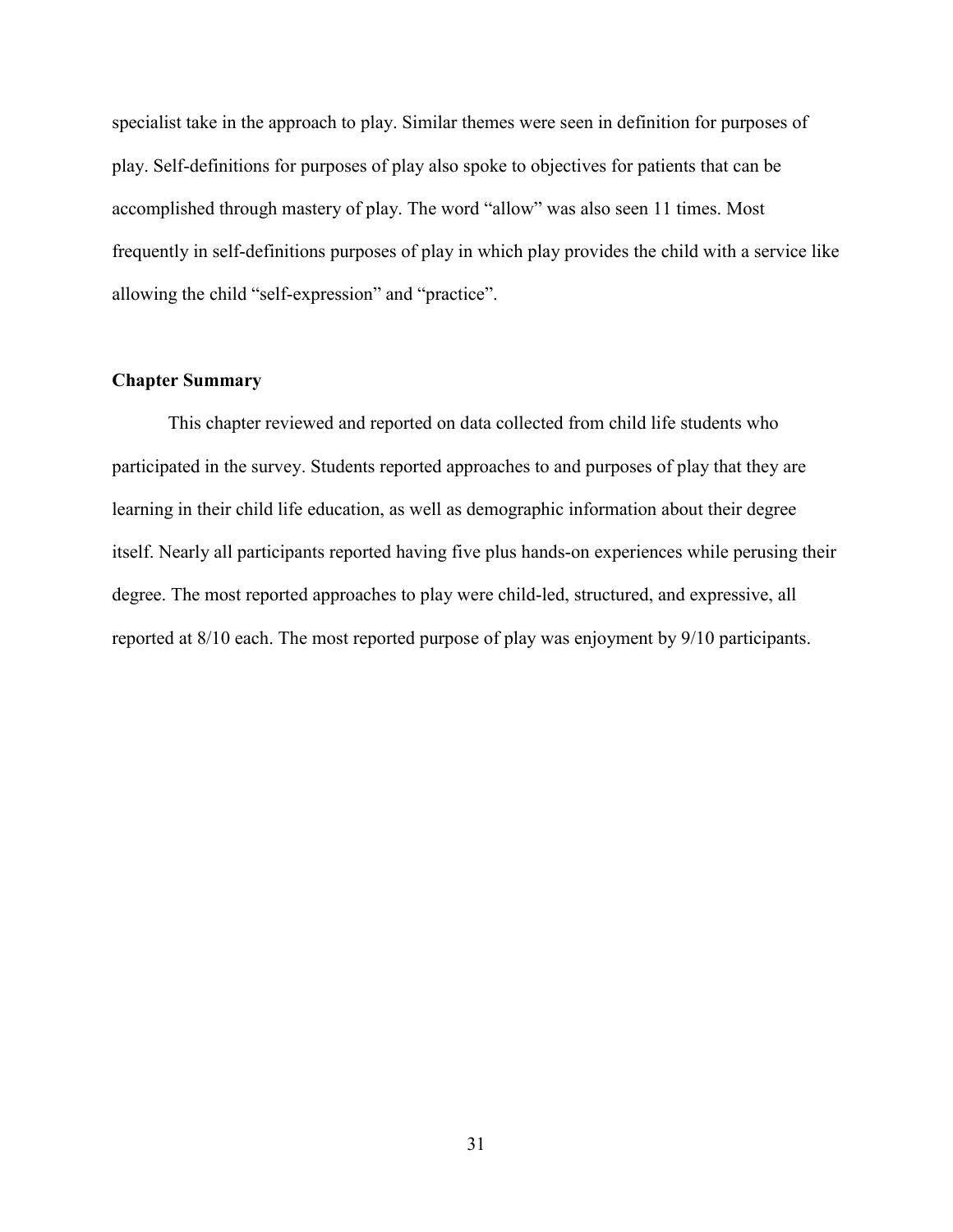specialist take in the approach to play. Similar themes were seen in definition for purposes of play. Self-definitions for purposes of play also spoke to objectives for patients that can be accomplished through mastery of play. The word "allow" was also seen 11 times. Most frequently in self-definitions purposes of play in which play provides the child with a service like allowing the child "self-expression" and "practice".

## Chapter Summary

This chapter reviewed and reported on data collected from child life students who participated in the survey. Students reported approaches to and purposes of play that they are learning in their child life education, as well as demographic information about their degree itself. Nearly all participants reported having five plus hands-on experiences while perusing their degree. The most reported approaches to play were child-led, structured, and expressive, all reported at 8/10 each. The most reported purpose of play was enjoyment by 9/10 participants.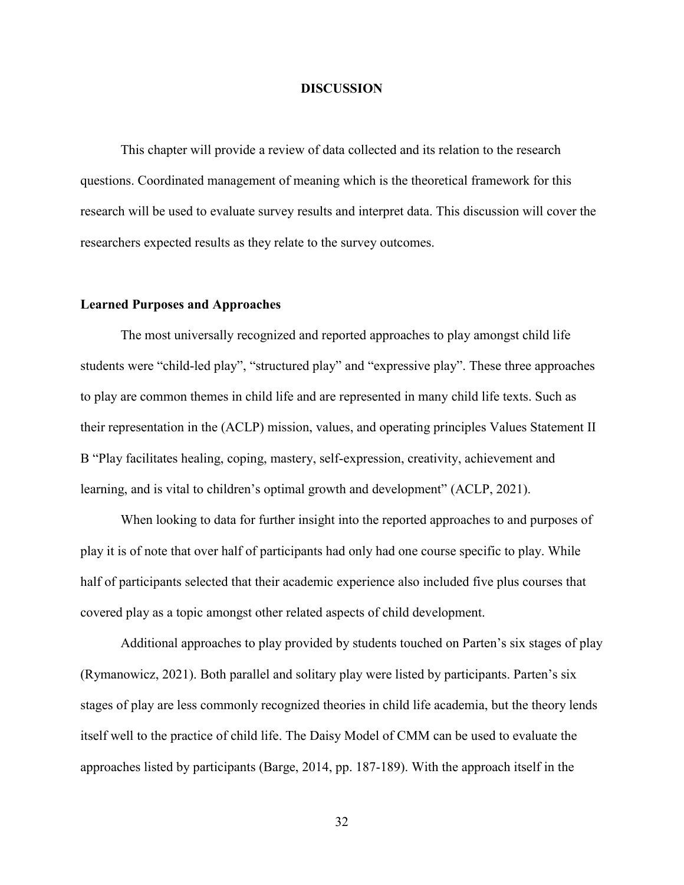# DISCUSSION

This chapter will provide a review of data collected and its relation to the research questions. Coordinated management of meaning which is the theoretical framework for this research will be used to evaluate survey results and interpret data. This discussion will cover the researchers expected results as they relate to the survey outcomes.

## Learned Purposes and Approaches

The most universally recognized and reported approaches to play amongst child life students were "child-led play", "structured play" and "expressive play". These three approaches to play are common themes in child life and are represented in many child life texts. Such as their representation in the (ACLP) mission, values, and operating principles Values Statement II B "Play facilitates healing, coping, mastery, self-expression, creativity, achievement and learning, and is vital to children's optimal growth and development" (ACLP, 2021).

When looking to data for further insight into the reported approaches to and purposes of play it is of note that over half of participants had only had one course specific to play. While half of participants selected that their academic experience also included five plus courses that covered play as a topic amongst other related aspects of child development.

Additional approaches to play provided by students touched on Parten's six stages of play (Rymanowicz, 2021). Both parallel and solitary play were listed by participants. Parten's six stages of play are less commonly recognized theories in child life academia, but the theory lends itself well to the practice of child life. The Daisy Model of CMM can be used to evaluate the approaches listed by participants (Barge, 2014, pp. 187-189). With the approach itself in the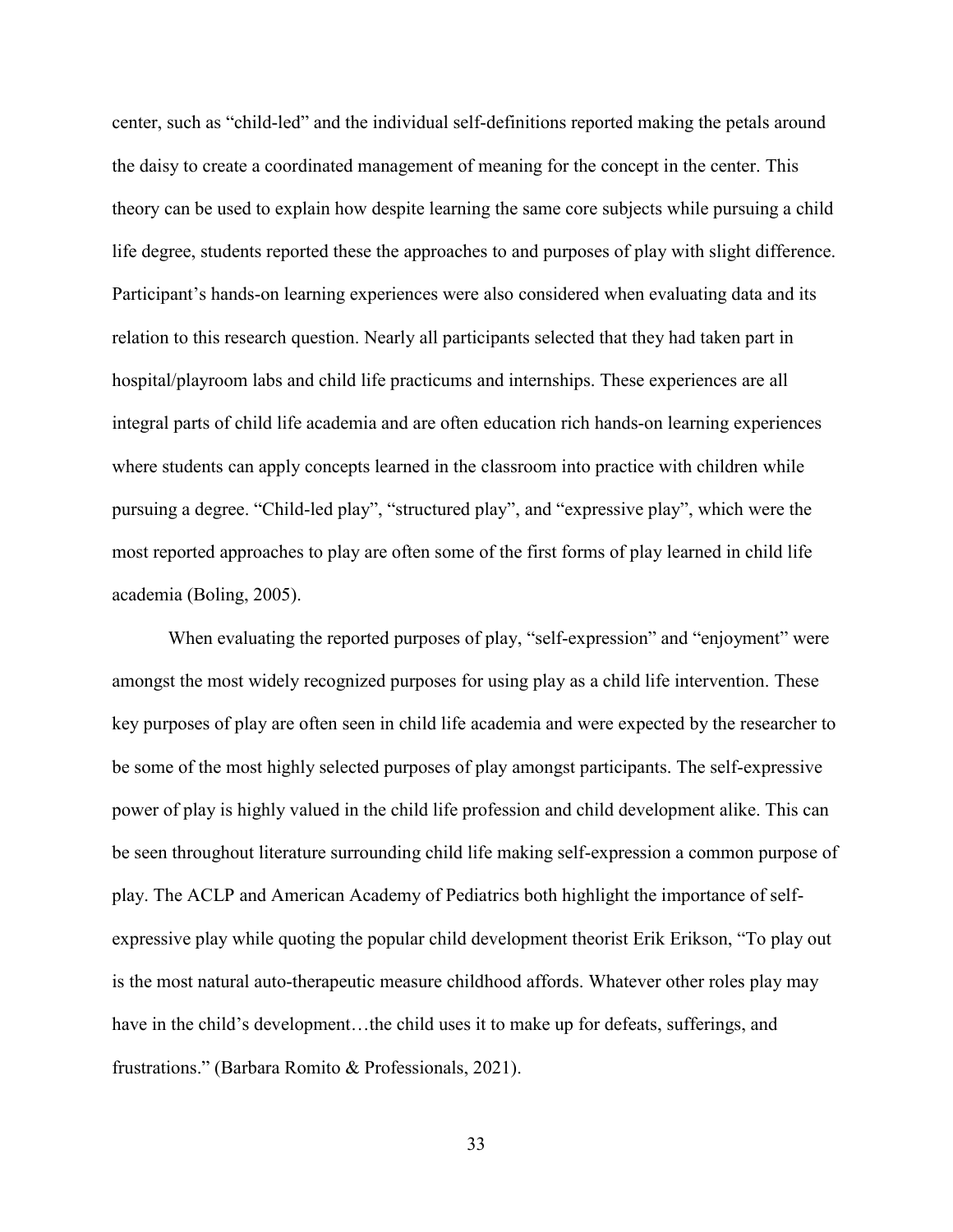center, such as "child-led" and the individual self-definitions reported making the petals around the daisy to create a coordinated management of meaning for the concept in the center. This theory can be used to explain how despite learning the same core subjects while pursuing a child life degree, students reported these the approaches to and purposes of play with slight difference. Participant's hands-on learning experiences were also considered when evaluating data and its relation to this research question. Nearly all participants selected that they had taken part in hospital/playroom labs and child life practicums and internships. These experiences are all integral parts of child life academia and are often education rich hands-on learning experiences where students can apply concepts learned in the classroom into practice with children while pursuing a degree. "Child-led play", "structured play", and "expressive play", which were the most reported approaches to play are often some of the first forms of play learned in child life academia (Boling, 2005).

When evaluating the reported purposes of play, "self-expression" and "enjoyment" were amongst the most widely recognized purposes for using play as a child life intervention. These key purposes of play are often seen in child life academia and were expected by the researcher to be some of the most highly selected purposes of play amongst participants. The self-expressive power of play is highly valued in the child life profession and child development alike. This can be seen throughout literature surrounding child life making self-expression a common purpose of play. The ACLP and American Academy of Pediatrics both highlight the importance of self-expressive play while quoting the popular child development theorist Erik Erikson, "To play out is the most natural auto-therapeutic measure childhood affords. Whatever other roles play may have in the child's development…the child uses it to make up for defeats, sufferings, and frustrations." (Barbara Romito & Professionals, 2021).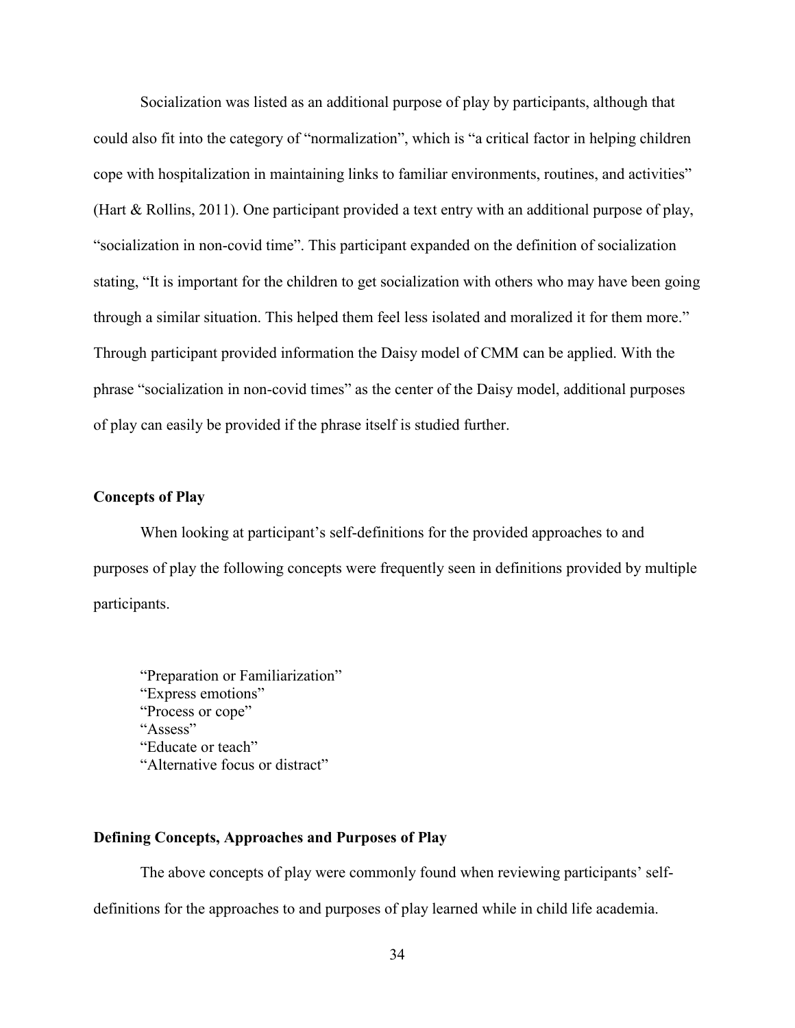Socialization was listed as an additional purpose of play by participants, although that could also fit into the category of "normalization", which is "a critical factor in helping children cope with hospitalization in maintaining links to familiar environments, routines, and activities" (Hart & Rollins, 2011). One participant provided a text entry with an additional purpose of play, "socialization in non-covid time". This participant expanded on the definition of socialization stating, "It is important for the children to get socialization with others who may have been going through a similar situation. This helped them feel less isolated and moralized it for them more." Through participant provided information the Daisy model of CMM can be applied. With the phrase "socialization in non-covid times" as the center of the Daisy model, additional purposes of play can easily be provided if the phrase itself is studied further.

### Concepts of Play

When looking at participant's self-definitions for the provided approaches to and purposes of play the following concepts were frequently seen in definitions provided by multiple participants.

"Preparation or Familiarization"
"Express emotions"
"Process or cope"
"Assess"
"Educate or teach"
"Alternative focus or distract"

### Defining Concepts, Approaches and Purposes of Play

The above concepts of play were commonly found when reviewing participants' self-definitions for the approaches to and purposes of play learned while in child life academia.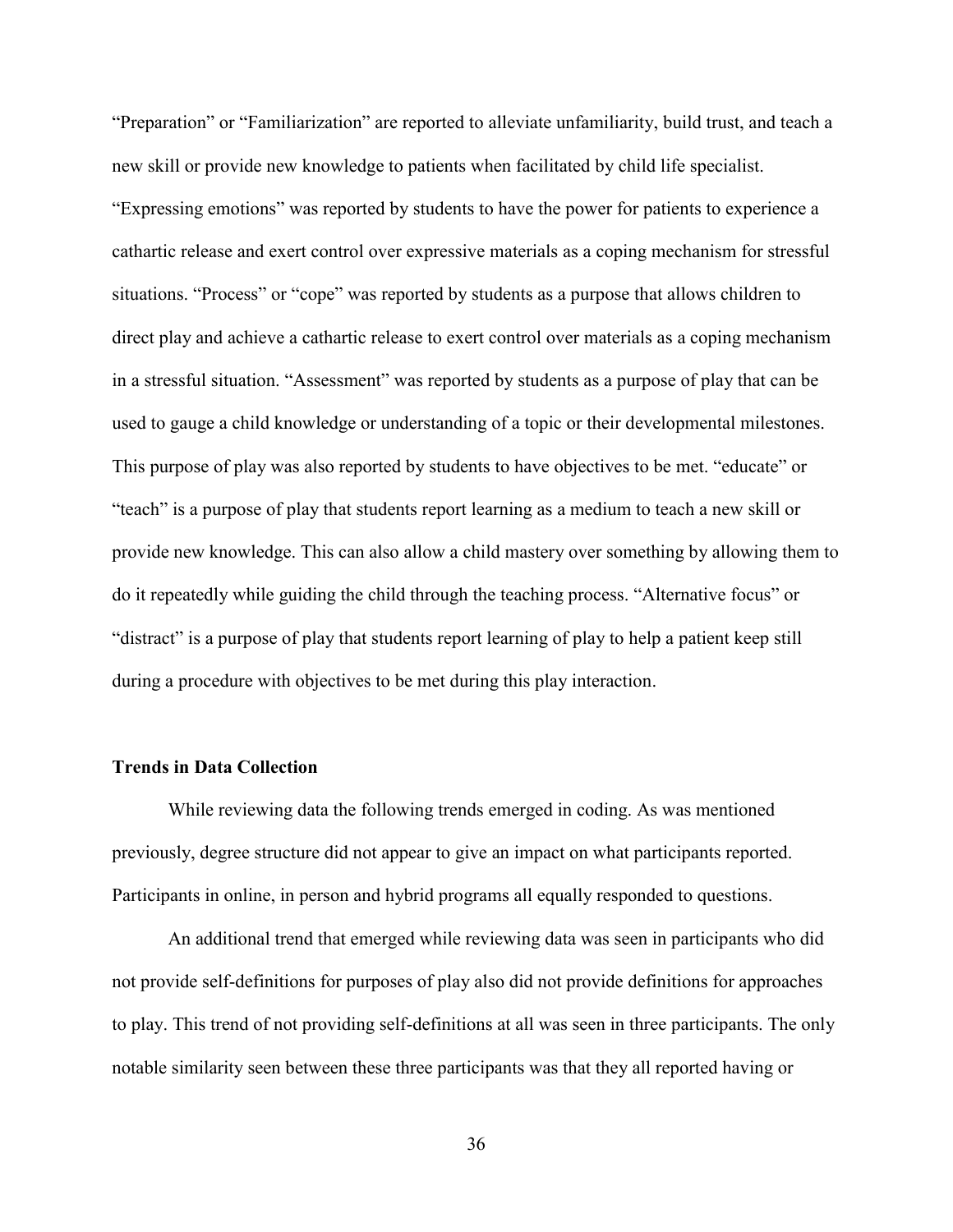"Preparation" or "Familiarization" are reported to alleviate unfamiliarity, build trust, and teach a new skill or provide new knowledge to patients when facilitated by child life specialist. "Expressing emotions" was reported by students to have the power for patients to experience a cathartic release and exert control over expressive materials as a coping mechanism for stressful situations. "Process" or "cope" was reported by students as a purpose that allows children to direct play and achieve a cathartic release to exert control over materials as a coping mechanism in a stressful situation. "Assessment" was reported by students as a purpose of play that can be used to gauge a child knowledge or understanding of a topic or their developmental milestones. This purpose of play was also reported by students to have objectives to be met. "educate" or "teach" is a purpose of play that students report learning as a medium to teach a new skill or provide new knowledge. This can also allow a child mastery over something by allowing them to do it repeatedly while guiding the child through the teaching process. "Alternative focus" or "distract" is a purpose of play that students report learning of play to help a patient keep still during a procedure with objectives to be met during this play interaction.

### Trends in Data Collection

While reviewing data the following trends emerged in coding. As was mentioned previously, degree structure did not appear to give an impact on what participants reported. Participants in online, in person and hybrid programs all equally responded to questions.

An additional trend that emerged while reviewing data was seen in participants who did not provide self-definitions for purposes of play also did not provide definitions for approaches to play. This trend of not providing self-definitions at all was seen in three participants. The only notable similarity seen between these three participants was that they all reported having or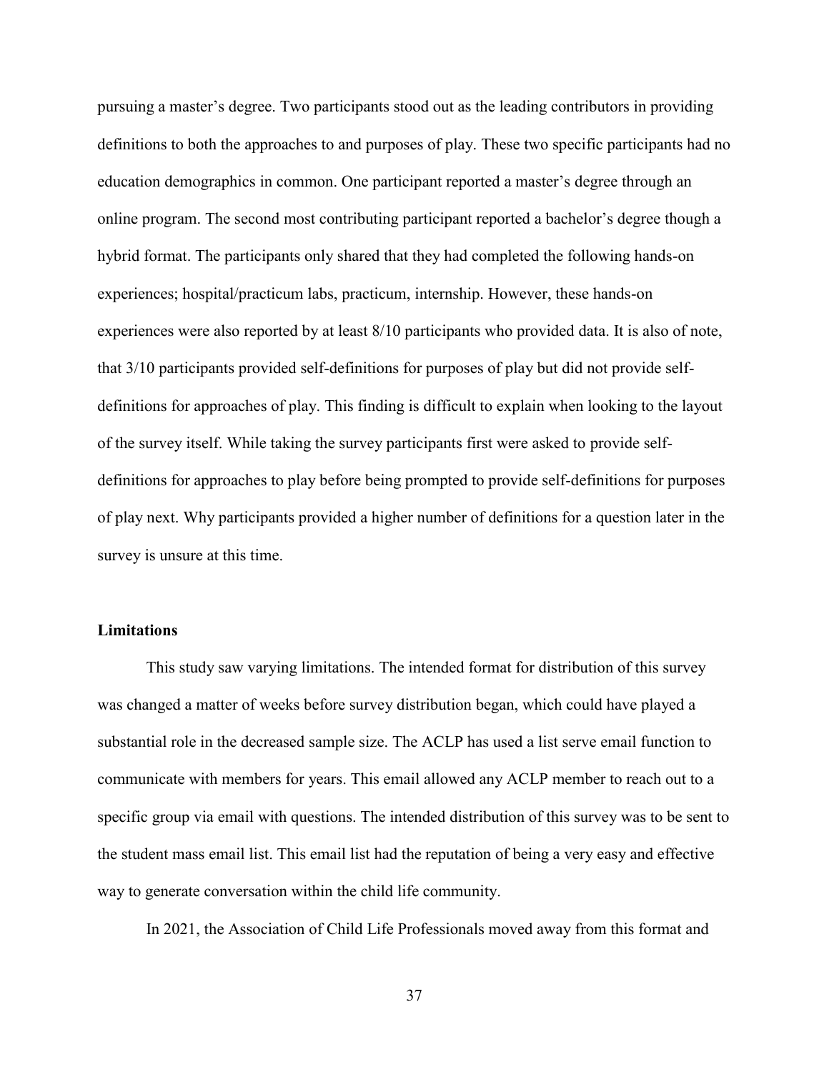pursuing a master's degree. Two participants stood out as the leading contributors in providing definitions to both the approaches to and purposes of play. These two specific participants had no education demographics in common. One participant reported a master's degree through an online program. The second most contributing participant reported a bachelor's degree though a hybrid format. The participants only shared that they had completed the following hands-on experiences; hospital/practicum labs, practicum, internship. However, these hands-on experiences were also reported by at least 8/10 participants who provided data. It is also of note, that 3/10 participants provided self-definitions for purposes of play but did not provide self-definitions for approaches of play. This finding is difficult to explain when looking to the layout of the survey itself. While taking the survey participants first were asked to provide self-definitions for approaches to play before being prompted to provide self-definitions for purposes of play next. Why participants provided a higher number of definitions for a question later in the survey is unsure at this time.

**Limitations**

This study saw varying limitations. The intended format for distribution of this survey was changed a matter of weeks before survey distribution began, which could have played a substantial role in the decreased sample size. The ACLP has used a list serve email function to communicate with members for years. This email allowed any ACLP member to reach out to a specific group via email with questions. The intended distribution of this survey was to be sent to the student mass email list. This email list had the reputation of being a very easy and effective way to generate conversation within the child life community.

In 2021, the Association of Child Life Professionals moved away from this format and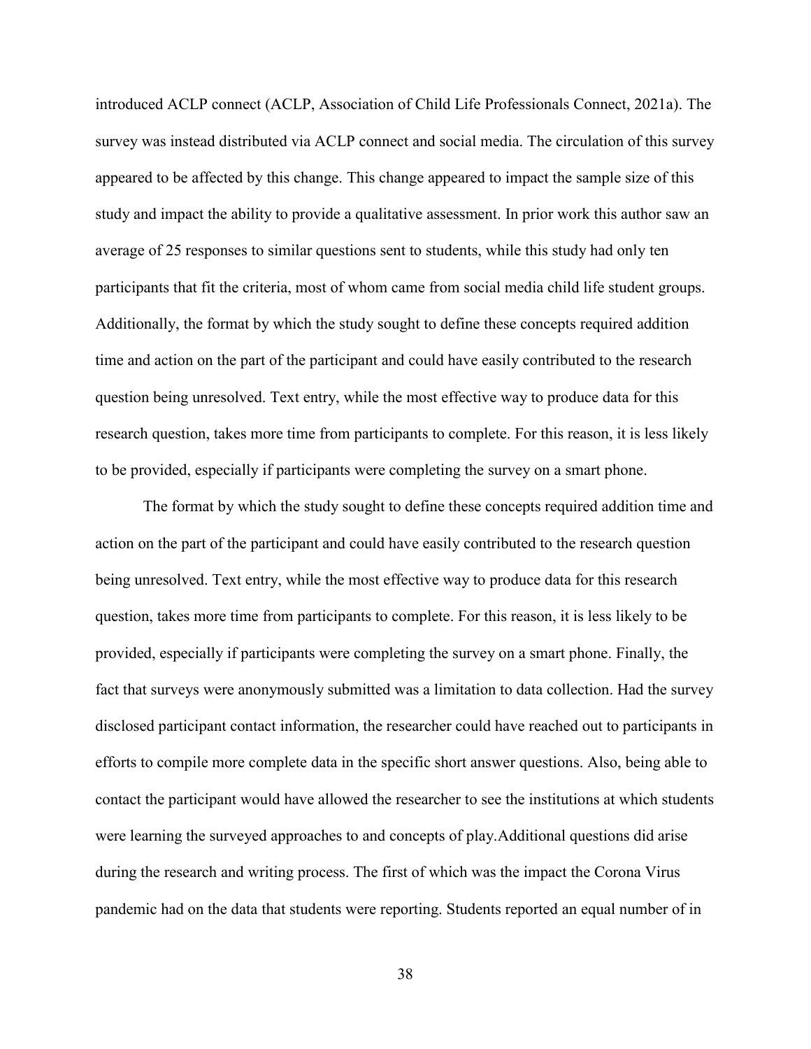introduced ACLP connect (ACLP, Association of Child Life Professionals Connect, 2021a). The survey was instead distributed via ACLP connect and social media. The circulation of this survey appeared to be affected by this change. This change appeared to impact the sample size of this study and impact the ability to provide a qualitative assessment. In prior work this author saw an average of 25 responses to similar questions sent to students, while this study had only ten participants that fit the criteria, most of whom came from social media child life student groups. Additionally, the format by which the study sought to define these concepts required addition time and action on the part of the participant and could have easily contributed to the research question being unresolved. Text entry, while the most effective way to produce data for this research question, takes more time from participants to complete. For this reason, it is less likely to be provided, especially if participants were completing the survey on a smart phone.

The format by which the study sought to define these concepts required addition time and action on the part of the participant and could have easily contributed to the research question being unresolved. Text entry, while the most effective way to produce data for this research question, takes more time from participants to complete. For this reason, it is less likely to be provided, especially if participants were completing the survey on a smart phone. Finally, the fact that surveys were anonymously submitted was a limitation to data collection. Had the survey disclosed participant contact information, the researcher could have reached out to participants in efforts to compile more complete data in the specific short answer questions. Also, being able to contact the participant would have allowed the researcher to see the institutions at which students were learning the surveyed approaches to and concepts of play.Additional questions did arise during the research and writing process. The first of which was the impact the Corona Virus pandemic had on the data that students were reporting. Students reported an equal number of in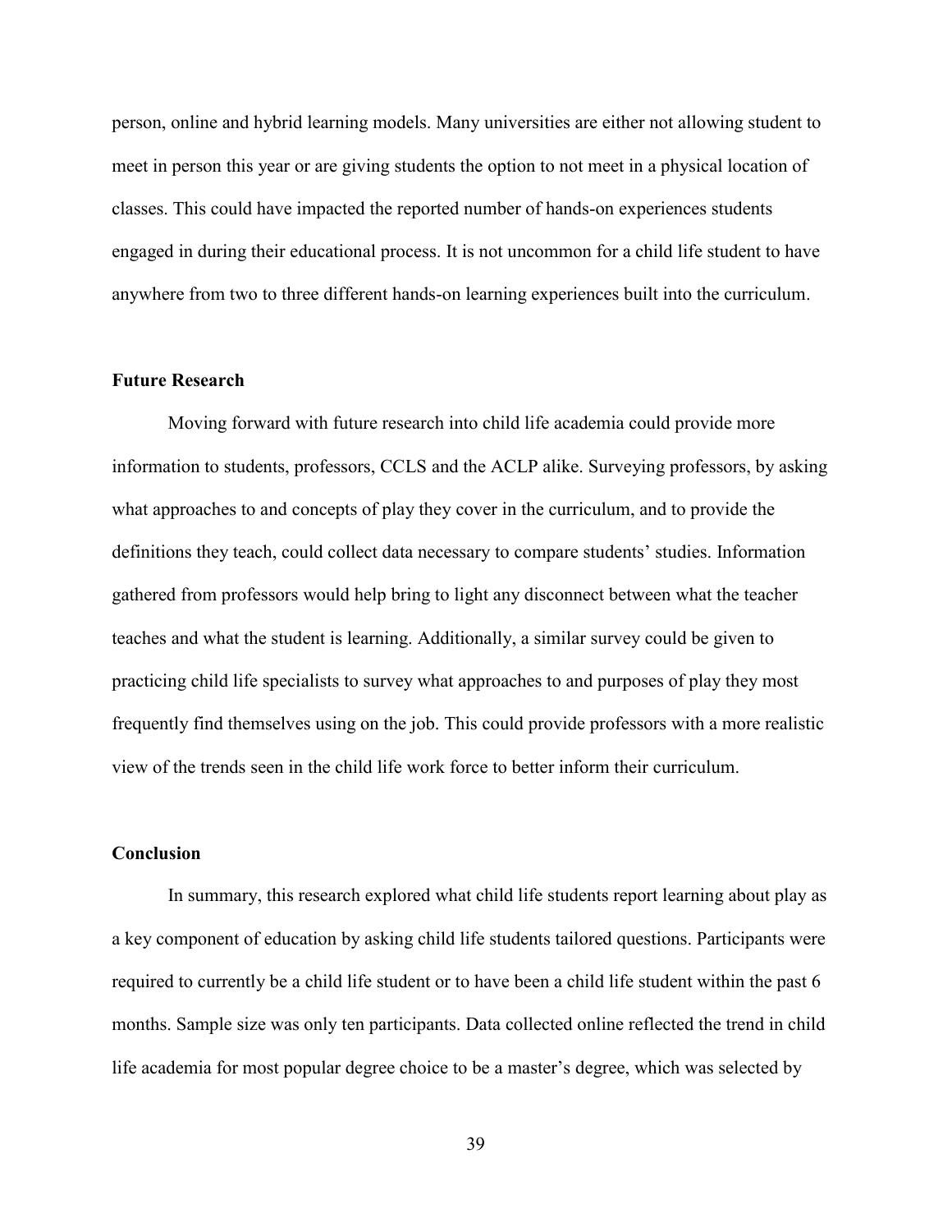person, online and hybrid learning models. Many universities are either not allowing student to meet in person this year or are giving students the option to not meet in a physical location of classes. This could have impacted the reported number of hands-on experiences students engaged in during their educational process. It is not uncommon for a child life student to have anywhere from two to three different hands-on learning experiences built into the curriculum.

## Future Research

Moving forward with future research into child life academia could provide more information to students, professors, CCLS and the ACLP alike. Surveying professors, by asking what approaches to and concepts of play they cover in the curriculum, and to provide the definitions they teach, could collect data necessary to compare students' studies. Information gathered from professors would help bring to light any disconnect between what the teacher teaches and what the student is learning. Additionally, a similar survey could be given to practicing child life specialists to survey what approaches to and purposes of play they most frequently find themselves using on the job. This could provide professors with a more realistic view of the trends seen in the child life work force to better inform their curriculum.

## Conclusion

In summary, this research explored what child life students report learning about play as a key component of education by asking child life students tailored questions. Participants were required to currently be a child life student or to have been a child life student within the past 6 months. Sample size was only ten participants. Data collected online reflected the trend in child life academia for most popular degree choice to be a master's degree, which was selected by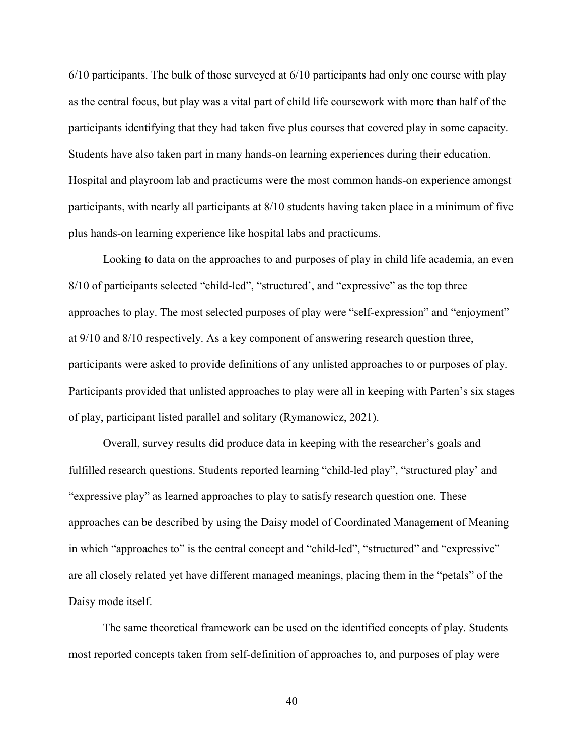6/10 participants. The bulk of those surveyed at 6/10 participants had only one course with play as the central focus, but play was a vital part of child life coursework with more than half of the participants identifying that they had taken five plus courses that covered play in some capacity. Students have also taken part in many hands-on learning experiences during their education. Hospital and playroom lab and practicums were the most common hands-on experience amongst participants, with nearly all participants at 8/10 students having taken place in a minimum of five plus hands-on learning experience like hospital labs and practicums.

Looking to data on the approaches to and purposes of play in child life academia, an even 8/10 of participants selected "child-led", "structured', and "expressive" as the top three approaches to play. The most selected purposes of play were "self-expression" and "enjoyment" at 9/10 and 8/10 respectively. As a key component of answering research question three, participants were asked to provide definitions of any unlisted approaches to or purposes of play. Participants provided that unlisted approaches to play were all in keeping with Parten's six stages of play, participant listed parallel and solitary (Rymanowicz, 2021).

Overall, survey results did produce data in keeping with the researcher's goals and fulfilled research questions. Students reported learning "child-led play", "structured play' and "expressive play" as learned approaches to play to satisfy research question one. These approaches can be described by using the Daisy model of Coordinated Management of Meaning in which "approaches to" is the central concept and "child-led", "structured" and "expressive" are all closely related yet have different managed meanings, placing them in the "petals" of the Daisy mode itself.

The same theoretical framework can be used on the identified concepts of play. Students most reported concepts taken from self-definition of approaches to, and purposes of play were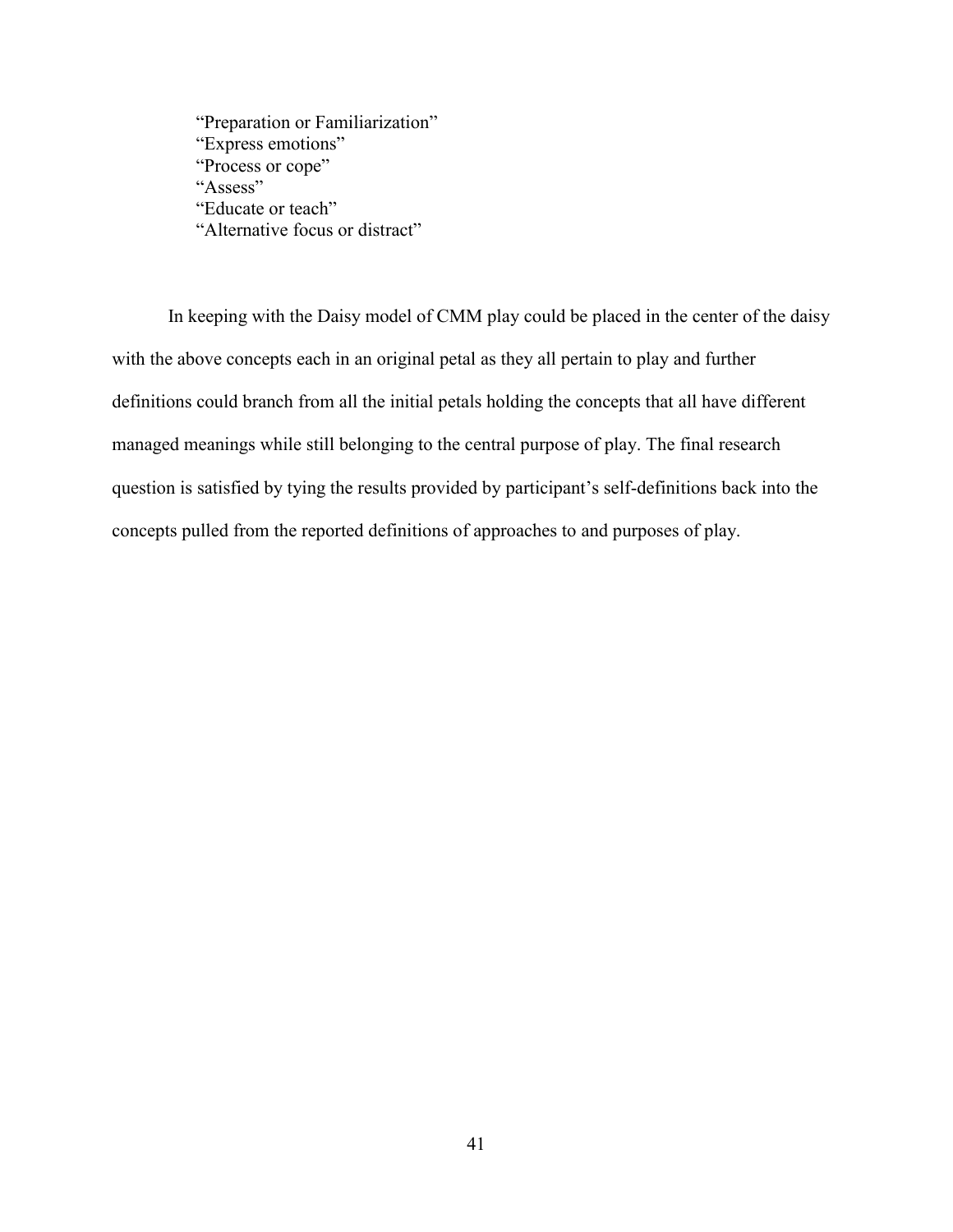"Preparation or Familiarization"
"Express emotions"
"Process or cope"
"Assess"
"Educate or teach"
"Alternative focus or distract"

In keeping with the Daisy model of CMM play could be placed in the center of the daisy with the above concepts each in an original petal as they all pertain to play and further definitions could branch from all the initial petals holding the concepts that all have different managed meanings while still belonging to the central purpose of play. The final research question is satisfied by tying the results provided by participant's self-definitions back into the concepts pulled from the reported definitions of approaches to and purposes of play.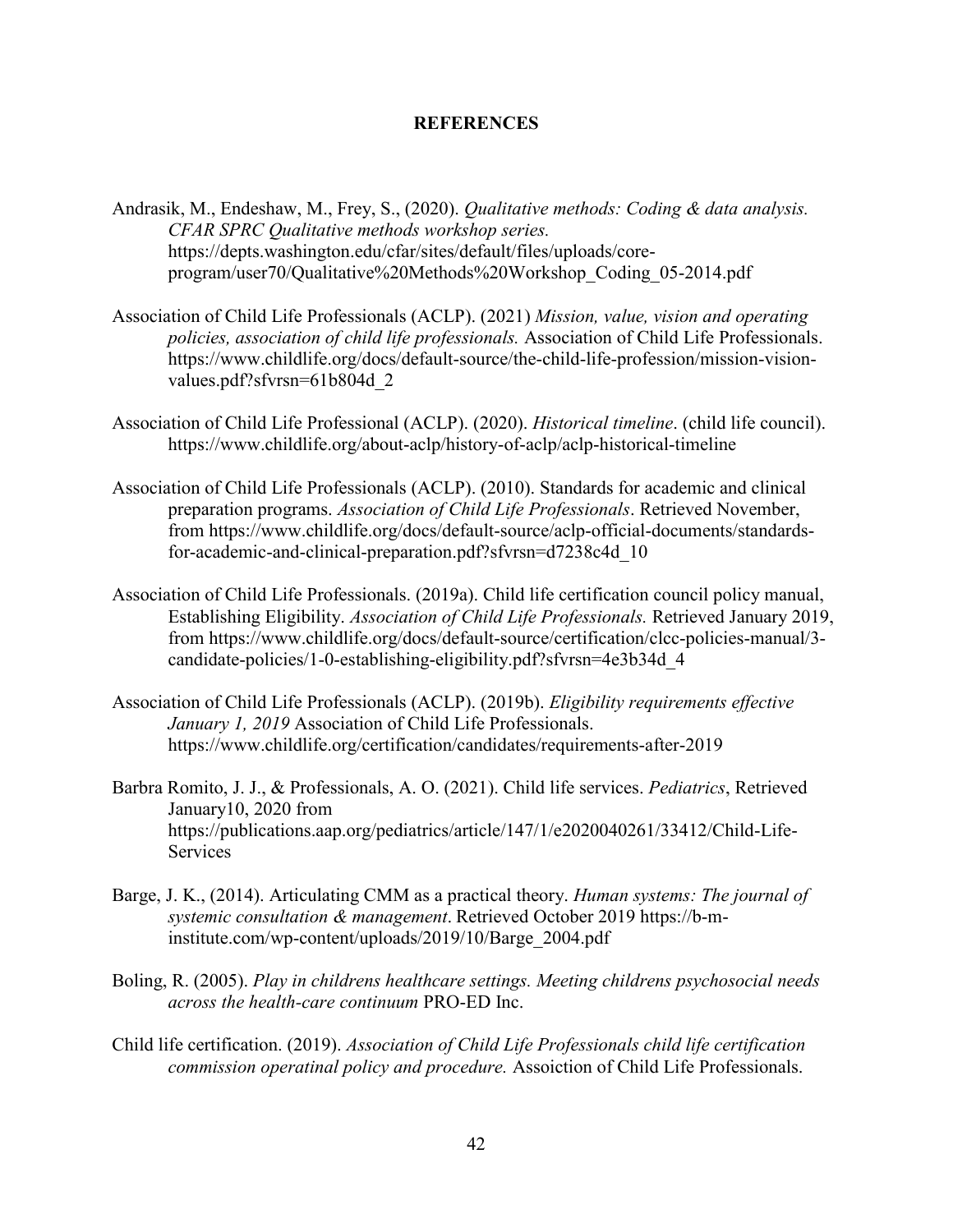# REFERENCES

Andrasik, M., Endeshaw, M., Frey, S., (2020). *Qualitative methods: Coding & data analysis. CFAR SPRC Qualitative methods workshop series.* https://depts.washington.edu/cfar/sites/default/files/uploads/core-program/user70/Qualitative%20Methods%20Workshop_Coding_05-2014.pdf

Association of Child Life Professionals (ACLP). (2021) *Mission, value, vision and operating policies, association of child life professionals.* Association of Child Life Professionals. https://www.childlife.org/docs/default-source/the-child-life-profession/mission-vision-values.pdf?sfvrsn=61b804d_2

Association of Child Life Professional (ACLP). (2020). *Historical timeline*. (child life council). https://www.childlife.org/about-aclp/history-of-aclp/aclp-historical-timeline

Association of Child Life Professionals (ACLP). (2010). Standards for academic and clinical preparation programs. *Association of Child Life Professionals*. Retrieved November, from https://www.childlife.org/docs/default-source/aclp-official-documents/standards-for-academic-and-clinical-preparation.pdf?sfvrsn=d7238c4d_10

Association of Child Life Professionals. (2019a). Child life certification council policy manual, Establishing Eligibility. *Association of Child Life Professionals.* Retrieved January 2019, from https://www.childlife.org/docs/default-source/certification/clcc-policies-manual/3-candidate-policies/1-0-establishing-eligibility.pdf?sfvrsn=4e3b34d_4

Association of Child Life Professionals (ACLP). (2019b). *Eligibility requirements effective January 1, 2019* Association of Child Life Professionals. https://www.childlife.org/certification/candidates/requirements-after-2019

Barbra Romito, J. J., & Professionals, A. O. (2021). Child life services. *Pediatrics*, Retrieved January10, 2020 from https://publications.aap.org/pediatrics/article/147/1/e2020040261/33412/Child-Life-Services

Barge, J. K., (2014). Articulating CMM as a practical theory. *Human systems: The journal of systemic consultation & management*. Retrieved October 2019 https://b-m-institute.com/wp-content/uploads/2019/10/Barge_2004.pdf

Boling, R. (2005). *Play in childrens healthcare settings. Meeting childrens psychosocial needs across the health-care continuum* PRO-ED Inc.

Child life certification. (2019). *Association of Child Life Professionals child life certification commission operatinal policy and procedure.* Assoiction of Child Life Professionals.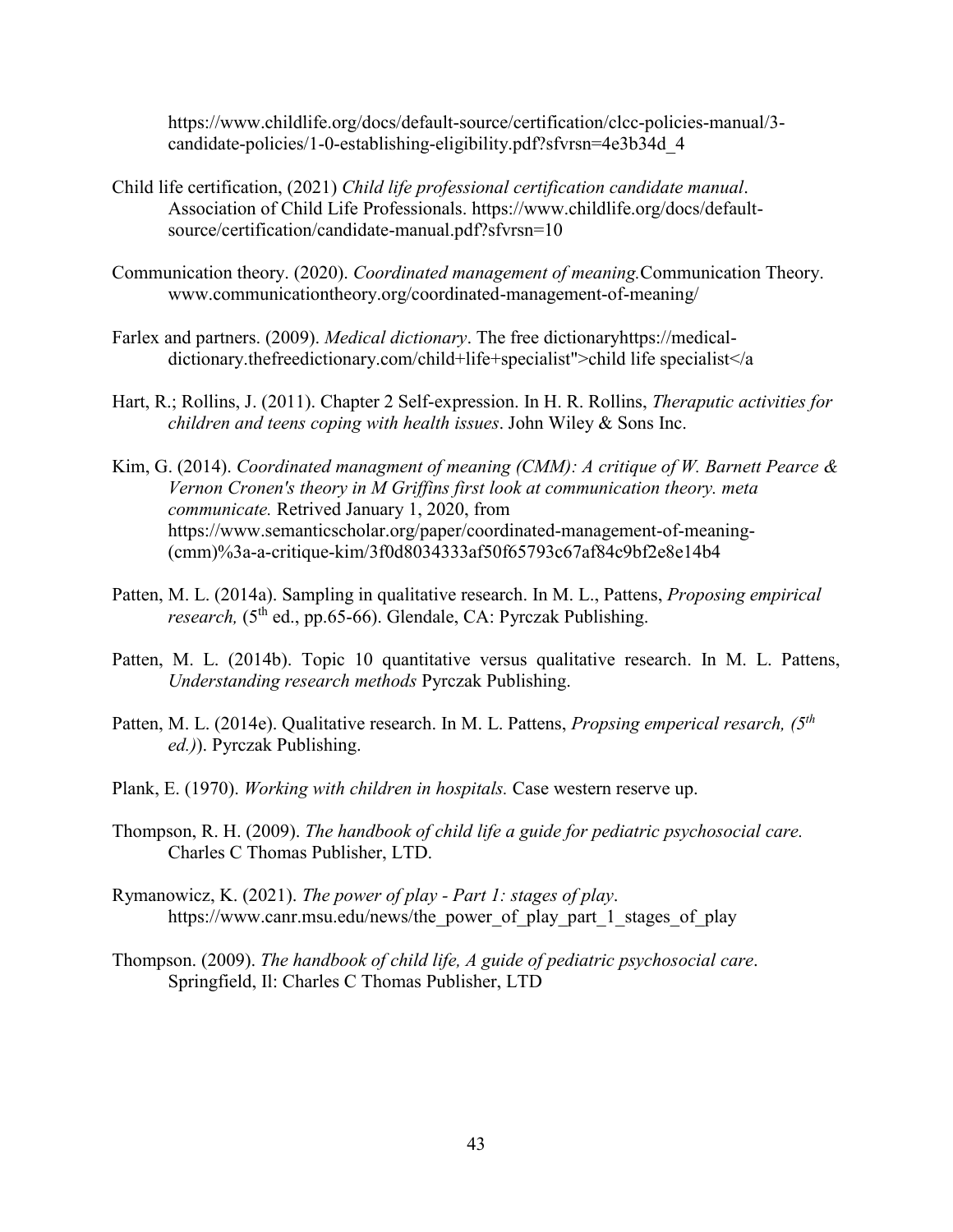https://www.childlife.org/docs/default-source/certification/clcc-policies-manual/3-candidate-policies/1-0-establishing-eligibility.pdf?sfvrsn=4e3b34d_4

Child life certification, (2021) *Child life professional certification candidate manual*. Association of Child Life Professionals. https://www.childlife.org/docs/default-source/certification/candidate-manual.pdf?sfvrsn=10

Communication theory. (2020). *Coordinated management of meaning.*Communication Theory. www.communicationtheory.org/coordinated-management-of-meaning/

Farlex and partners. (2009). *Medical dictionary*. The free dictionaryhttps://medical-dictionary.thefreedictionary.com/child+life+specialist">child life specialist</a

Hart, R.; Rollins, J. (2011). Chapter 2 Self-expression. In H. R. Rollins, *Theraputic activities for children and teens coping with health issues*. John Wiley & Sons Inc.

Kim, G. (2014). *Coordinated managment of meaning (CMM): A critique of W. Barnett Pearce & Vernon Cronen's theory in M Griffins first look at communication theory. meta communicate.* Retrived January 1, 2020, from https://www.semanticscholar.org/paper/coordinated-management-of-meaning-(cmm)%3a-a-critique-kim/3f0d8034333af50f65793c67af84c9bf2e8e14b4

Patten, M. L. (2014a). Sampling in qualitative research. In M. L., Pattens, *Proposing empirical research,* (5th ed., pp.65-66). Glendale, CA: Pyrczak Publishing.

Patten, M. L. (2014b). Topic 10 quantitative versus qualitative research. In M. L. Pattens, *Understanding research methods* Pyrczak Publishing.

Patten, M. L. (2014e). Qualitative research. In M. L. Pattens, *Propsing emperical resarch, (5th ed.)*). Pyrczak Publishing.

Plank, E. (1970). *Working with children in hospitals.* Case western reserve up.

Thompson, R. H. (2009). *The handbook of child life a guide for pediatric psychosocial care.* Charles C Thomas Publisher, LTD.

Rymanowicz, K. (2021). *The power of play - Part 1: stages of play*. https://www.canr.msu.edu/news/the_power_of_play_part_1_stages_of_play

Thompson. (2009). *The handbook of child life, A guide of pediatric psychosocial care*. Springfield, Il: Charles C Thomas Publisher, LTD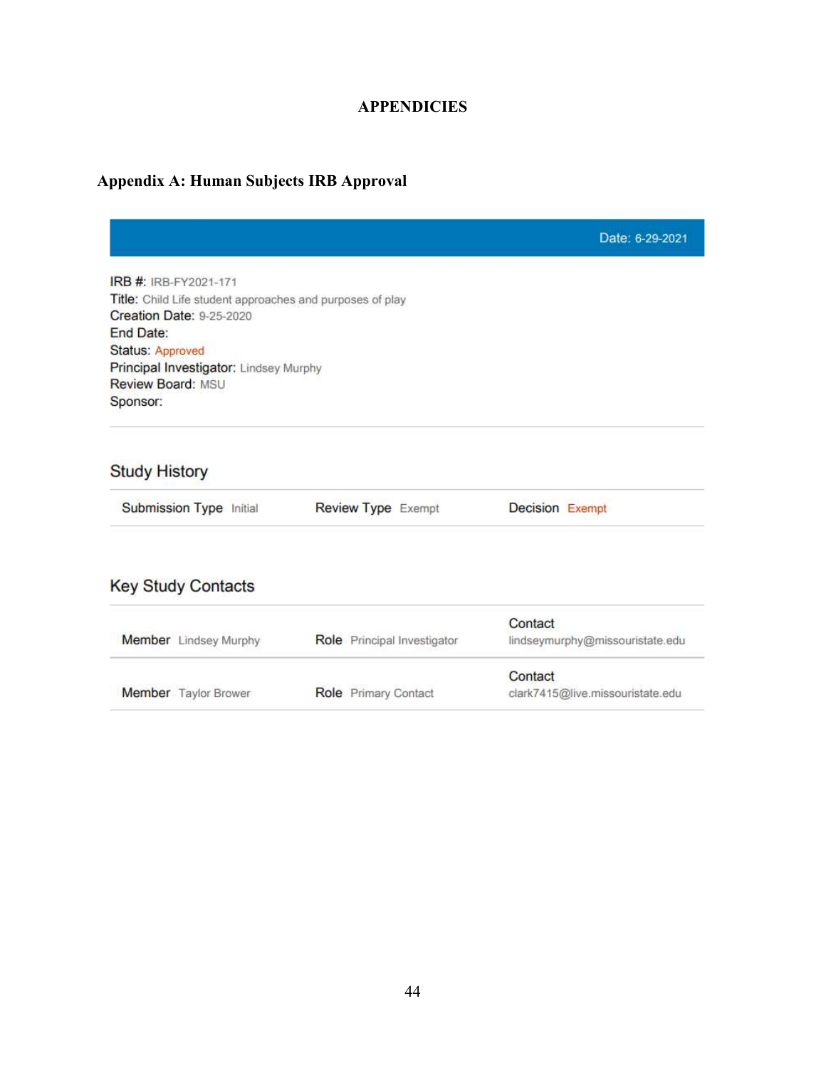# APPENDICIES

## Appendix A: Human Subjects IRB Approval

Date: 6-29-2021

IRB #: IRB-FY2021-171
Title: Child Life student approaches and purposes of play
Creation Date: 9-25-2020
End Date:
Status: Approved
Principal Investigator: Lindsey Murphy
Review Board: MSU
Sponsor:

### Study History

| Submission Type | Review Type | Decision |
|---|---|---|
| Initial | Exempt | Exempt |

### Key Study Contacts

| Member | Role | Contact |
|---|---|---|
| Lindsey Murphy | Principal Investigator | lindseymurphy@missouristate.edu |
| Taylor Brower | Primary Contact | clark7415@live.missouristate.edu |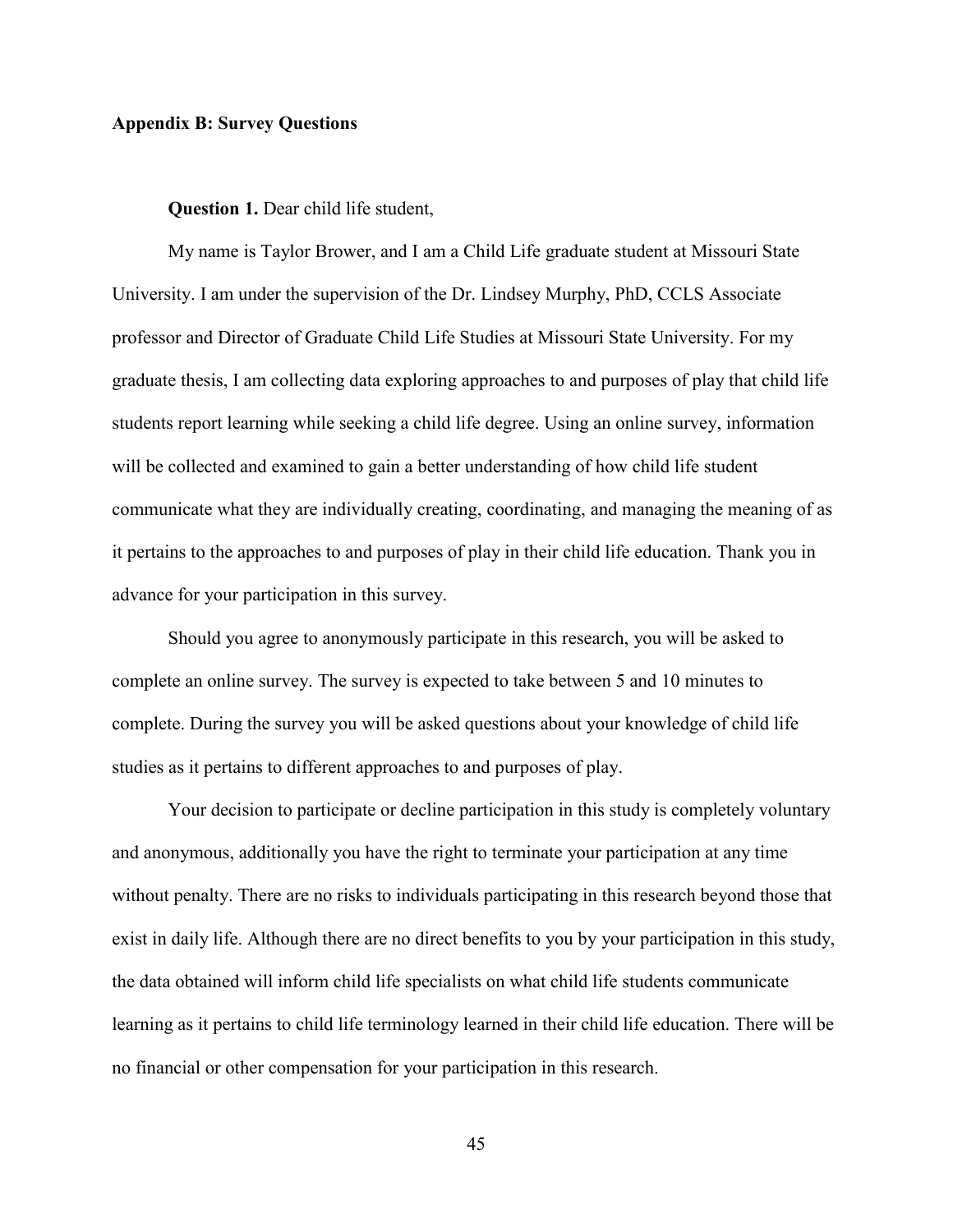## Appendix B: Survey Questions

**Question 1.** Dear child life student,

My name is Taylor Brower, and I am a Child Life graduate student at Missouri State University. I am under the supervision of the Dr. Lindsey Murphy, PhD, CCLS Associate professor and Director of Graduate Child Life Studies at Missouri State University. For my graduate thesis, I am collecting data exploring approaches to and purposes of play that child life students report learning while seeking a child life degree. Using an online survey, information will be collected and examined to gain a better understanding of how child life student communicate what they are individually creating, coordinating, and managing the meaning of as it pertains to the approaches to and purposes of play in their child life education. Thank you in advance for your participation in this survey.

Should you agree to anonymously participate in this research, you will be asked to complete an online survey. The survey is expected to take between 5 and 10 minutes to complete. During the survey you will be asked questions about your knowledge of child life studies as it pertains to different approaches to and purposes of play.

Your decision to participate or decline participation in this study is completely voluntary and anonymous, additionally you have the right to terminate your participation at any time without penalty. There are no risks to individuals participating in this research beyond those that exist in daily life. Although there are no direct benefits to you by your participation in this study, the data obtained will inform child life specialists on what child life students communicate learning as it pertains to child life terminology learned in their child life education. There will be no financial or other compensation for your participation in this research.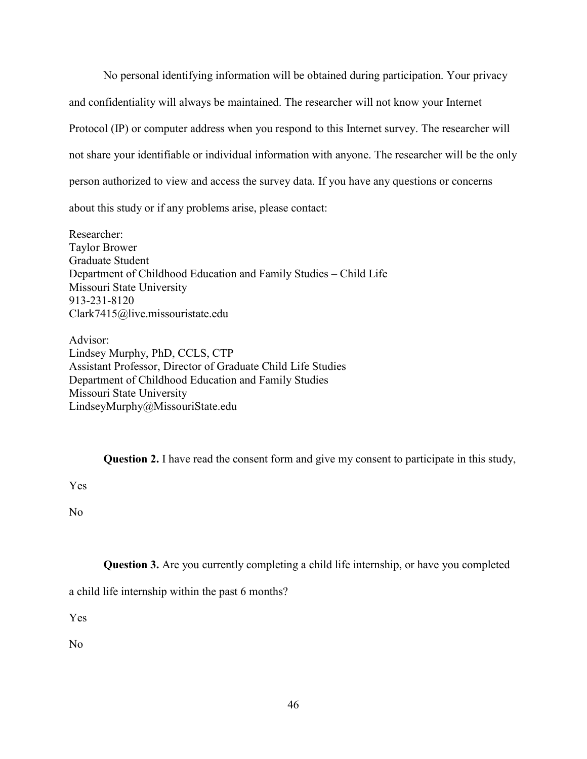No personal identifying information will be obtained during participation. Your privacy and confidentiality will always be maintained. The researcher will not know your Internet Protocol (IP) or computer address when you respond to this Internet survey. The researcher will not share your identifiable or individual information with anyone. The researcher will be the only person authorized to view and access the survey data. If you have any questions or concerns about this study or if any problems arise, please contact:

Researcher:
Taylor Brower
Graduate Student
Department of Childhood Education and Family Studies – Child Life
Missouri State University
913-231-8120
Clark7415@live.missouristate.edu

Advisor:
Lindsey Murphy, PhD, CCLS, CTP
Assistant Professor, Director of Graduate Child Life Studies
Department of Childhood Education and Family Studies
Missouri State University
LindseyMurphy@MissouriState.edu

**Question 2.** I have read the consent form and give my consent to participate in this study,

Yes

No

**Question 3.** Are you currently completing a child life internship, or have you completed a child life internship within the past 6 months?

Yes

No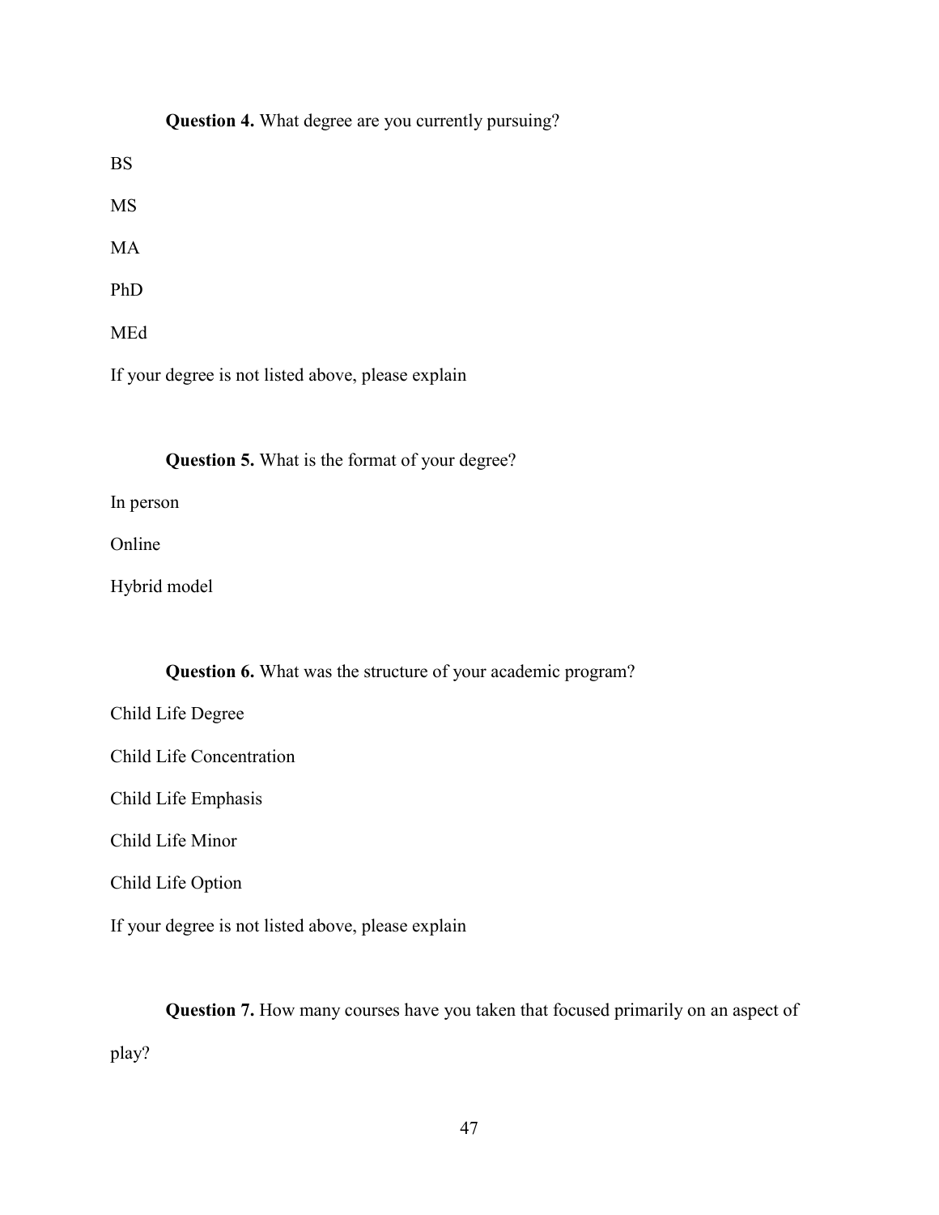**Question 4.** What degree are you currently pursuing?

BS

MS

MA

PhD

MEd

If your degree is not listed above, please explain

**Question 5.** What is the format of your degree?

In person

Online

Hybrid model

**Question 6.** What was the structure of your academic program?

Child Life Degree

Child Life Concentration

Child Life Emphasis

Child Life Minor

Child Life Option

If your degree is not listed above, please explain

**Question 7.** How many courses have you taken that focused primarily on an aspect of play?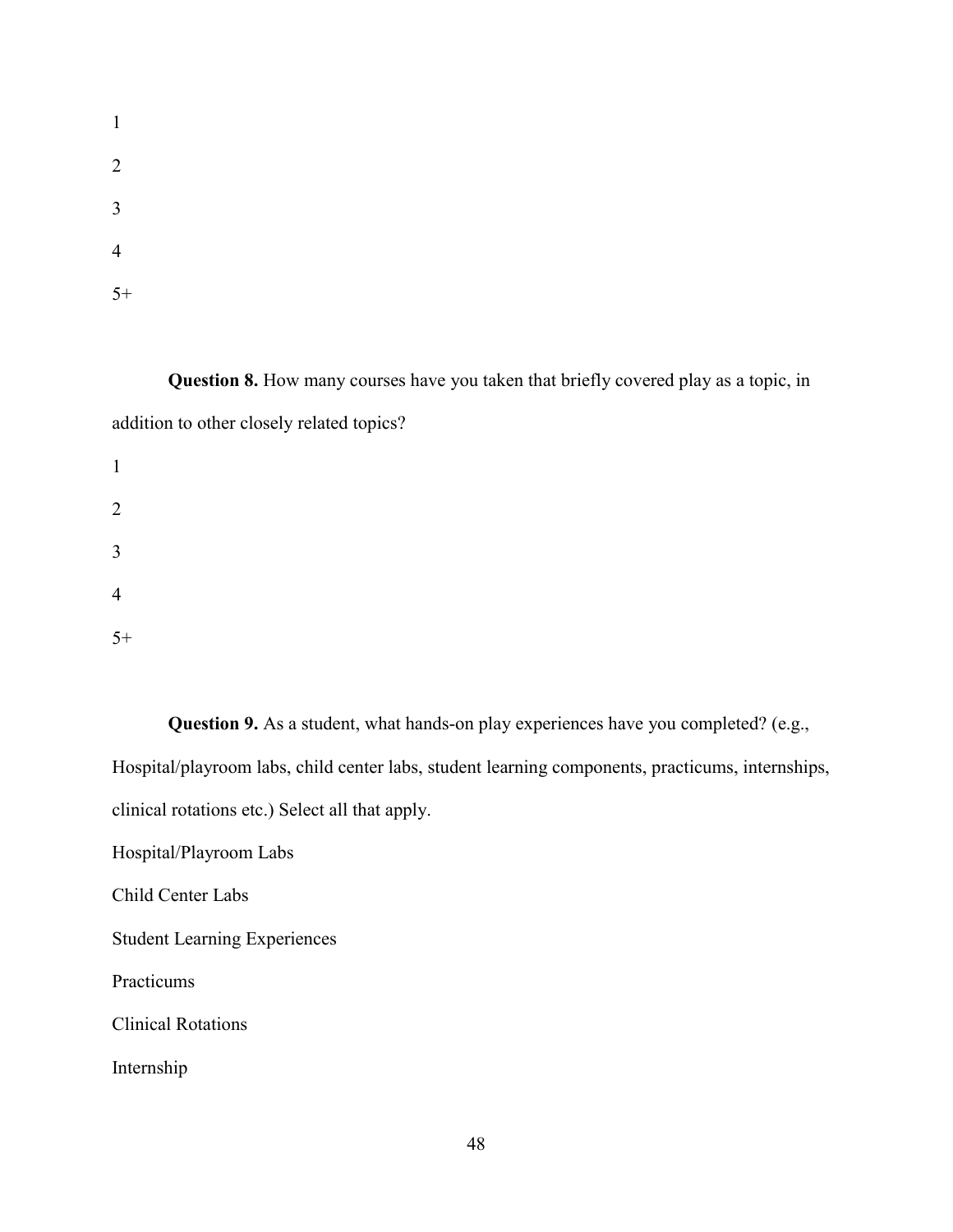1

2

3

4

5+

**Question 8.** How many courses have you taken that briefly covered play as a topic, in addition to other closely related topics?

1

2

3

4

5+

**Question 9.** As a student, what hands-on play experiences have you completed? (e.g., Hospital/playroom labs, child center labs, student learning components, practicums, internships, clinical rotations etc.) Select all that apply.

Hospital/Playroom Labs

Child Center Labs

Student Learning Experiences

Practicums

Clinical Rotations

Internship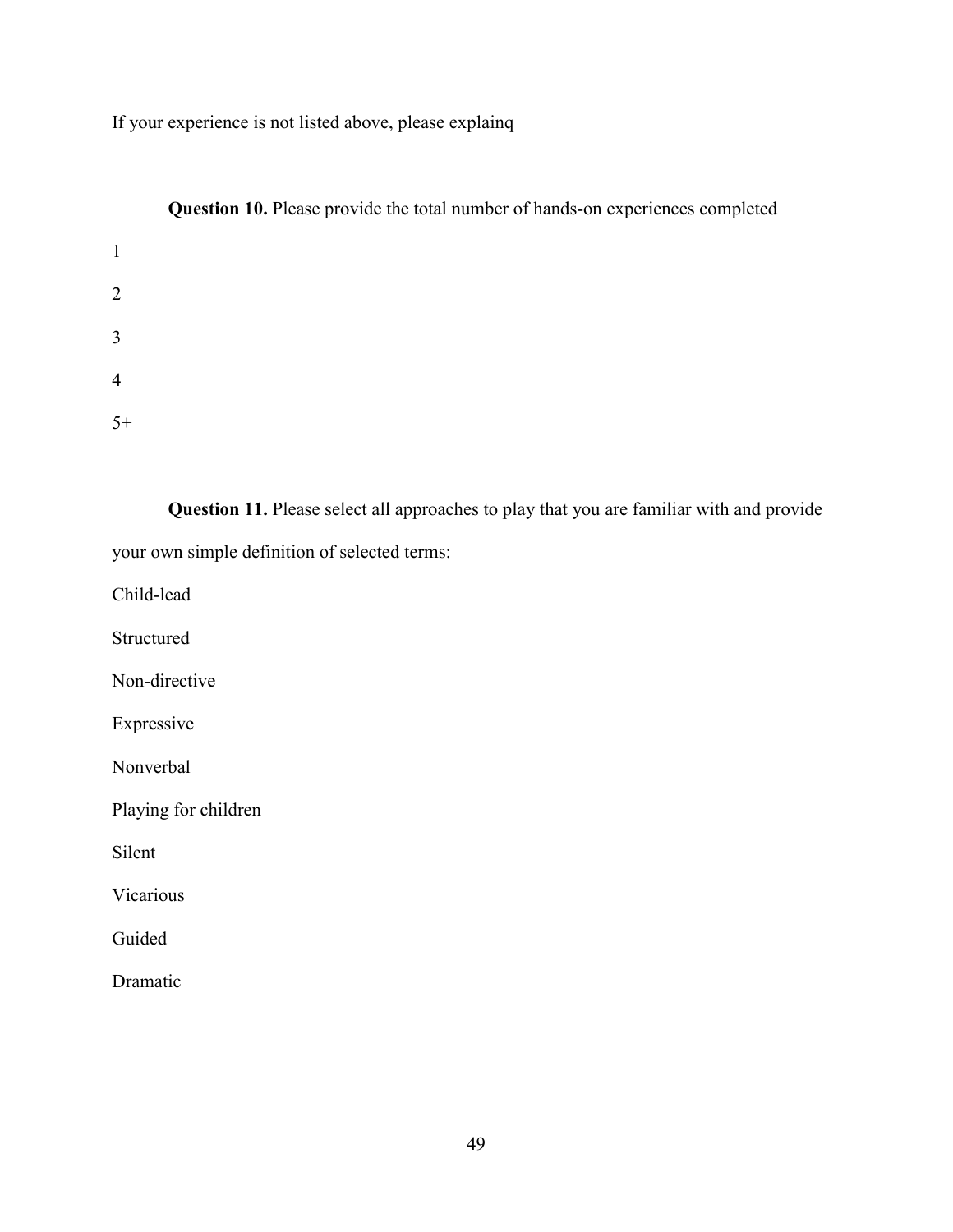If your experience is not listed above, please explainq

**Question 10.** Please provide the total number of hands-on experiences completed

1

2

3

4

5+

**Question 11.** Please select all approaches to play that you are familiar with and provide your own simple definition of selected terms:

Child-lead

Structured

Non-directive

Expressive

Nonverbal

Playing for children

Silent

Vicarious

Guided

Dramatic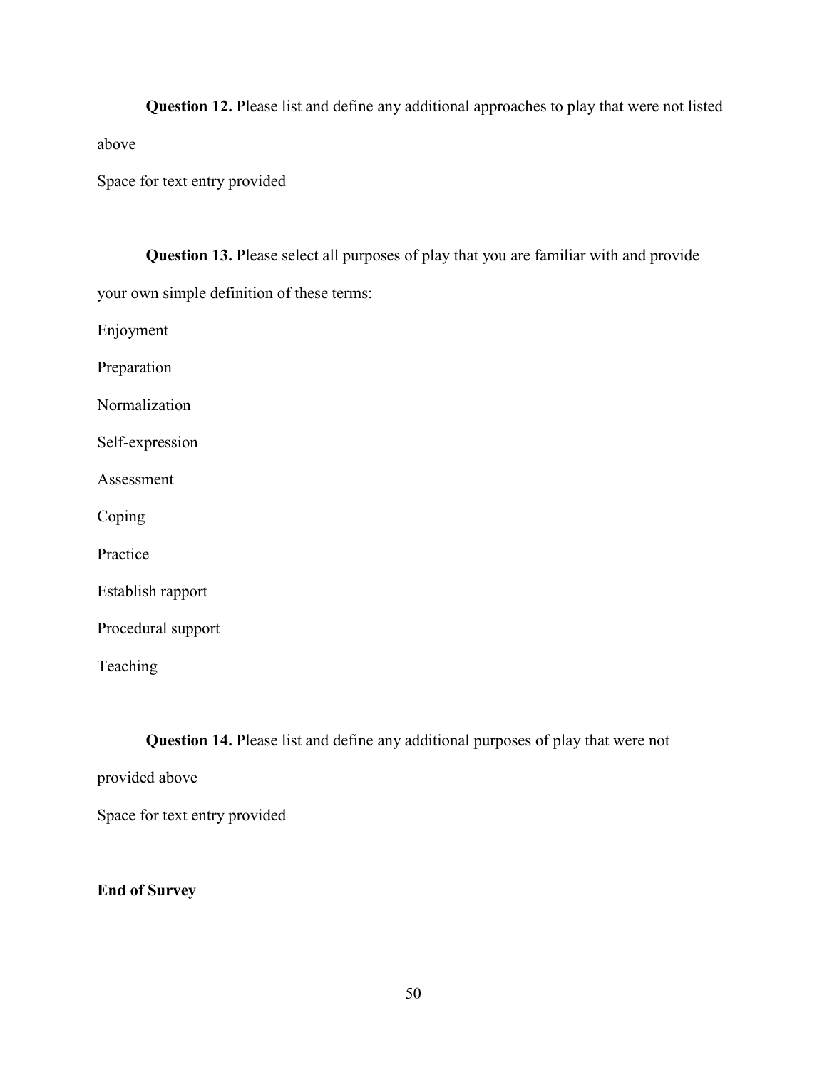**Question 12.** Please list and define any additional approaches to play that were not listed above

Space for text entry provided

**Question 13.** Please select all purposes of play that you are familiar with and provide your own simple definition of these terms:

Enjoyment

Preparation

Normalization

Self-expression

Assessment

Coping

Practice

Establish rapport

Procedural support

Teaching

**Question 14.** Please list and define any additional purposes of play that were not provided above

Space for text entry provided

**End of Survey**